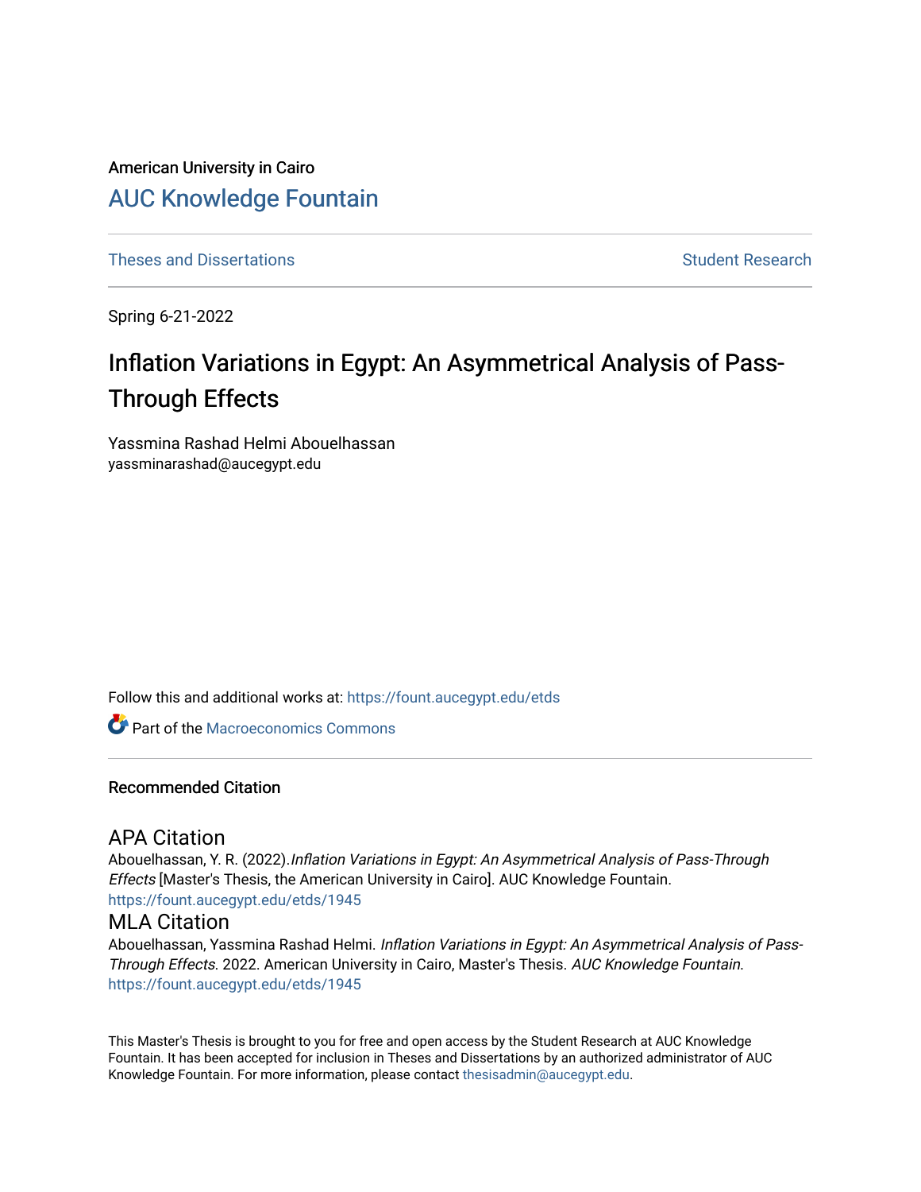American University in Cairo

# AUC Knowledge Fountain

Theses and Dissertations | Student Research

Spring 6-21-2022

## Inflation Variations in Egypt: An Asymmetrical Analysis of Pass-Through Effects

Yassmina Rashad Helmi Abouelhassan
yassminarashad@aucegypt.edu

Follow this and additional works at: https://fount.aucegypt.edu/etds

Part of the Macroeconomics Commons

### Recommended Citation

#### APA Citation

Abouelhassan, Y. R. (2022).*Inflation Variations in Egypt: An Asymmetrical Analysis of Pass-Through Effects* [Master's Thesis, the American University in Cairo]. AUC Knowledge Fountain.
https://fount.aucegypt.edu/etds/1945

#### MLA Citation

Abouelhassan, Yassmina Rashad Helmi. *Inflation Variations in Egypt: An Asymmetrical Analysis of Pass-Through Effects*. 2022. American University in Cairo, Master's Thesis. *AUC Knowledge Fountain*.
https://fount.aucegypt.edu/etds/1945

This Master's Thesis is brought to you for free and open access by the Student Research at AUC Knowledge Fountain. It has been accepted for inclusion in Theses and Dissertations by an authorized administrator of AUC Knowledge Fountain. For more information, please contact thesisadmin@aucegypt.edu.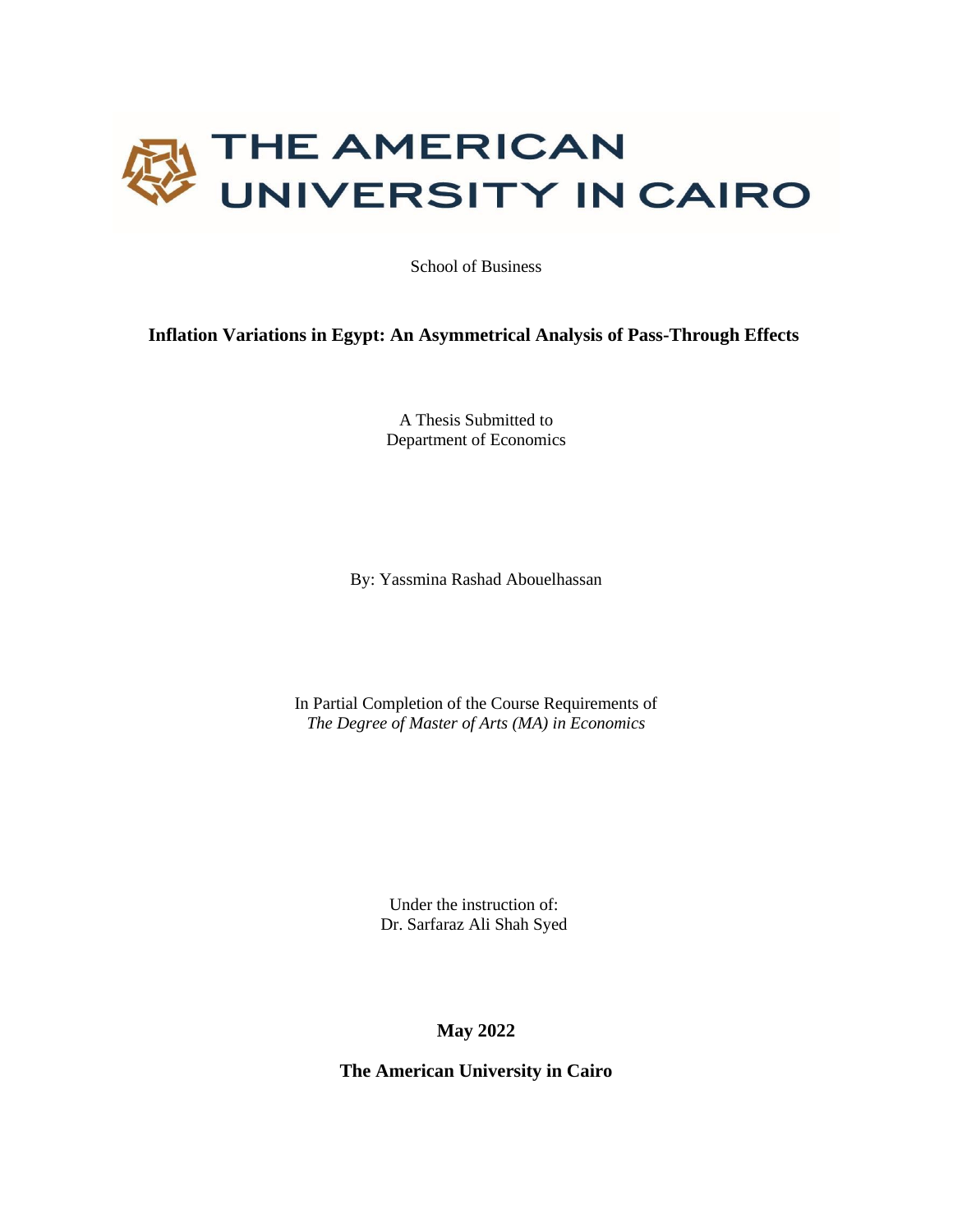THE AMERICAN UNIVERSITY IN CAIRO

School of Business

**Inflation Variations in Egypt: An Asymmetrical Analysis of Pass-Through Effects**

A Thesis Submitted to
Department of Economics

By: Yassmina Rashad Abouelhassan

In Partial Completion of the Course Requirements of
*The Degree of Master of Arts (MA) in Economics*

Under the instruction of:
Dr. Sarfaraz Ali Shah Syed

**May 2022**

**The American University in Cairo**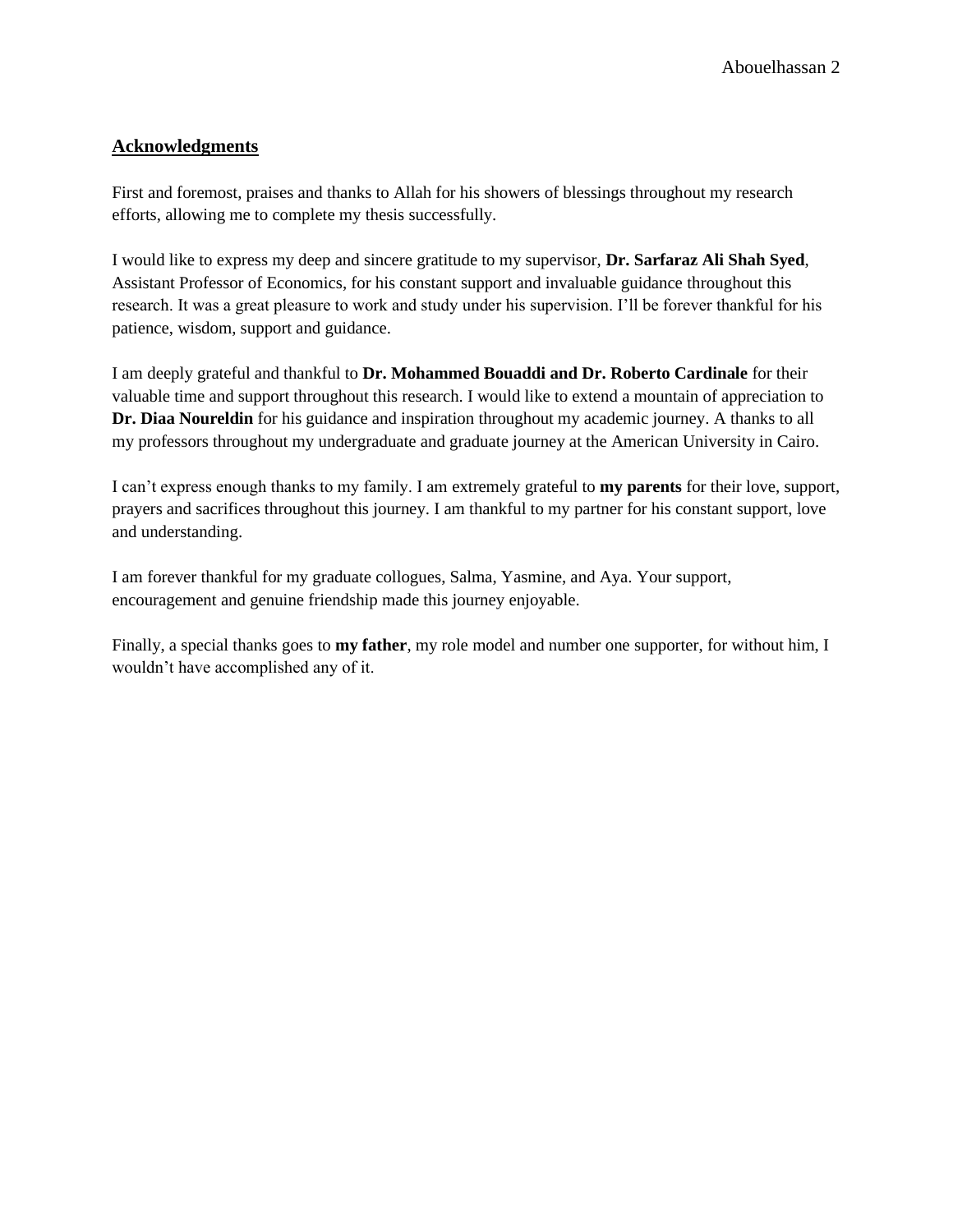## Acknowledgments

First and foremost, praises and thanks to Allah for his showers of blessings throughout my research efforts, allowing me to complete my thesis successfully.

I would like to express my deep and sincere gratitude to my supervisor, **Dr. Sarfaraz Ali Shah Syed**, Assistant Professor of Economics, for his constant support and invaluable guidance throughout this research. It was a great pleasure to work and study under his supervision. I'll be forever thankful for his patience, wisdom, support and guidance.

I am deeply grateful and thankful to **Dr. Mohammed Bouaddi and Dr. Roberto Cardinale** for their valuable time and support throughout this research. I would like to extend a mountain of appreciation to **Dr. Diaa Noureldin** for his guidance and inspiration throughout my academic journey. A thanks to all my professors throughout my undergraduate and graduate journey at the American University in Cairo.

I can't express enough thanks to my family. I am extremely grateful to **my parents** for their love, support, prayers and sacrifices throughout this journey. I am thankful to my partner for his constant support, love and understanding.

I am forever thankful for my graduate collogues, Salma, Yasmine, and Aya. Your support, encouragement and genuine friendship made this journey enjoyable.

Finally, a special thanks goes to **my father**, my role model and number one supporter, for without him, I wouldn't have accomplished any of it.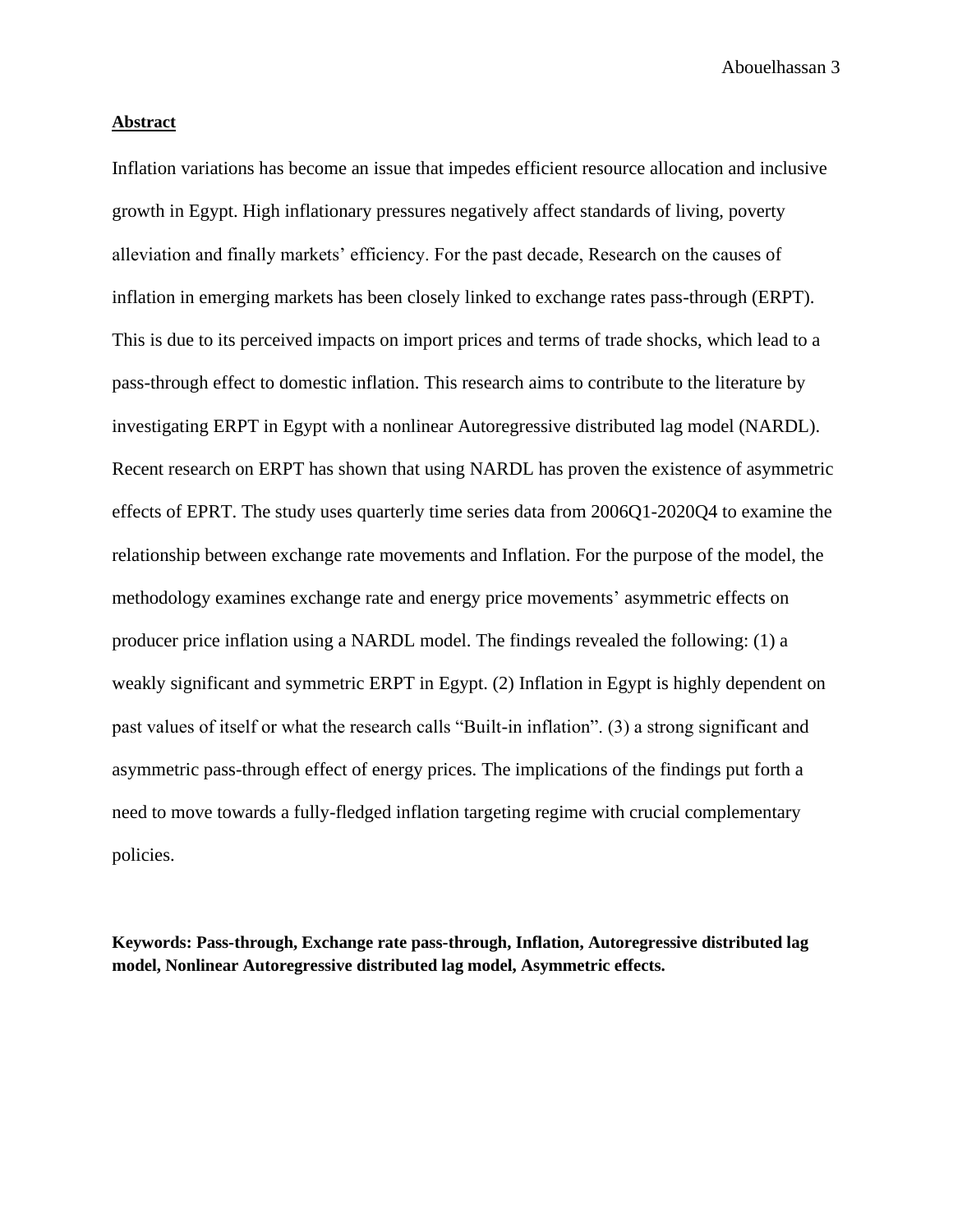## Abstract

Inflation variations has become an issue that impedes efficient resource allocation and inclusive growth in Egypt. High inflationary pressures negatively affect standards of living, poverty alleviation and finally markets' efficiency. For the past decade, Research on the causes of inflation in emerging markets has been closely linked to exchange rates pass-through (ERPT). This is due to its perceived impacts on import prices and terms of trade shocks, which lead to a pass-through effect to domestic inflation. This research aims to contribute to the literature by investigating ERPT in Egypt with a nonlinear Autoregressive distributed lag model (NARDL). Recent research on ERPT has shown that using NARDL has proven the existence of asymmetric effects of EPRT. The study uses quarterly time series data from 2006Q1-2020Q4 to examine the relationship between exchange rate movements and Inflation. For the purpose of the model, the methodology examines exchange rate and energy price movements' asymmetric effects on producer price inflation using a NARDL model. The findings revealed the following: (1) a weakly significant and symmetric ERPT in Egypt. (2) Inflation in Egypt is highly dependent on past values of itself or what the research calls "Built-in inflation". (3) a strong significant and asymmetric pass-through effect of energy prices. The implications of the findings put forth a need to move towards a fully-fledged inflation targeting regime with crucial complementary policies.

**Keywords: Pass-through, Exchange rate pass-through, Inflation, Autoregressive distributed lag model, Nonlinear Autoregressive distributed lag model, Asymmetric effects.**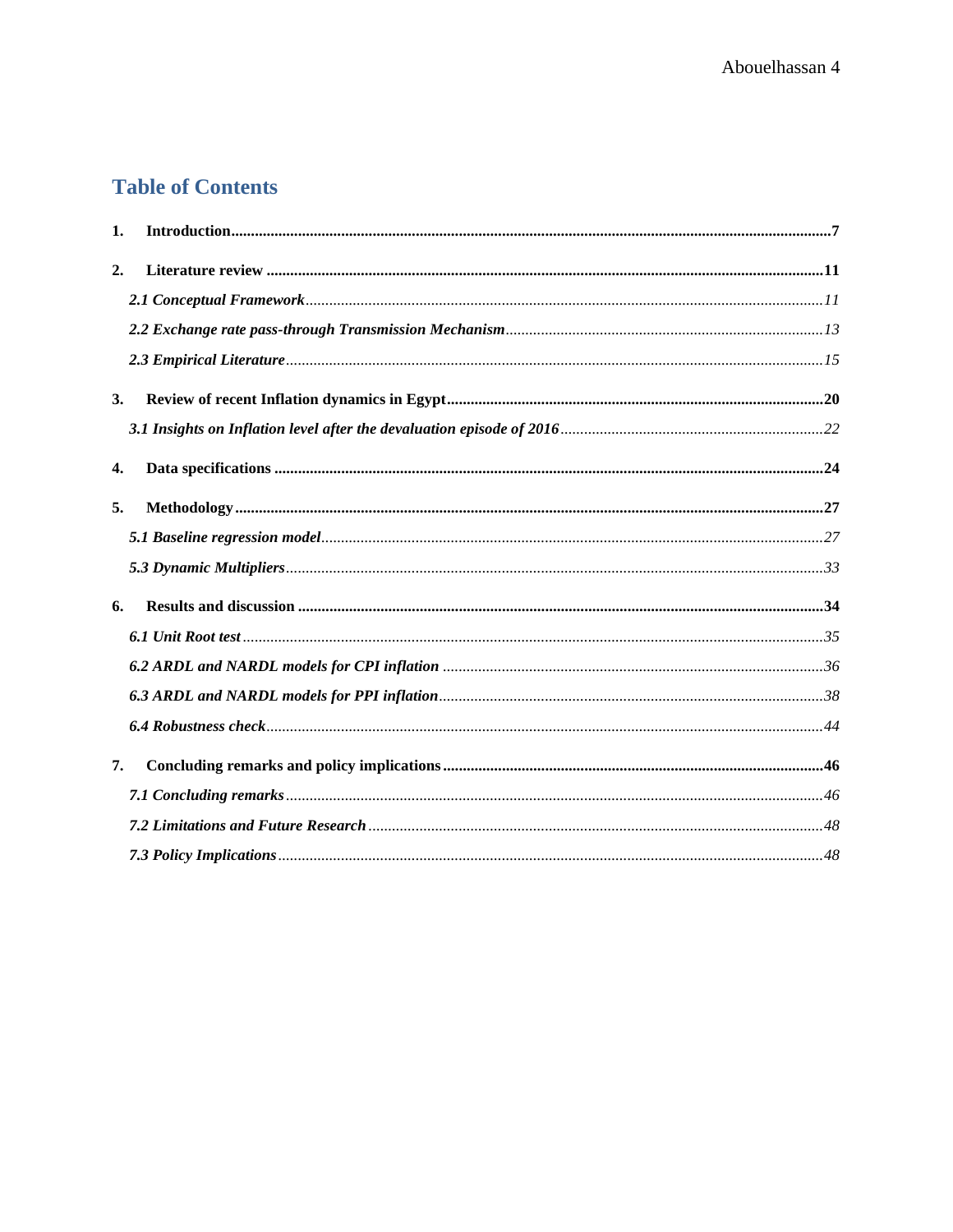# Table of Contents

1. **Introduction** ....... 7
2. **Literature review** ....... 11
   - *2.1 Conceptual Framework* ....... 11
   - *2.2 Exchange rate pass-through Transmission Mechanism* ....... 13
   - *2.3 Empirical Literature* ....... 15
3. **Review of recent Inflation dynamics in Egypt** ....... 20
   - *3.1 Insights on Inflation level after the devaluation episode of 2016* ....... 22
4. **Data specifications** ....... 24
5. **Methodology** ....... 27
   - *5.1 Baseline regression model* ....... 27
   - *5.3 Dynamic Multipliers* ....... 33
6. **Results and discussion** ....... 34
   - *6.1 Unit Root test* ....... 35
   - *6.2 ARDL and NARDL models for CPI inflation* ....... 36
   - *6.3 ARDL and NARDL models for PPI inflation* ....... 38
   - *6.4 Robustness check* ....... 44
7. **Concluding remarks and policy implications** ....... 46
   - *7.1 Concluding remarks* ....... 46
   - *7.2 Limitations and Future Research* ....... 48
   - *7.3 Policy Implications* ....... 48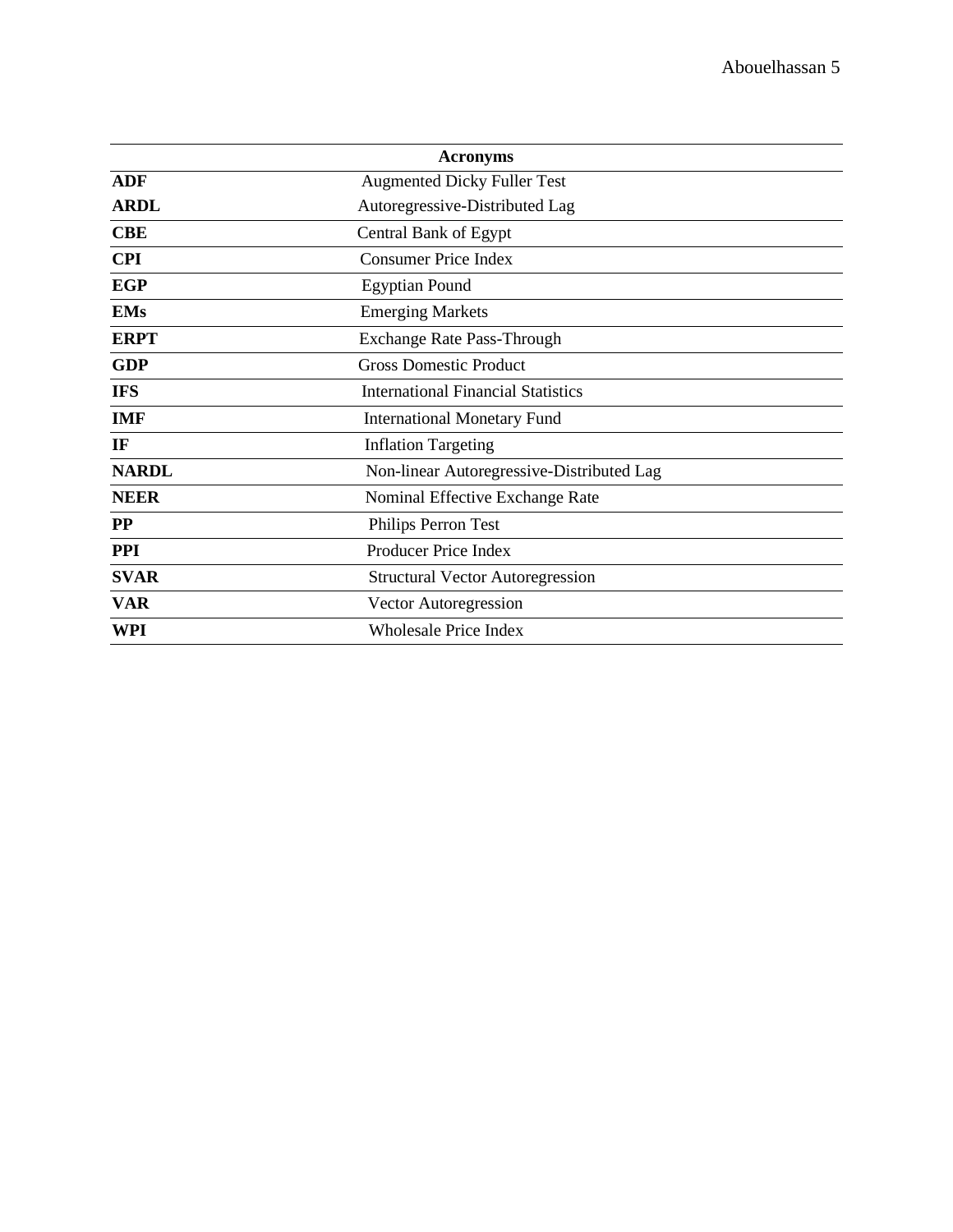| Acronyms | |
|---|---|
| **ADF** | Augmented Dicky Fuller Test |
| **ARDL** | Autoregressive-Distributed Lag |
| **CBE** | Central Bank of Egypt |
| **CPI** | Consumer Price Index |
| **EGP** | Egyptian Pound |
| **EMs** | Emerging Markets |
| **ERPT** | Exchange Rate Pass-Through |
| **GDP** | Gross Domestic Product |
| **IFS** | International Financial Statistics |
| **IMF** | International Monetary Fund |
| **IF** | Inflation Targeting |
| **NARDL** | Non-linear Autoregressive-Distributed Lag |
| **NEER** | Nominal Effective Exchange Rate |
| **PP** | Philips Perron Test |
| **PPI** | Producer Price Index |
| **SVAR** | Structural Vector Autoregression |
| **VAR** | Vector Autoregression |
| **WPI** | Wholesale Price Index |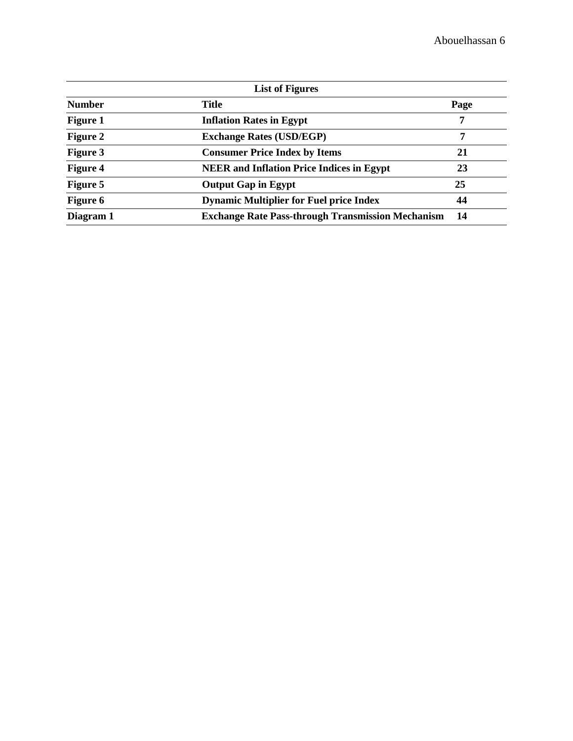| List of Figures | | |
|---|---|---|
| **Number** | **Title** | **Page** |
| **Figure 1** | **Inflation Rates in Egypt** | **7** |
| **Figure 2** | **Exchange Rates (USD/EGP)** | **7** |
| **Figure 3** | **Consumer Price Index by Items** | **21** |
| **Figure 4** | **NEER and Inflation Price Indices in Egypt** | **23** |
| **Figure 5** | **Output Gap in Egypt** | **25** |
| **Figure 6** | **Dynamic Multiplier for Fuel price Index** | **44** |
| **Diagram 1** | **Exchange Rate Pass-through Transmission Mechanism** | **14** |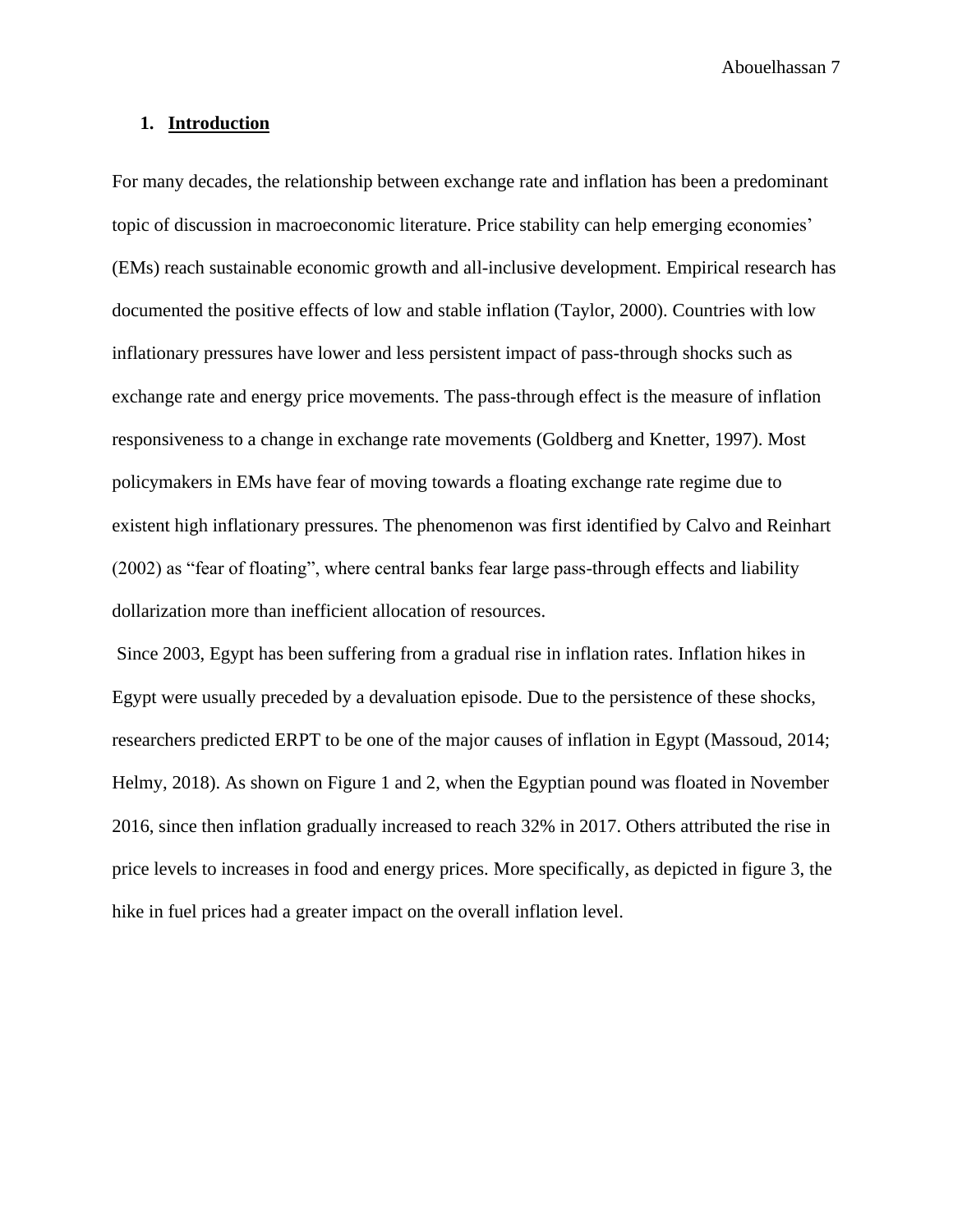## 1. Introduction

For many decades, the relationship between exchange rate and inflation has been a predominant topic of discussion in macroeconomic literature. Price stability can help emerging economies' (EMs) reach sustainable economic growth and all-inclusive development. Empirical research has documented the positive effects of low and stable inflation (Taylor, 2000). Countries with low inflationary pressures have lower and less persistent impact of pass-through shocks such as exchange rate and energy price movements. The pass-through effect is the measure of inflation responsiveness to a change in exchange rate movements (Goldberg and Knetter, 1997). Most policymakers in EMs have fear of moving towards a floating exchange rate regime due to existent high inflationary pressures. The phenomenon was first identified by Calvo and Reinhart (2002) as "fear of floating", where central banks fear large pass-through effects and liability dollarization more than inefficient allocation of resources.

Since 2003, Egypt has been suffering from a gradual rise in inflation rates. Inflation hikes in Egypt were usually preceded by a devaluation episode. Due to the persistence of these shocks, researchers predicted ERPT to be one of the major causes of inflation in Egypt (Massoud, 2014; Helmy, 2018). As shown on Figure 1 and 2, when the Egyptian pound was floated in November 2016, since then inflation gradually increased to reach 32% in 2017. Others attributed the rise in price levels to increases in food and energy prices. More specifically, as depicted in figure 3, the hike in fuel prices had a greater impact on the overall inflation level.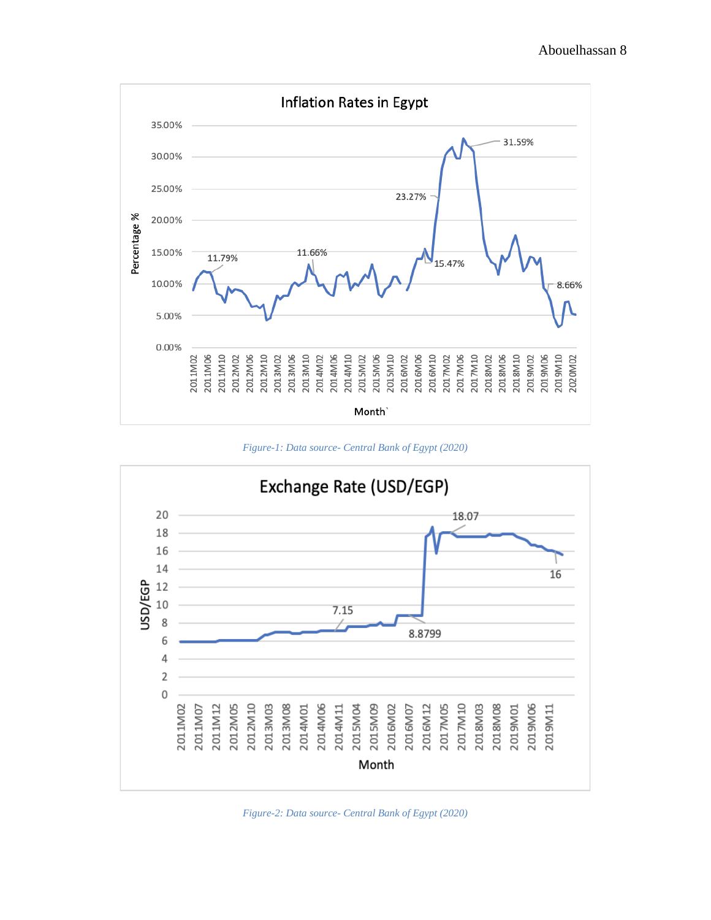Figure-1: Data source- Central Bank of Egypt (2020)

Figure-2: Data source- Central Bank of Egypt (2020)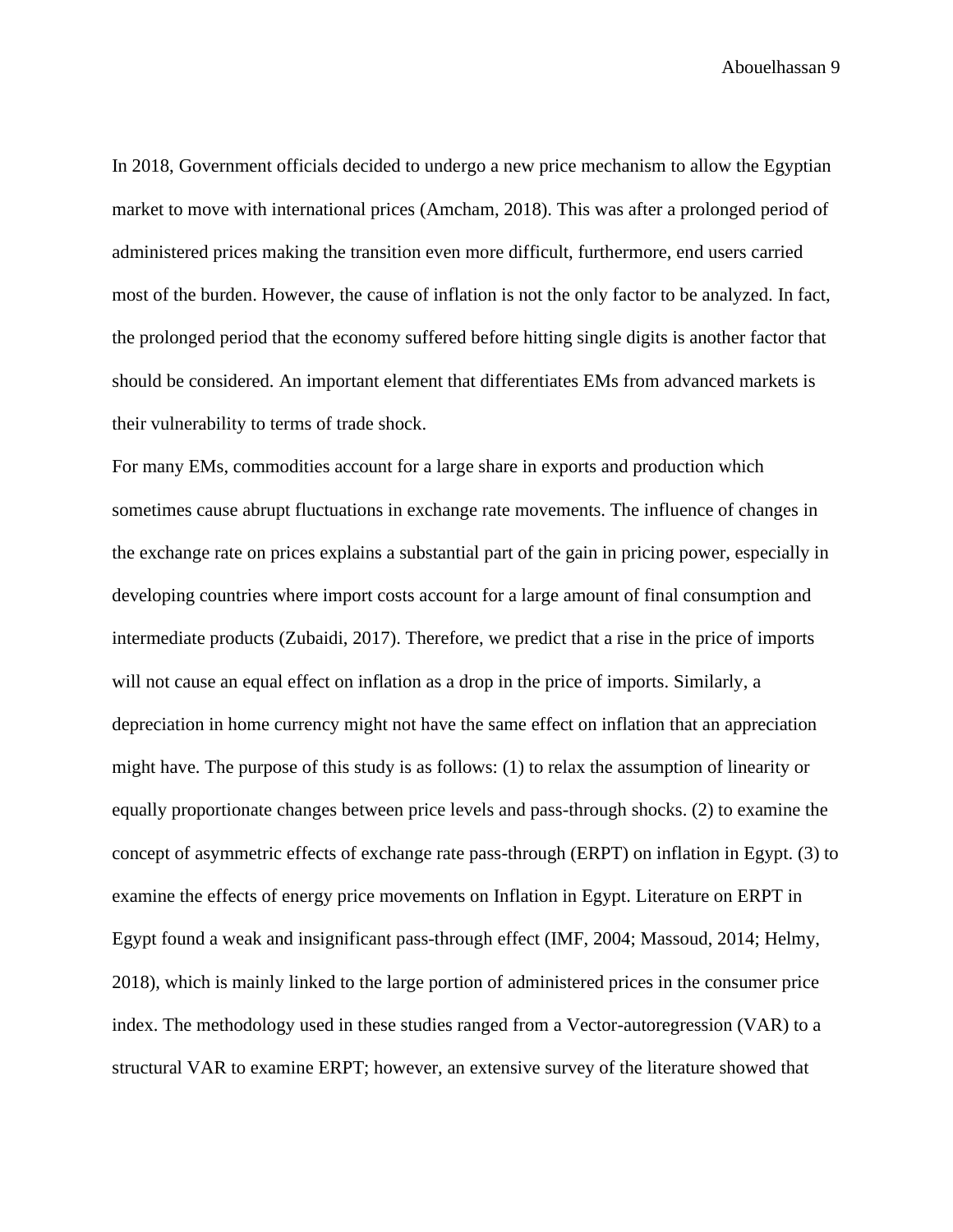In 2018, Government officials decided to undergo a new price mechanism to allow the Egyptian market to move with international prices (Amcham, 2018). This was after a prolonged period of administered prices making the transition even more difficult, furthermore, end users carried most of the burden. However, the cause of inflation is not the only factor to be analyzed. In fact, the prolonged period that the economy suffered before hitting single digits is another factor that should be considered. An important element that differentiates EMs from advanced markets is their vulnerability to terms of trade shock.

For many EMs, commodities account for a large share in exports and production which sometimes cause abrupt fluctuations in exchange rate movements. The influence of changes in the exchange rate on prices explains a substantial part of the gain in pricing power, especially in developing countries where import costs account for a large amount of final consumption and intermediate products (Zubaidi, 2017). Therefore, we predict that a rise in the price of imports will not cause an equal effect on inflation as a drop in the price of imports. Similarly, a depreciation in home currency might not have the same effect on inflation that an appreciation might have. The purpose of this study is as follows: (1) to relax the assumption of linearity or equally proportionate changes between price levels and pass-through shocks. (2) to examine the concept of asymmetric effects of exchange rate pass-through (ERPT) on inflation in Egypt. (3) to examine the effects of energy price movements on Inflation in Egypt. Literature on ERPT in Egypt found a weak and insignificant pass-through effect (IMF, 2004; Massoud, 2014; Helmy, 2018), which is mainly linked to the large portion of administered prices in the consumer price index. The methodology used in these studies ranged from a Vector-autoregression (VAR) to a structural VAR to examine ERPT; however, an extensive survey of the literature showed that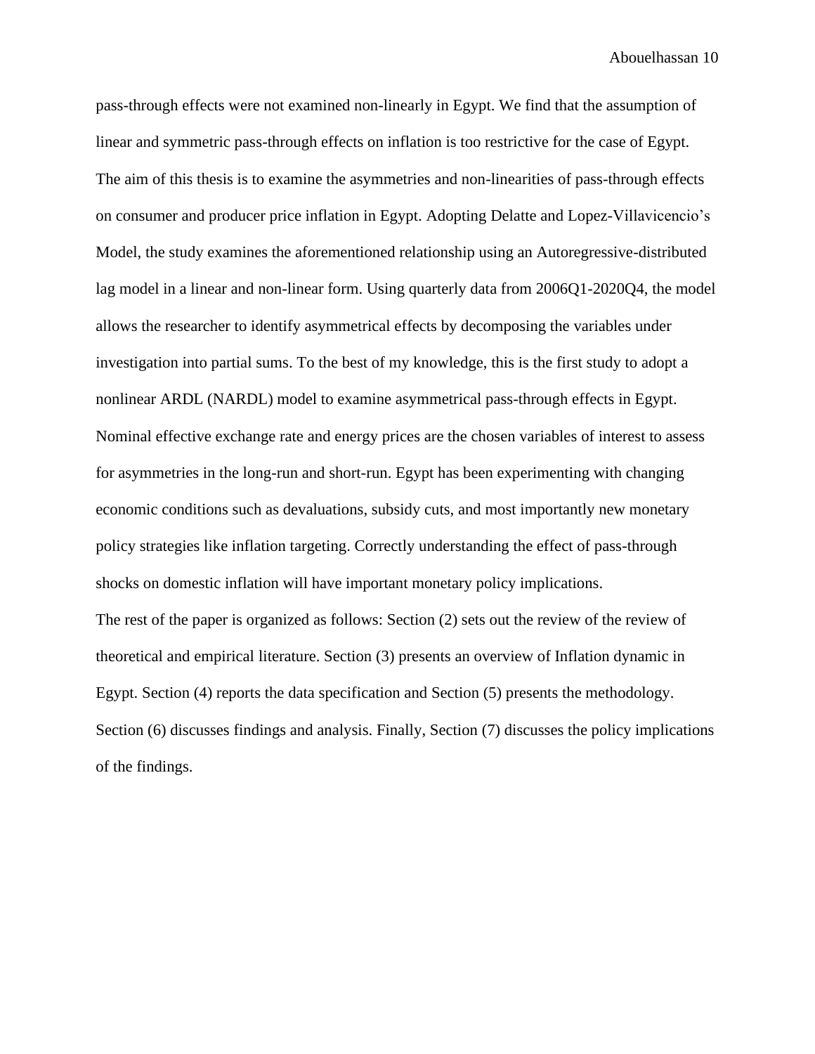pass-through effects were not examined non-linearly in Egypt. We find that the assumption of linear and symmetric pass-through effects on inflation is too restrictive for the case of Egypt. The aim of this thesis is to examine the asymmetries and non-linearities of pass-through effects on consumer and producer price inflation in Egypt. Adopting Delatte and Lopez-Villavicencio's Model, the study examines the aforementioned relationship using an Autoregressive-distributed lag model in a linear and non-linear form. Using quarterly data from 2006Q1-2020Q4, the model allows the researcher to identify asymmetrical effects by decomposing the variables under investigation into partial sums. To the best of my knowledge, this is the first study to adopt a nonlinear ARDL (NARDL) model to examine asymmetrical pass-through effects in Egypt. Nominal effective exchange rate and energy prices are the chosen variables of interest to assess for asymmetries in the long-run and short-run. Egypt has been experimenting with changing economic conditions such as devaluations, subsidy cuts, and most importantly new monetary policy strategies like inflation targeting. Correctly understanding the effect of pass-through shocks on domestic inflation will have important monetary policy implications.

The rest of the paper is organized as follows: Section (2) sets out the review of the review of theoretical and empirical literature. Section (3) presents an overview of Inflation dynamic in Egypt. Section (4) reports the data specification and Section (5) presents the methodology. Section (6) discusses findings and analysis. Finally, Section (7) discusses the policy implications of the findings.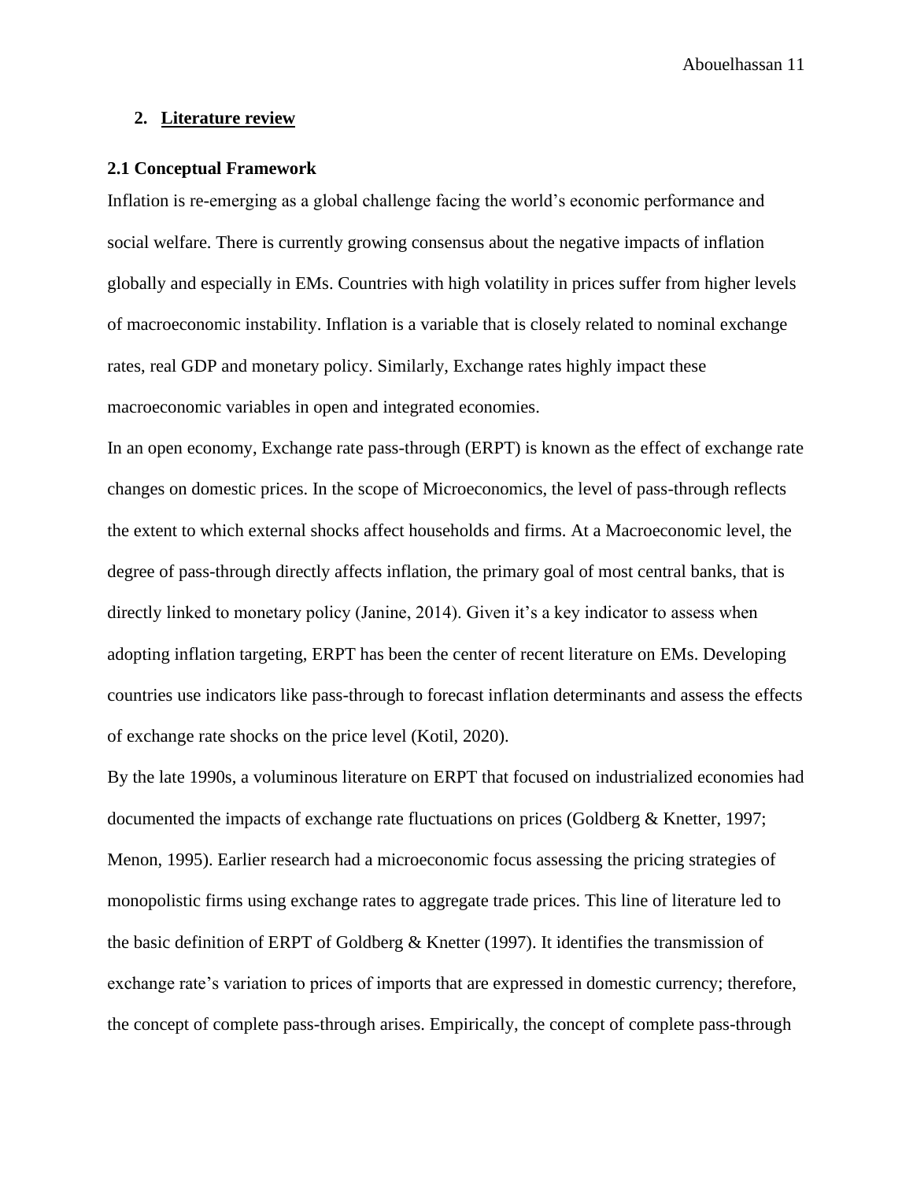## 2. Literature review

### 2.1 Conceptual Framework

Inflation is re-emerging as a global challenge facing the world's economic performance and social welfare. There is currently growing consensus about the negative impacts of inflation globally and especially in EMs. Countries with high volatility in prices suffer from higher levels of macroeconomic instability. Inflation is a variable that is closely related to nominal exchange rates, real GDP and monetary policy. Similarly, Exchange rates highly impact these macroeconomic variables in open and integrated economies.

In an open economy, Exchange rate pass-through (ERPT) is known as the effect of exchange rate changes on domestic prices. In the scope of Microeconomics, the level of pass-through reflects the extent to which external shocks affect households and firms. At a Macroeconomic level, the degree of pass-through directly affects inflation, the primary goal of most central banks, that is directly linked to monetary policy (Janine, 2014). Given it's a key indicator to assess when adopting inflation targeting, ERPT has been the center of recent literature on EMs. Developing countries use indicators like pass-through to forecast inflation determinants and assess the effects of exchange rate shocks on the price level (Kotil, 2020).

By the late 1990s, a voluminous literature on ERPT that focused on industrialized economies had documented the impacts of exchange rate fluctuations on prices (Goldberg & Knetter, 1997; Menon, 1995). Earlier research had a microeconomic focus assessing the pricing strategies of monopolistic firms using exchange rates to aggregate trade prices. This line of literature led to the basic definition of ERPT of Goldberg & Knetter (1997). It identifies the transmission of exchange rate's variation to prices of imports that are expressed in domestic currency; therefore, the concept of complete pass-through arises. Empirically, the concept of complete pass-through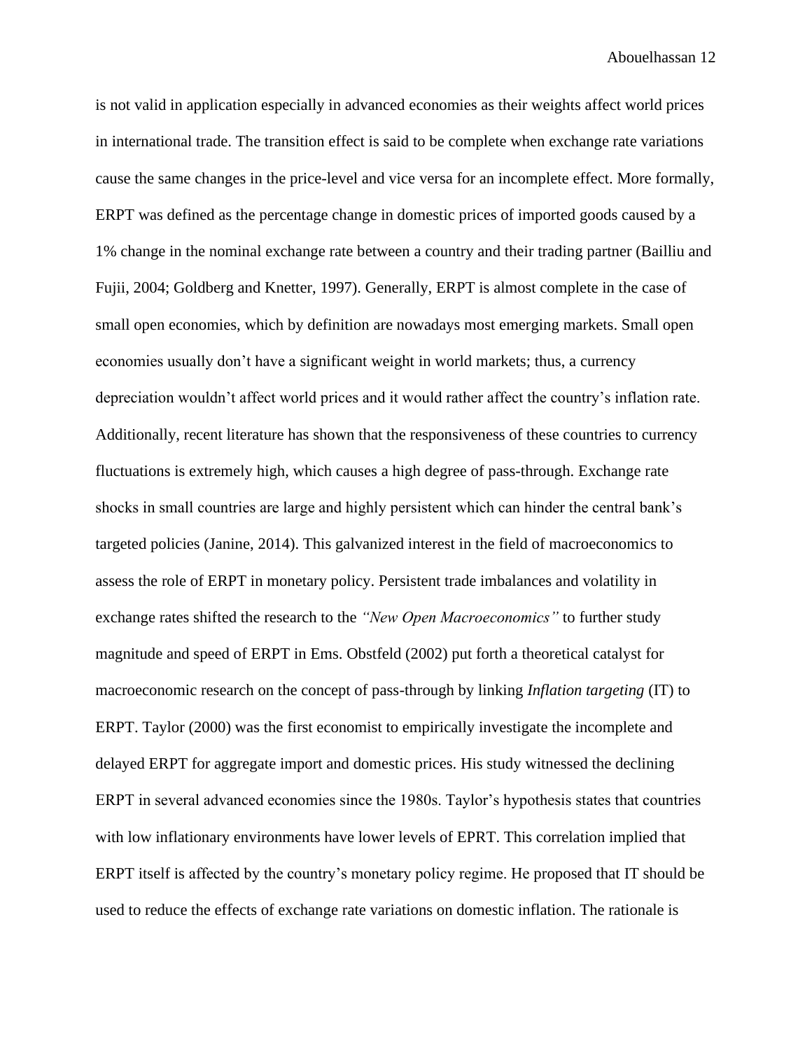is not valid in application especially in advanced economies as their weights affect world prices in international trade. The transition effect is said to be complete when exchange rate variations cause the same changes in the price-level and vice versa for an incomplete effect. More formally, ERPT was defined as the percentage change in domestic prices of imported goods caused by a 1% change in the nominal exchange rate between a country and their trading partner (Bailliu and Fujii, 2004; Goldberg and Knetter, 1997). Generally, ERPT is almost complete in the case of small open economies, which by definition are nowadays most emerging markets. Small open economies usually don't have a significant weight in world markets; thus, a currency depreciation wouldn't affect world prices and it would rather affect the country's inflation rate. Additionally, recent literature has shown that the responsiveness of these countries to currency fluctuations is extremely high, which causes a high degree of pass-through. Exchange rate shocks in small countries are large and highly persistent which can hinder the central bank's targeted policies (Janine, 2014). This galvanized interest in the field of macroeconomics to assess the role of ERPT in monetary policy. Persistent trade imbalances and volatility in exchange rates shifted the research to the *"New Open Macroeconomics"* to further study magnitude and speed of ERPT in Ems. Obstfeld (2002) put forth a theoretical catalyst for macroeconomic research on the concept of pass-through by linking *Inflation targeting* (IT) to ERPT. Taylor (2000) was the first economist to empirically investigate the incomplete and delayed ERPT for aggregate import and domestic prices. His study witnessed the declining ERPT in several advanced economies since the 1980s. Taylor's hypothesis states that countries with low inflationary environments have lower levels of EPRT. This correlation implied that ERPT itself is affected by the country's monetary policy regime. He proposed that IT should be used to reduce the effects of exchange rate variations on domestic inflation. The rationale is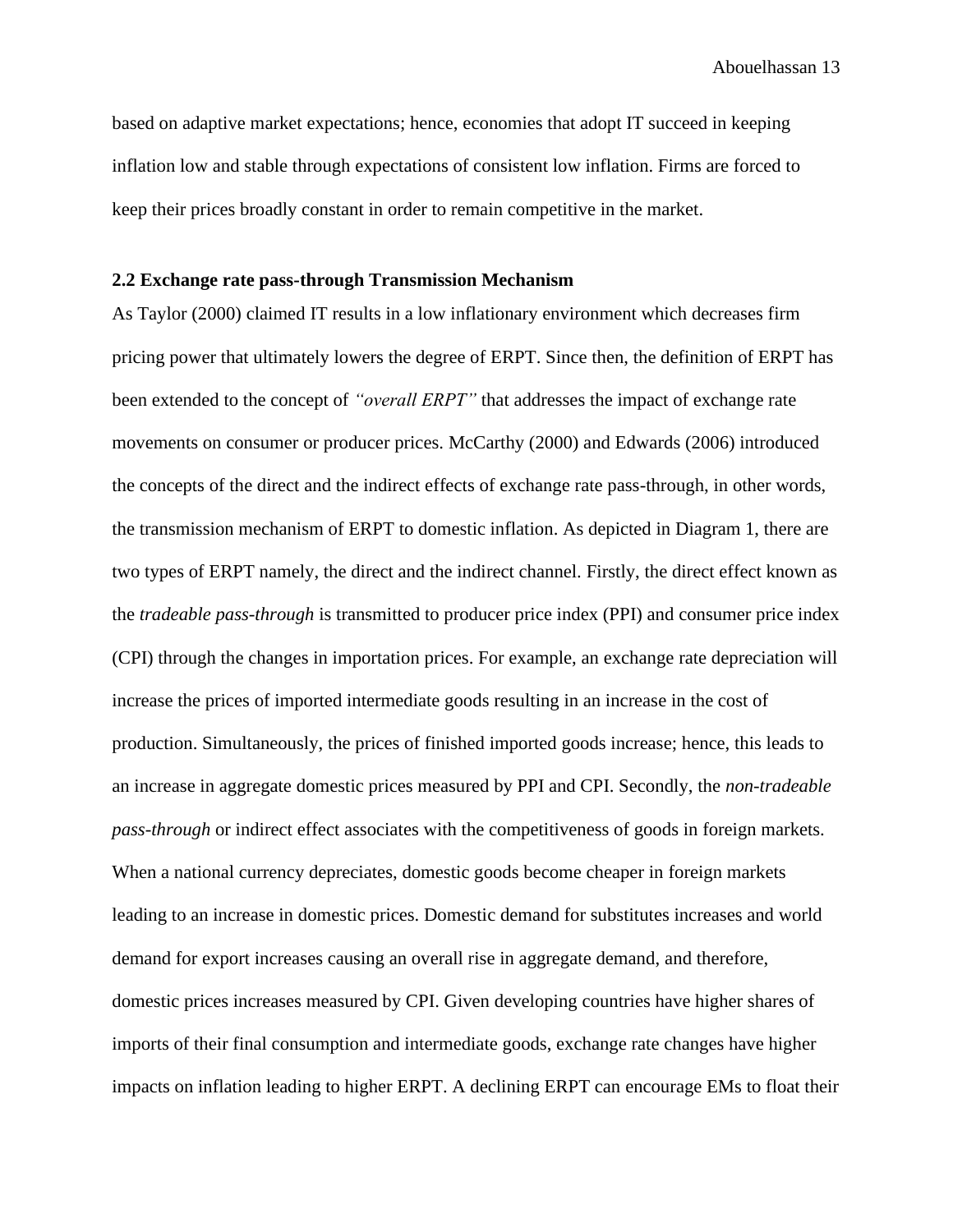based on adaptive market expectations; hence, economies that adopt IT succeed in keeping inflation low and stable through expectations of consistent low inflation. Firms are forced to keep their prices broadly constant in order to remain competitive in the market.

### 2.2 Exchange rate pass-through Transmission Mechanism

As Taylor (2000) claimed IT results in a low inflationary environment which decreases firm pricing power that ultimately lowers the degree of ERPT. Since then, the definition of ERPT has been extended to the concept of *"overall ERPT"* that addresses the impact of exchange rate movements on consumer or producer prices. McCarthy (2000) and Edwards (2006) introduced the concepts of the direct and the indirect effects of exchange rate pass-through, in other words, the transmission mechanism of ERPT to domestic inflation. As depicted in Diagram 1, there are two types of ERPT namely, the direct and the indirect channel. Firstly, the direct effect known as the *tradeable pass-through* is transmitted to producer price index (PPI) and consumer price index (CPI) through the changes in importation prices. For example, an exchange rate depreciation will increase the prices of imported intermediate goods resulting in an increase in the cost of production. Simultaneously, the prices of finished imported goods increase; hence, this leads to an increase in aggregate domestic prices measured by PPI and CPI. Secondly, the *non-tradeable pass-through* or indirect effect associates with the competitiveness of goods in foreign markets. When a national currency depreciates, domestic goods become cheaper in foreign markets leading to an increase in domestic prices. Domestic demand for substitutes increases and world demand for export increases causing an overall rise in aggregate demand, and therefore, domestic prices increases measured by CPI. Given developing countries have higher shares of imports of their final consumption and intermediate goods, exchange rate changes have higher impacts on inflation leading to higher ERPT. A declining ERPT can encourage EMs to float their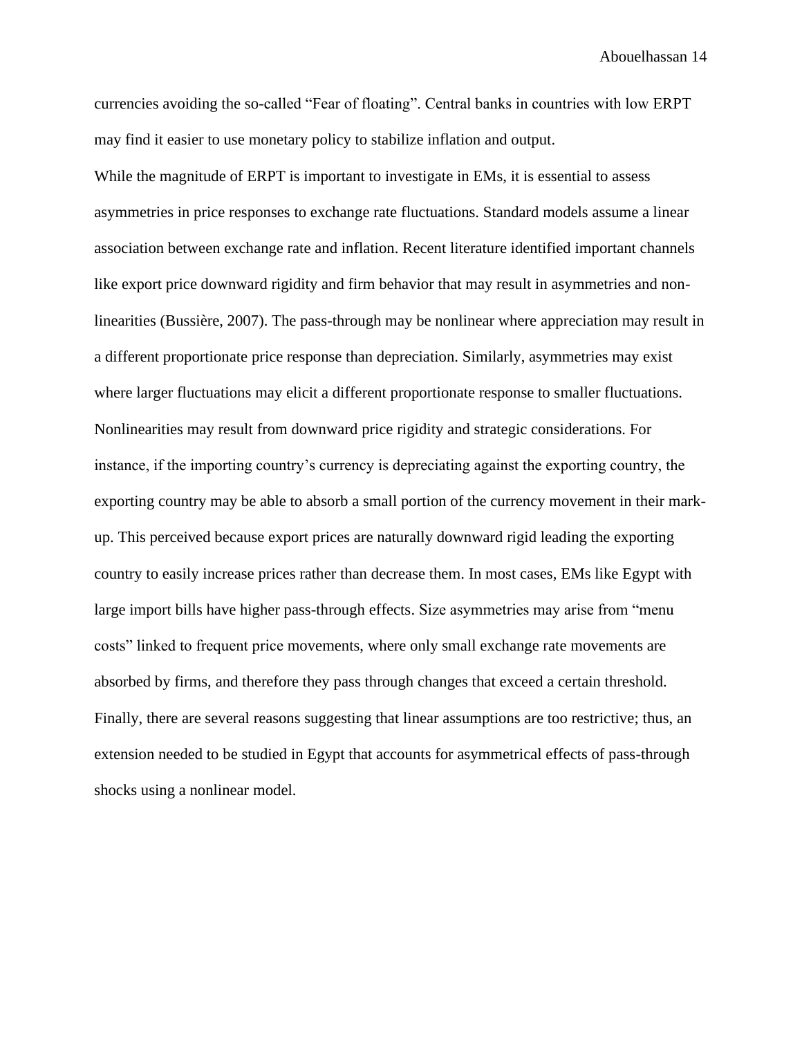currencies avoiding the so-called "Fear of floating". Central banks in countries with low ERPT may find it easier to use monetary policy to stabilize inflation and output.

While the magnitude of ERPT is important to investigate in EMs, it is essential to assess asymmetries in price responses to exchange rate fluctuations. Standard models assume a linear association between exchange rate and inflation. Recent literature identified important channels like export price downward rigidity and firm behavior that may result in asymmetries and non-linearities (Bussière, 2007). The pass-through may be nonlinear where appreciation may result in a different proportionate price response than depreciation. Similarly, asymmetries may exist where larger fluctuations may elicit a different proportionate response to smaller fluctuations. Nonlinearities may result from downward price rigidity and strategic considerations. For instance, if the importing country's currency is depreciating against the exporting country, the exporting country may be able to absorb a small portion of the currency movement in their mark-up. This perceived because export prices are naturally downward rigid leading the exporting country to easily increase prices rather than decrease them. In most cases, EMs like Egypt with large import bills have higher pass-through effects. Size asymmetries may arise from "menu costs" linked to frequent price movements, where only small exchange rate movements are absorbed by firms, and therefore they pass through changes that exceed a certain threshold. Finally, there are several reasons suggesting that linear assumptions are too restrictive; thus, an extension needed to be studied in Egypt that accounts for asymmetrical effects of pass-through shocks using a nonlinear model.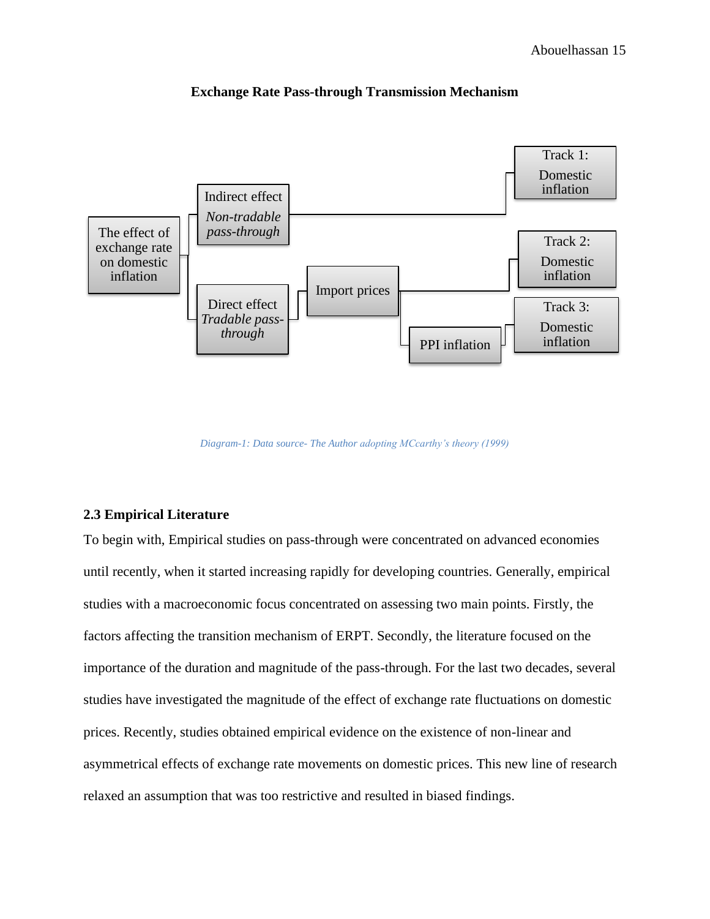**Exchange Rate Pass-through Transmission Mechanism**

The effect of exchange rate on domestic inflation

Indirect effect *Non-tradable pass-through*

Track 1: Domestic inflation

Direct effect *Tradable pass-through*

Import prices

Track 2: Domestic inflation

PPI inflation

Track 3: Domestic inflation

*Diagram-1: Data source- The Author adopting MCcarthy's theory (1999)*

## 2.3 Empirical Literature

To begin with, Empirical studies on pass-through were concentrated on advanced economies until recently, when it started increasing rapidly for developing countries. Generally, empirical studies with a macroeconomic focus concentrated on assessing two main points. Firstly, the factors affecting the transition mechanism of ERPT. Secondly, the literature focused on the importance of the duration and magnitude of the pass-through. For the last two decades, several studies have investigated the magnitude of the effect of exchange rate fluctuations on domestic prices. Recently, studies obtained empirical evidence on the existence of non-linear and asymmetrical effects of exchange rate movements on domestic prices. This new line of research relaxed an assumption that was too restrictive and resulted in biased findings.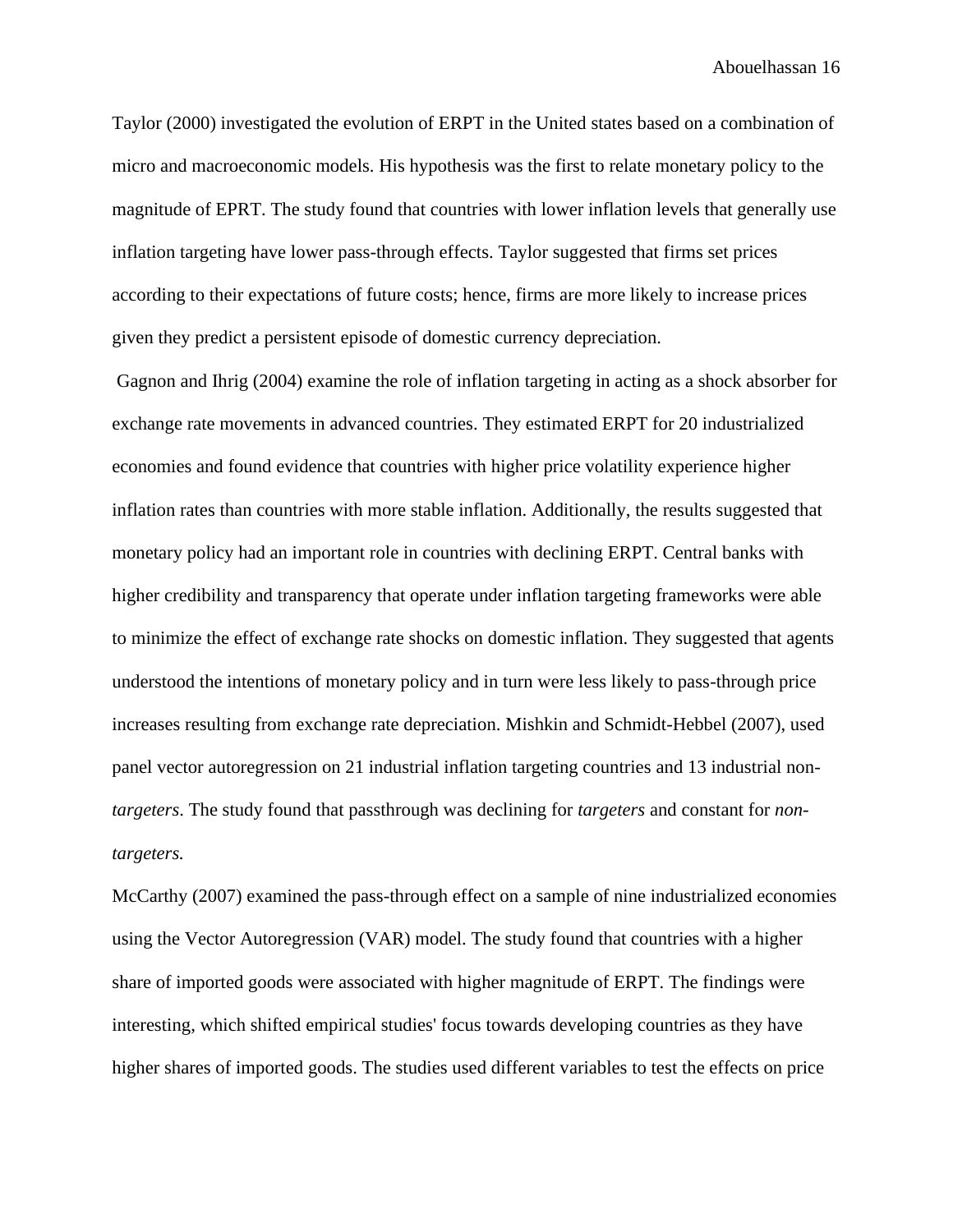Taylor (2000) investigated the evolution of ERPT in the United states based on a combination of micro and macroeconomic models. His hypothesis was the first to relate monetary policy to the magnitude of EPRT. The study found that countries with lower inflation levels that generally use inflation targeting have lower pass-through effects. Taylor suggested that firms set prices according to their expectations of future costs; hence, firms are more likely to increase prices given they predict a persistent episode of domestic currency depreciation.

Gagnon and Ihrig (2004) examine the role of inflation targeting in acting as a shock absorber for exchange rate movements in advanced countries. They estimated ERPT for 20 industrialized economies and found evidence that countries with higher price volatility experience higher inflation rates than countries with more stable inflation. Additionally, the results suggested that monetary policy had an important role in countries with declining ERPT. Central banks with higher credibility and transparency that operate under inflation targeting frameworks were able to minimize the effect of exchange rate shocks on domestic inflation. They suggested that agents understood the intentions of monetary policy and in turn were less likely to pass-through price increases resulting from exchange rate depreciation. Mishkin and Schmidt-Hebbel (2007), used panel vector autoregression on 21 industrial inflation targeting countries and 13 industrial non-*targeters*. The study found that passthrough was declining for *targeters* and constant for *non-targeters.*

McCarthy (2007) examined the pass-through effect on a sample of nine industrialized economies using the Vector Autoregression (VAR) model. The study found that countries with a higher share of imported goods were associated with higher magnitude of ERPT. The findings were interesting, which shifted empirical studies' focus towards developing countries as they have higher shares of imported goods. The studies used different variables to test the effects on price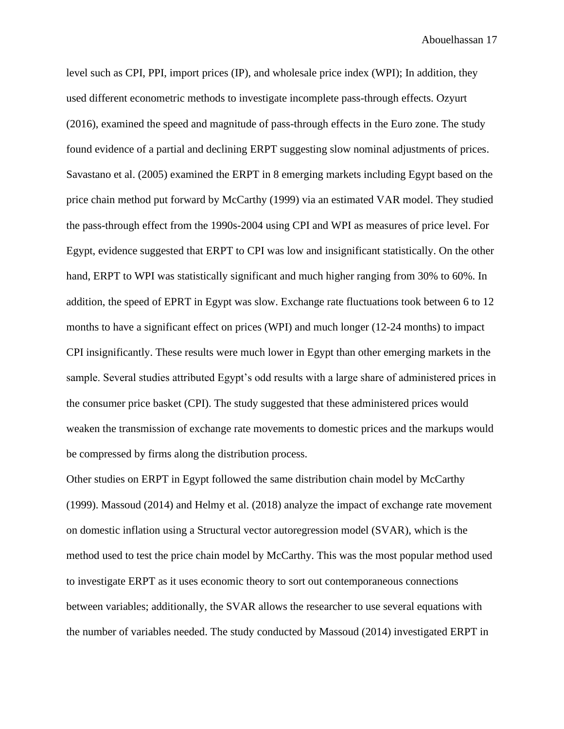level such as CPI, PPI, import prices (IP), and wholesale price index (WPI); In addition, they used different econometric methods to investigate incomplete pass-through effects. Ozyurt (2016), examined the speed and magnitude of pass-through effects in the Euro zone. The study found evidence of a partial and declining ERPT suggesting slow nominal adjustments of prices. Savastano et al. (2005) examined the ERPT in 8 emerging markets including Egypt based on the price chain method put forward by McCarthy (1999) via an estimated VAR model. They studied the pass-through effect from the 1990s-2004 using CPI and WPI as measures of price level. For Egypt, evidence suggested that ERPT to CPI was low and insignificant statistically. On the other hand, ERPT to WPI was statistically significant and much higher ranging from 30% to 60%. In addition, the speed of EPRT in Egypt was slow. Exchange rate fluctuations took between 6 to 12 months to have a significant effect on prices (WPI) and much longer (12-24 months) to impact CPI insignificantly. These results were much lower in Egypt than other emerging markets in the sample. Several studies attributed Egypt's odd results with a large share of administered prices in the consumer price basket (CPI). The study suggested that these administered prices would weaken the transmission of exchange rate movements to domestic prices and the markups would be compressed by firms along the distribution process.

Other studies on ERPT in Egypt followed the same distribution chain model by McCarthy (1999). Massoud (2014) and Helmy et al. (2018) analyze the impact of exchange rate movement on domestic inflation using a Structural vector autoregression model (SVAR), which is the method used to test the price chain model by McCarthy. This was the most popular method used to investigate ERPT as it uses economic theory to sort out contemporaneous connections between variables; additionally, the SVAR allows the researcher to use several equations with the number of variables needed. The study conducted by Massoud (2014) investigated ERPT in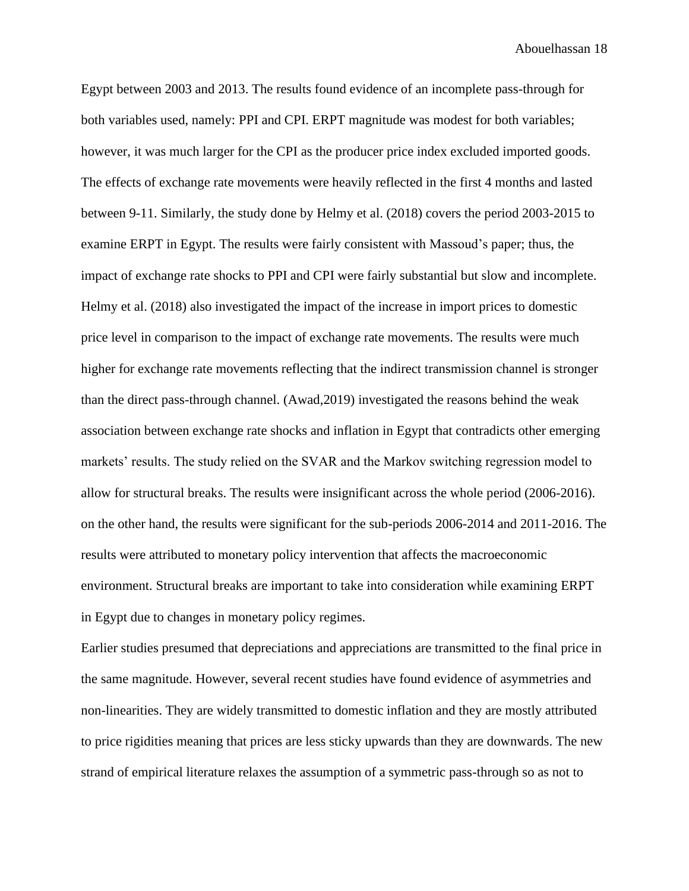Egypt between 2003 and 2013. The results found evidence of an incomplete pass-through for both variables used, namely: PPI and CPI. ERPT magnitude was modest for both variables; however, it was much larger for the CPI as the producer price index excluded imported goods. The effects of exchange rate movements were heavily reflected in the first 4 months and lasted between 9-11. Similarly, the study done by Helmy et al. (2018) covers the period 2003-2015 to examine ERPT in Egypt. The results were fairly consistent with Massoud's paper; thus, the impact of exchange rate shocks to PPI and CPI were fairly substantial but slow and incomplete. Helmy et al. (2018) also investigated the impact of the increase in import prices to domestic price level in comparison to the impact of exchange rate movements. The results were much higher for exchange rate movements reflecting that the indirect transmission channel is stronger than the direct pass-through channel. (Awad,2019) investigated the reasons behind the weak association between exchange rate shocks and inflation in Egypt that contradicts other emerging markets' results. The study relied on the SVAR and the Markov switching regression model to allow for structural breaks. The results were insignificant across the whole period (2006-2016). on the other hand, the results were significant for the sub-periods 2006-2014 and 2011-2016. The results were attributed to monetary policy intervention that affects the macroeconomic environment. Structural breaks are important to take into consideration while examining ERPT in Egypt due to changes in monetary policy regimes.

Earlier studies presumed that depreciations and appreciations are transmitted to the final price in the same magnitude. However, several recent studies have found evidence of asymmetries and non-linearities. They are widely transmitted to domestic inflation and they are mostly attributed to price rigidities meaning that prices are less sticky upwards than they are downwards. The new strand of empirical literature relaxes the assumption of a symmetric pass-through so as not to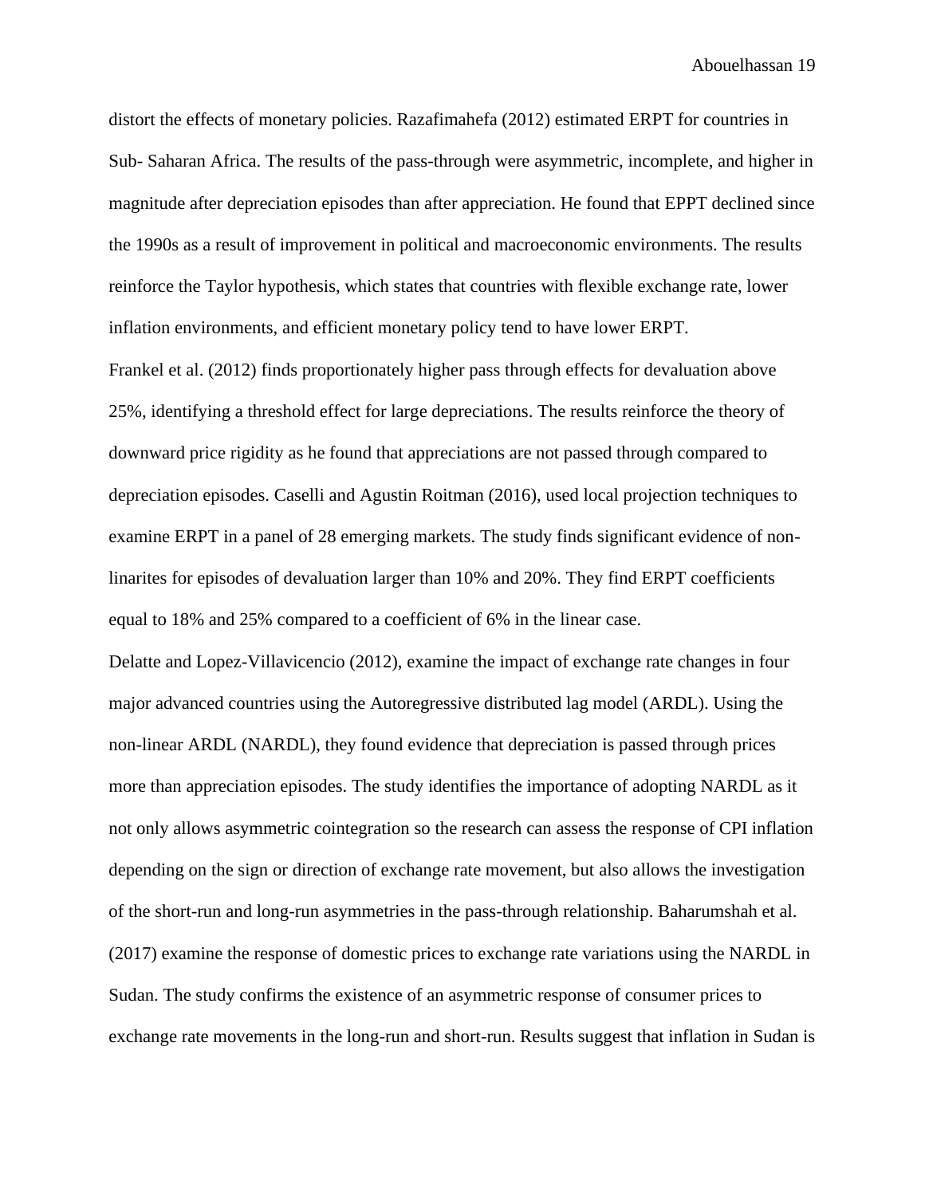distort the effects of monetary policies. Razafimahefa (2012) estimated ERPT for countries in Sub- Saharan Africa. The results of the pass-through were asymmetric, incomplete, and higher in magnitude after depreciation episodes than after appreciation. He found that EPPT declined since the 1990s as a result of improvement in political and macroeconomic environments. The results reinforce the Taylor hypothesis, which states that countries with flexible exchange rate, lower inflation environments, and efficient monetary policy tend to have lower ERPT.

Frankel et al. (2012) finds proportionately higher pass through effects for devaluation above 25%, identifying a threshold effect for large depreciations. The results reinforce the theory of downward price rigidity as he found that appreciations are not passed through compared to depreciation episodes. Caselli and Agustin Roitman (2016), used local projection techniques to examine ERPT in a panel of 28 emerging markets. The study finds significant evidence of non-linarites for episodes of devaluation larger than 10% and 20%. They find ERPT coefficients equal to 18% and 25% compared to a coefficient of 6% in the linear case.

Delatte and Lopez-Villavicencio (2012), examine the impact of exchange rate changes in four major advanced countries using the Autoregressive distributed lag model (ARDL). Using the non-linear ARDL (NARDL), they found evidence that depreciation is passed through prices more than appreciation episodes. The study identifies the importance of adopting NARDL as it not only allows asymmetric cointegration so the research can assess the response of CPI inflation depending on the sign or direction of exchange rate movement, but also allows the investigation of the short-run and long-run asymmetries in the pass-through relationship. Baharumshah et al. (2017) examine the response of domestic prices to exchange rate variations using the NARDL in Sudan. The study confirms the existence of an asymmetric response of consumer prices to exchange rate movements in the long-run and short-run. Results suggest that inflation in Sudan is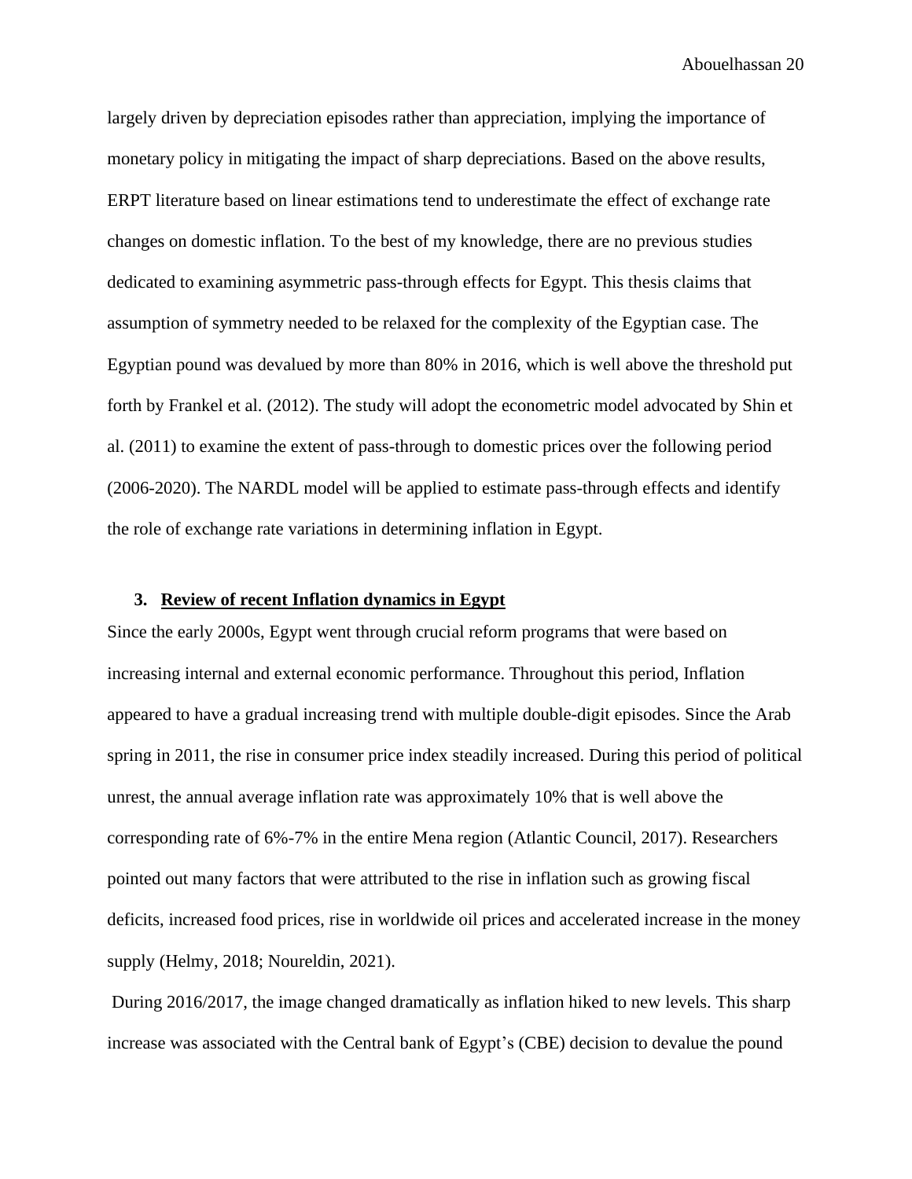largely driven by depreciation episodes rather than appreciation, implying the importance of monetary policy in mitigating the impact of sharp depreciations. Based on the above results, ERPT literature based on linear estimations tend to underestimate the effect of exchange rate changes on domestic inflation. To the best of my knowledge, there are no previous studies dedicated to examining asymmetric pass-through effects for Egypt. This thesis claims that assumption of symmetry needed to be relaxed for the complexity of the Egyptian case. The Egyptian pound was devalued by more than 80% in 2016, which is well above the threshold put forth by Frankel et al. (2012). The study will adopt the econometric model advocated by Shin et al. (2011) to examine the extent of pass-through to domestic prices over the following period (2006-2020). The NARDL model will be applied to estimate pass-through effects and identify the role of exchange rate variations in determining inflation in Egypt.

## 3. Review of recent Inflation dynamics in Egypt

Since the early 2000s, Egypt went through crucial reform programs that were based on increasing internal and external economic performance. Throughout this period, Inflation appeared to have a gradual increasing trend with multiple double-digit episodes. Since the Arab spring in 2011, the rise in consumer price index steadily increased. During this period of political unrest, the annual average inflation rate was approximately 10% that is well above the corresponding rate of 6%-7% in the entire Mena region (Atlantic Council, 2017). Researchers pointed out many factors that were attributed to the rise in inflation such as growing fiscal deficits, increased food prices, rise in worldwide oil prices and accelerated increase in the money supply (Helmy, 2018; Noureldin, 2021).

During 2016/2017, the image changed dramatically as inflation hiked to new levels. This sharp increase was associated with the Central bank of Egypt's (CBE) decision to devalue the pound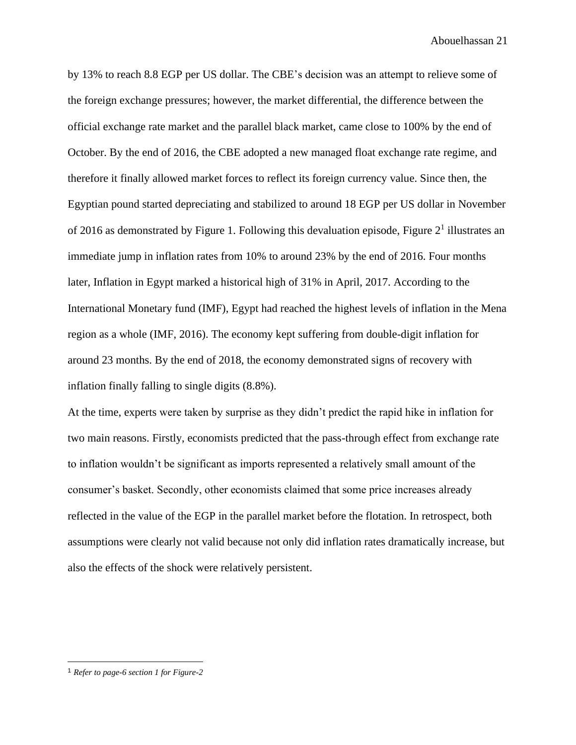by 13% to reach 8.8 EGP per US dollar. The CBE's decision was an attempt to relieve some of the foreign exchange pressures; however, the market differential, the difference between the official exchange rate market and the parallel black market, came close to 100% by the end of October. By the end of 2016, the CBE adopted a new managed float exchange rate regime, and therefore it finally allowed market forces to reflect its foreign currency value. Since then, the Egyptian pound started depreciating and stabilized to around 18 EGP per US dollar in November of 2016 as demonstrated by Figure 1. Following this devaluation episode, Figure 2[1] illustrates an immediate jump in inflation rates from 10% to around 23% by the end of 2016. Four months later, Inflation in Egypt marked a historical high of 31% in April, 2017. According to the International Monetary fund (IMF), Egypt had reached the highest levels of inflation in the Mena region as a whole (IMF, 2016). The economy kept suffering from double-digit inflation for around 23 months. By the end of 2018, the economy demonstrated signs of recovery with inflation finally falling to single digits (8.8%).

At the time, experts were taken by surprise as they didn't predict the rapid hike in inflation for two main reasons. Firstly, economists predicted that the pass-through effect from exchange rate to inflation wouldn't be significant as imports represented a relatively small amount of the consumer's basket. Secondly, other economists claimed that some price increases already reflected in the value of the EGP in the parallel market before the flotation. In retrospect, both assumptions were clearly not valid because not only did inflation rates dramatically increase, but also the effects of the shock were relatively persistent.

---

[1] *Refer to page-6 section 1 for Figure-2*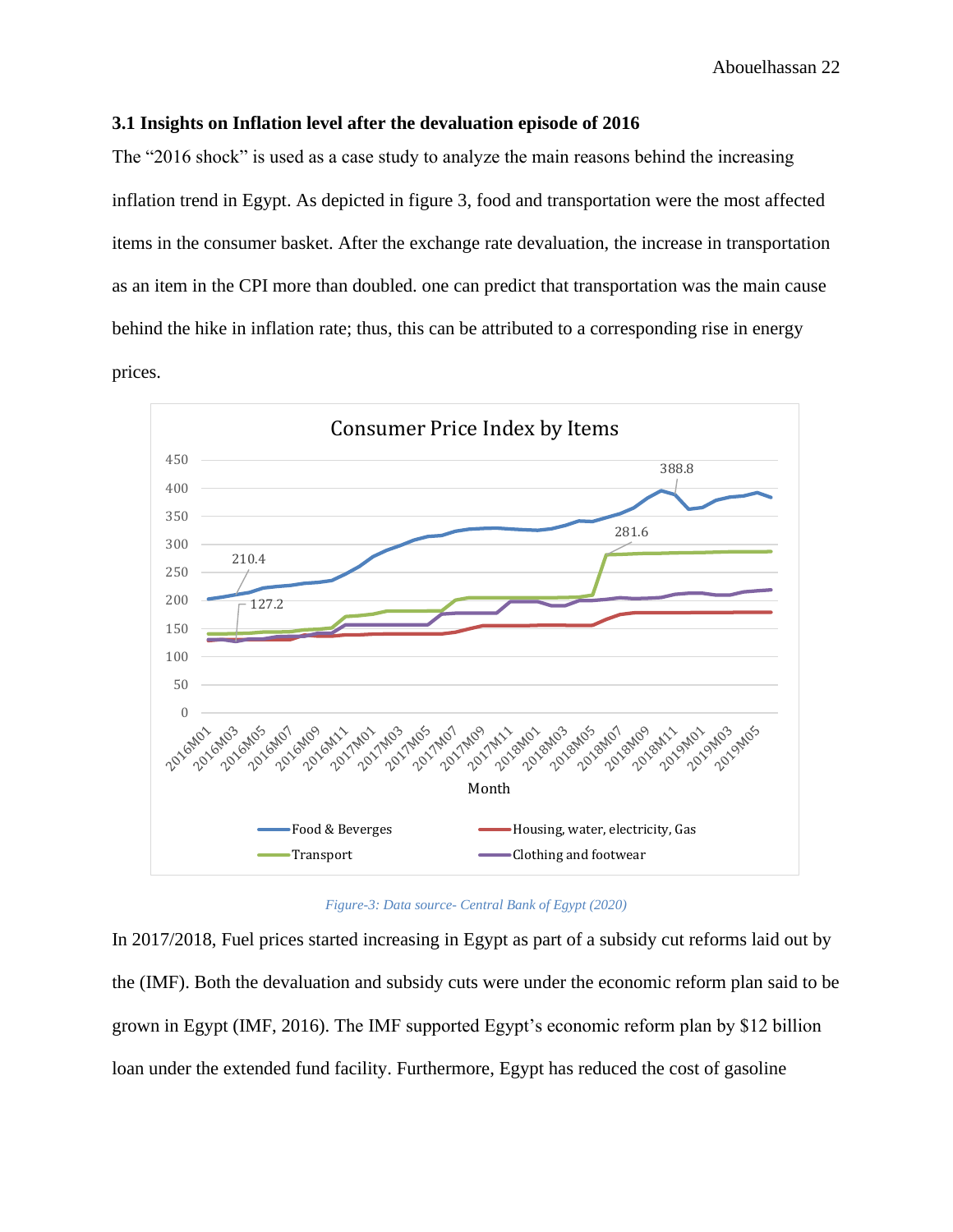### 3.1 Insights on Inflation level after the devaluation episode of 2016

The "2016 shock" is used as a case study to analyze the main reasons behind the increasing inflation trend in Egypt. As depicted in figure 3, food and transportation were the most affected items in the consumer basket. After the exchange rate devaluation, the increase in transportation as an item in the CPI more than doubled. one can predict that transportation was the main cause behind the hike in inflation rate; thus, this can be attributed to a corresponding rise in energy prices.

*Figure-3: Data source- Central Bank of Egypt (2020)*

In 2017/2018, Fuel prices started increasing in Egypt as part of a subsidy cut reforms laid out by the (IMF). Both the devaluation and subsidy cuts were under the economic reform plan said to be grown in Egypt (IMF, 2016). The IMF supported Egypt's economic reform plan by $12 billion loan under the extended fund facility. Furthermore, Egypt has reduced the cost of gasoline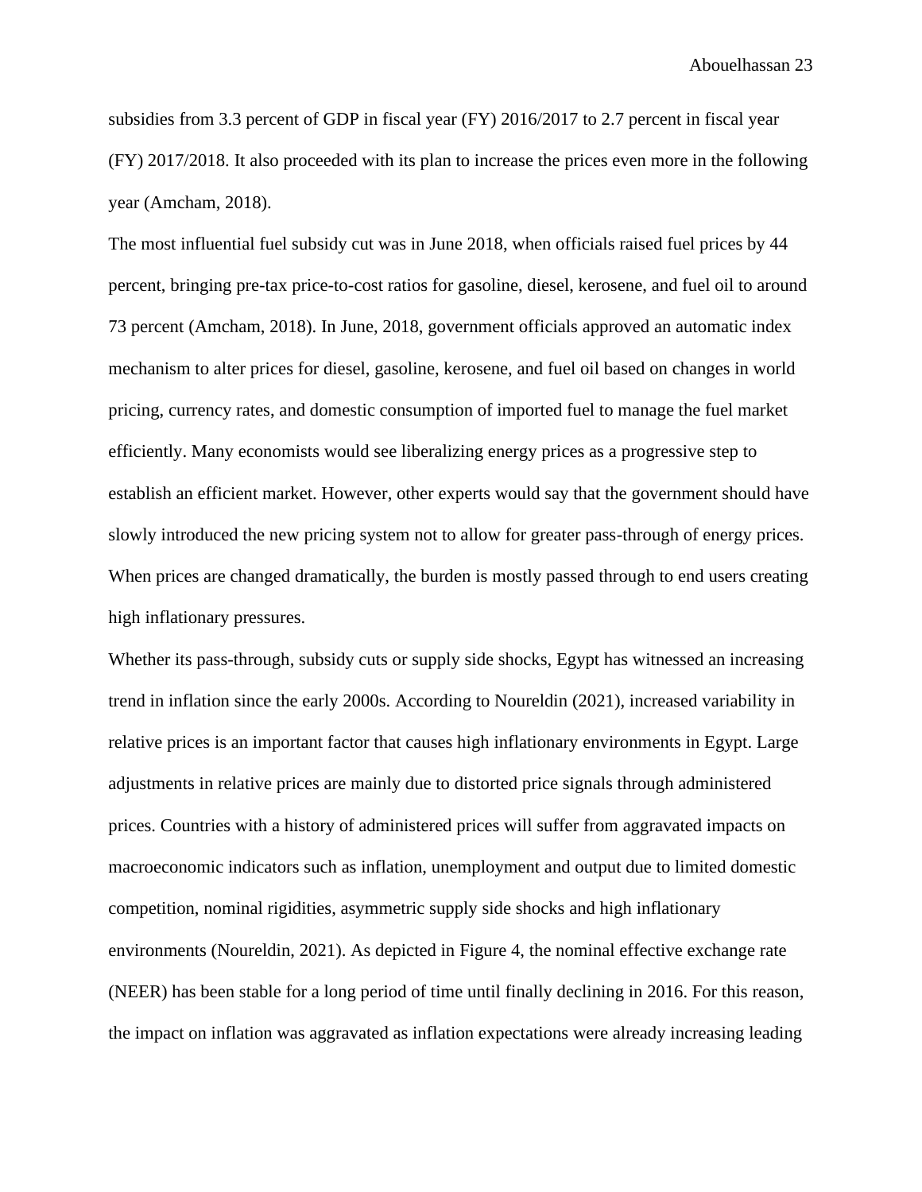subsidies from 3.3 percent of GDP in fiscal year (FY) 2016/2017 to 2.7 percent in fiscal year (FY) 2017/2018. It also proceeded with its plan to increase the prices even more in the following year (Amcham, 2018).

The most influential fuel subsidy cut was in June 2018, when officials raised fuel prices by 44 percent, bringing pre-tax price-to-cost ratios for gasoline, diesel, kerosene, and fuel oil to around 73 percent (Amcham, 2018). In June, 2018, government officials approved an automatic index mechanism to alter prices for diesel, gasoline, kerosene, and fuel oil based on changes in world pricing, currency rates, and domestic consumption of imported fuel to manage the fuel market efficiently. Many economists would see liberalizing energy prices as a progressive step to establish an efficient market. However, other experts would say that the government should have slowly introduced the new pricing system not to allow for greater pass-through of energy prices. When prices are changed dramatically, the burden is mostly passed through to end users creating high inflationary pressures.

Whether its pass-through, subsidy cuts or supply side shocks, Egypt has witnessed an increasing trend in inflation since the early 2000s. According to Noureldin (2021), increased variability in relative prices is an important factor that causes high inflationary environments in Egypt. Large adjustments in relative prices are mainly due to distorted price signals through administered prices. Countries with a history of administered prices will suffer from aggravated impacts on macroeconomic indicators such as inflation, unemployment and output due to limited domestic competition, nominal rigidities, asymmetric supply side shocks and high inflationary environments (Noureldin, 2021). As depicted in Figure 4, the nominal effective exchange rate (NEER) has been stable for a long period of time until finally declining in 2016. For this reason, the impact on inflation was aggravated as inflation expectations were already increasing leading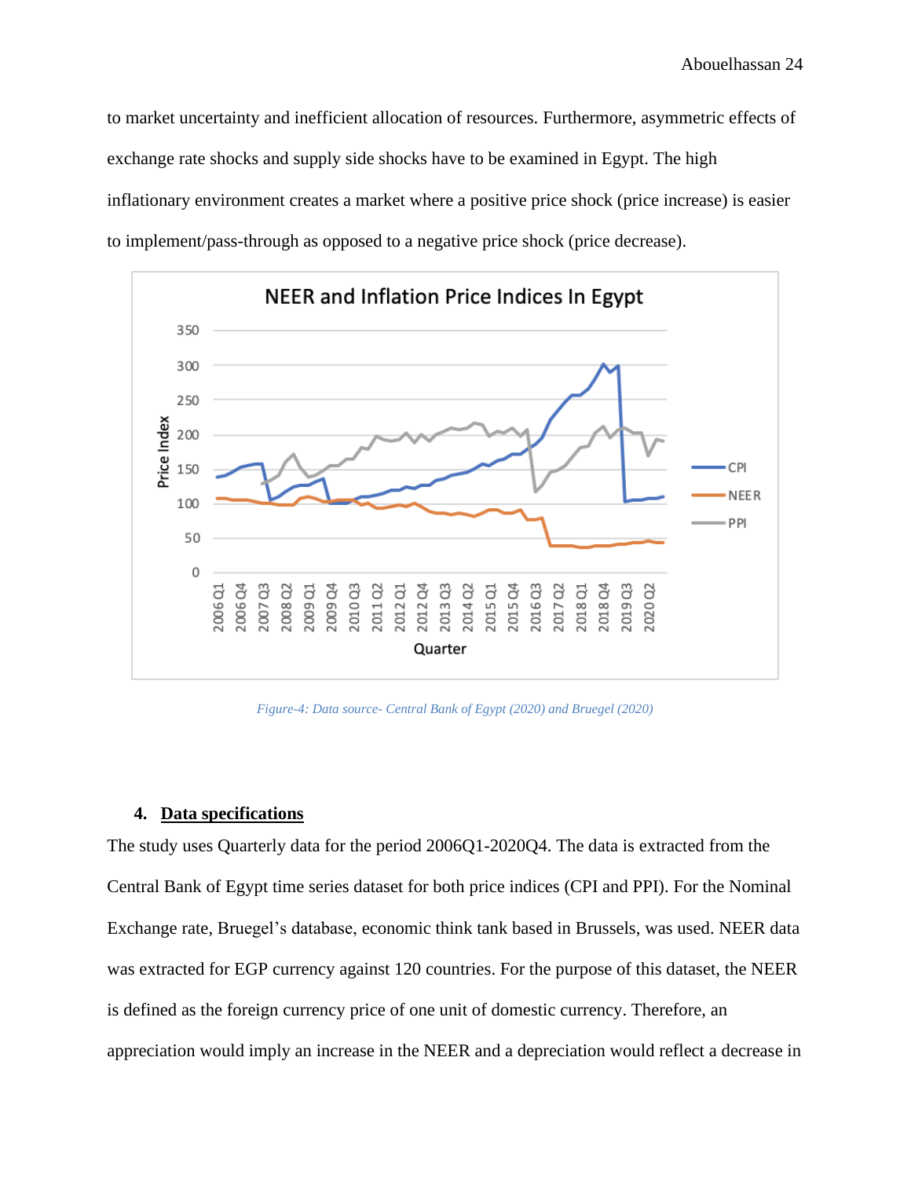to market uncertainty and inefficient allocation of resources. Furthermore, asymmetric effects of exchange rate shocks and supply side shocks have to be examined in Egypt. The high inflationary environment creates a market where a positive price shock (price increase) is easier to implement/pass-through as opposed to a negative price shock (price decrease).

*Figure-4: Data source- Central Bank of Egypt (2020) and Bruegel (2020)*

#### 4. **Data specifications**

The study uses Quarterly data for the period 2006Q1-2020Q4. The data is extracted from the Central Bank of Egypt time series dataset for both price indices (CPI and PPI). For the Nominal Exchange rate, Bruegel's database, economic think tank based in Brussels, was used. NEER data was extracted for EGP currency against 120 countries. For the purpose of this dataset, the NEER is defined as the foreign currency price of one unit of domestic currency. Therefore, an appreciation would imply an increase in the NEER and a depreciation would reflect a decrease in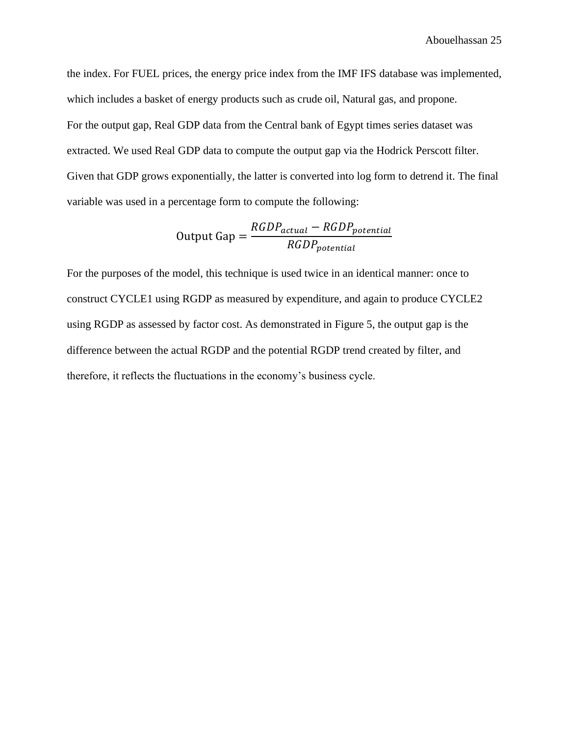the index. For FUEL prices, the energy price index from the IMF IFS database was implemented, which includes a basket of energy products such as crude oil, Natural gas, and propone.

For the output gap, Real GDP data from the Central bank of Egypt times series dataset was extracted. We used Real GDP data to compute the output gap via the Hodrick Perscott filter. Given that GDP grows exponentially, the latter is converted into log form to detrend it. The final variable was used in a percentage form to compute the following:

$$\text{Output Gap} = \frac{RGDP_{actual} - RGDP_{potential}}{RGDP_{potential}}$$

For the purposes of the model, this technique is used twice in an identical manner: once to construct CYCLE1 using RGDP as measured by expenditure, and again to produce CYCLE2 using RGDP as assessed by factor cost. As demonstrated in Figure 5, the output gap is the difference between the actual RGDP and the potential RGDP trend created by filter, and therefore, it reflects the fluctuations in the economy's business cycle.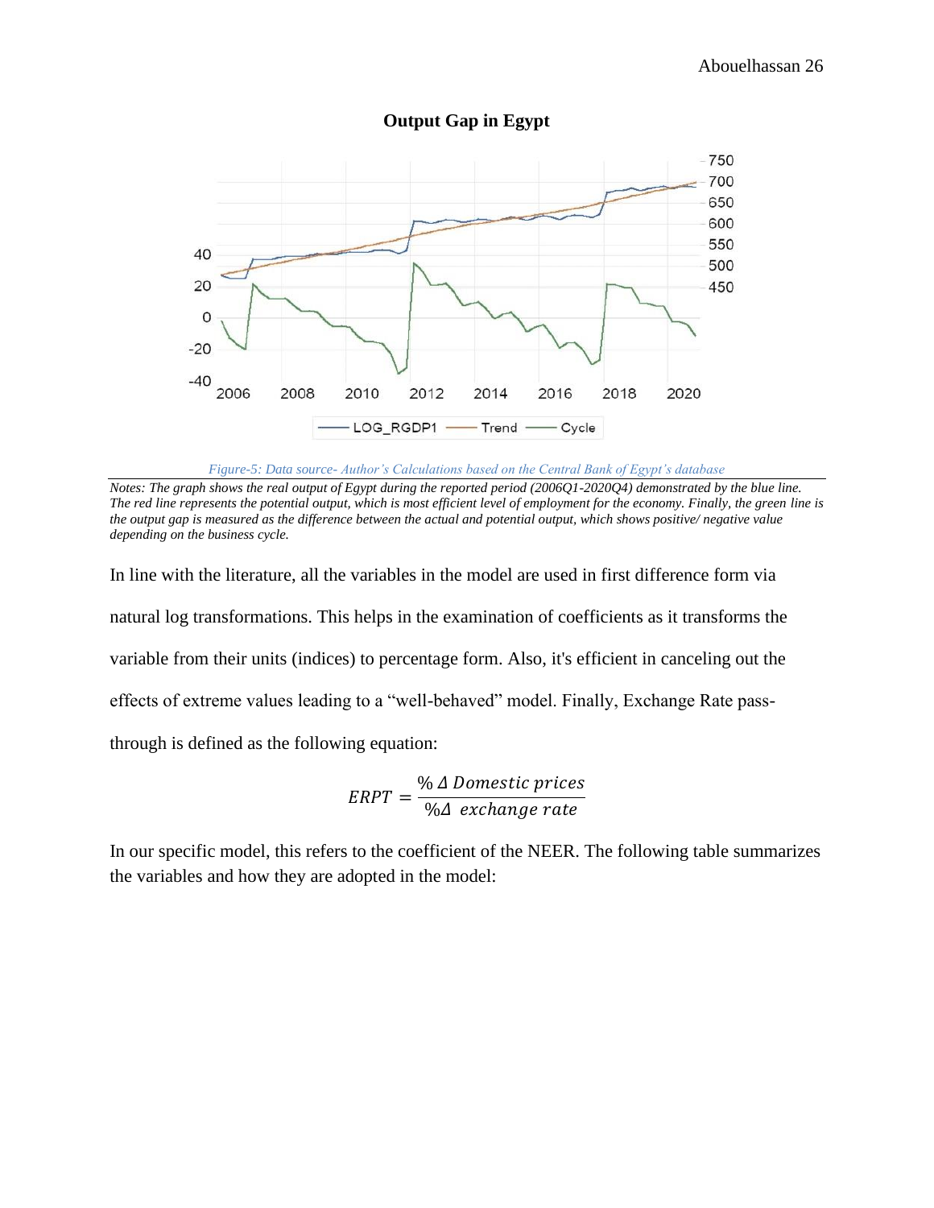**Output Gap in Egypt**

*Figure-5: Data source- Author's Calculations based on the Central Bank of Egypt's database*

*Notes: The graph shows the real output of Egypt during the reported period (2006Q1-2020Q4) demonstrated by the blue line. The red line represents the potential output, which is most efficient level of employment for the economy. Finally, the green line is the output gap is measured as the difference between the actual and potential output, which shows positive/ negative value depending on the business cycle.*

In line with the literature, all the variables in the model are used in first difference form via natural log transformations. This helps in the examination of coefficients as it transforms the variable from their units (indices) to percentage form. Also, it's efficient in canceling out the effects of extreme values leading to a "well-behaved" model. Finally, Exchange Rate pass-through is defined as the following equation:

$$ERPT = \frac{\%\,\Delta\ Domestic\ prices}{\%\Delta\ \ exchange\ rate}$$

In our specific model, this refers to the coefficient of the NEER. The following table summarizes the variables and how they are adopted in the model: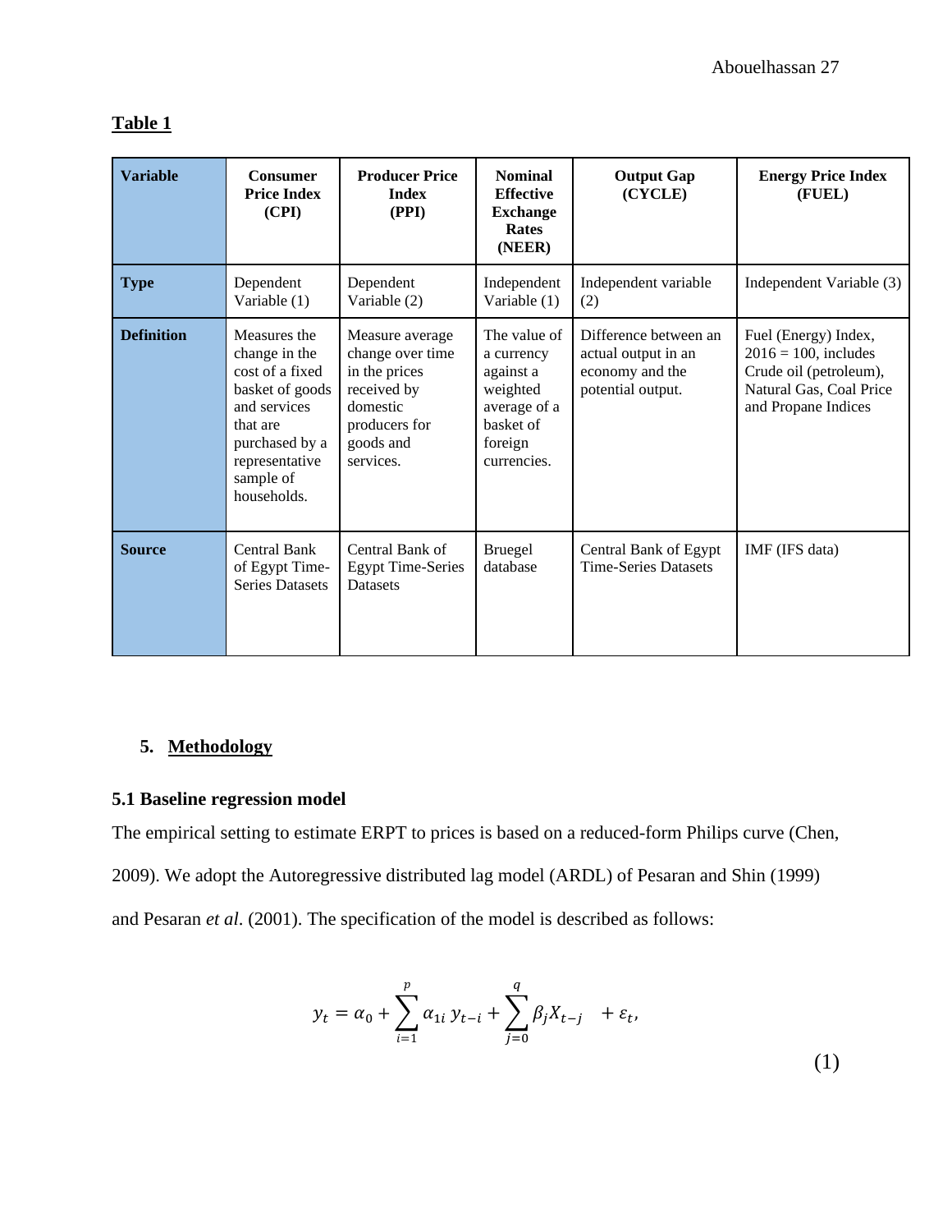**Table 1**

| Variable | Consumer Price Index (CPI) | Producer Price Index (PPI) | Nominal Effective Exchange Rates (NEER) | Output Gap (CYCLE) | Energy Price Index (FUEL) |
|---|---|---|---|---|---|
| **Type** | Dependent Variable (1) | Dependent Variable (2) | Independent Variable (1) | Independent variable (2) | Independent Variable (3) |
| **Definition** | Measures the change in the cost of a fixed basket of goods and services that are purchased by a representative sample of households. | Measure average change over time in the prices received by domestic producers for goods and services. | The value of a currency against a weighted average of a basket of foreign currencies. | Difference between an actual output in an economy and the potential output. | Fuel (Energy) Index, 2016 = 100, includes Crude oil (petroleum), Natural Gas, Coal Price and Propane Indices |
| **Source** | Central Bank of Egypt Time-Series Datasets | Central Bank of Egypt Time-Series Datasets | Bruegel database | Central Bank of Egypt Time-Series Datasets | IMF (IFS data) |

## 5. Methodology

### 5.1 Baseline regression model

The empirical setting to estimate ERPT to prices is based on a reduced-form Philips curve (Chen, 2009). We adopt the Autoregressive distributed lag model (ARDL) of Pesaran and Shin (1999) and Pesaran *et al*. (2001). The specification of the model is described as follows:

$$y_t = \alpha_0 + \sum_{i=1}^{p} \alpha_{1i}\, y_{t-i} + \sum_{j=0}^{q} \beta_j X_{t-j} \;\; + \varepsilon_t, \tag{1}$$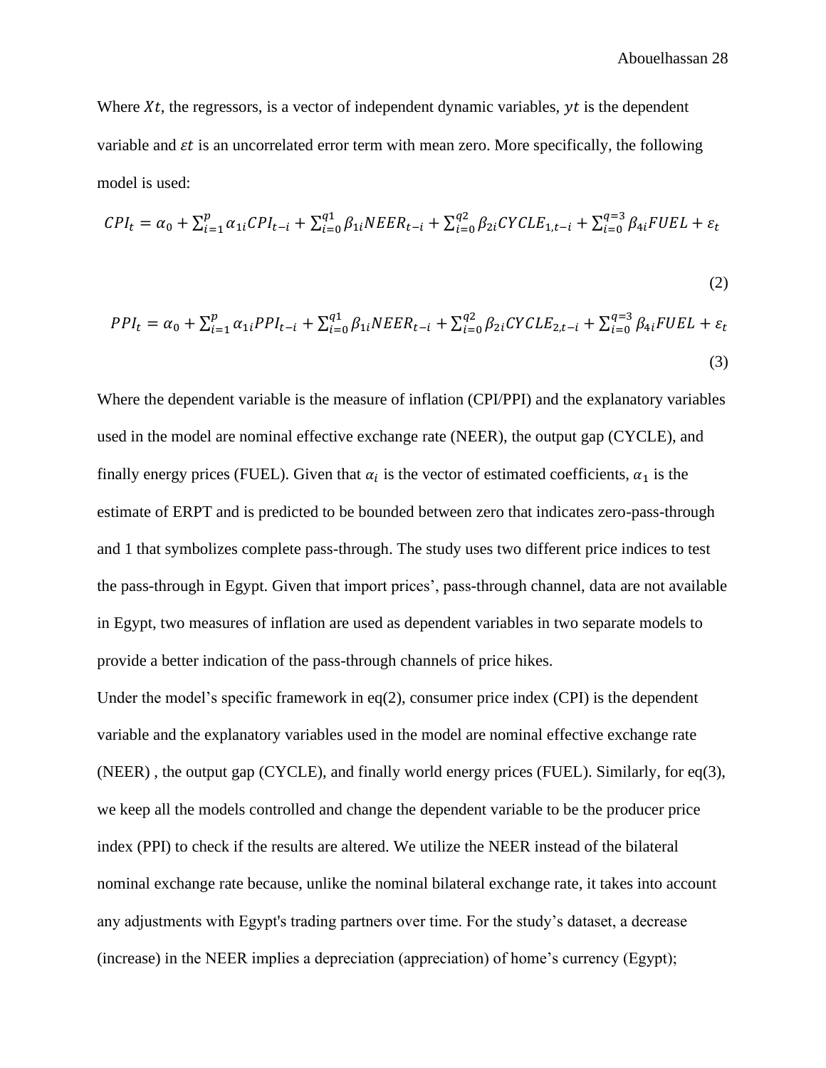Where $Xt$, the regressors, is a vector of independent dynamic variables, $yt$ is the dependent variable and $\varepsilon t$ is an uncorrelated error term with mean zero. More specifically, the following model is used:

$$CPI_t = \alpha_0 + \sum_{i=1}^{p} \alpha_{1i} CPI_{t-i} + \sum_{i=0}^{q1} \beta_{1i} NEER_{t-i} + \sum_{i=0}^{q2} \beta_{2i} CYCLE_{1,t-i} + \sum_{i=0}^{q=3} \beta_{4i} FUEL + \varepsilon_t \tag{2}$$

$$PPI_t = \alpha_0 + \sum_{i=1}^{p} \alpha_{1i} PPI_{t-i} + \sum_{i=0}^{q1} \beta_{1i} NEER_{t-i} + \sum_{i=0}^{q2} \beta_{2i} CYCLE_{2,t-i} + \sum_{i=0}^{q=3} \beta_{4i} FUEL + \varepsilon_t \tag{3}$$

Where the dependent variable is the measure of inflation (CPI/PPI) and the explanatory variables used in the model are nominal effective exchange rate (NEER), the output gap (CYCLE), and finally energy prices (FUEL). Given that $\alpha_i$ is the vector of estimated coefficients, $\alpha_1$ is the estimate of ERPT and is predicted to be bounded between zero that indicates zero-pass-through and 1 that symbolizes complete pass-through. The study uses two different price indices to test the pass-through in Egypt. Given that import prices', pass-through channel, data are not available in Egypt, two measures of inflation are used as dependent variables in two separate models to provide a better indication of the pass-through channels of price hikes.

Under the model's specific framework in eq(2), consumer price index (CPI) is the dependent variable and the explanatory variables used in the model are nominal effective exchange rate (NEER) , the output gap (CYCLE), and finally world energy prices (FUEL). Similarly, for eq(3), we keep all the models controlled and change the dependent variable to be the producer price index (PPI) to check if the results are altered. We utilize the NEER instead of the bilateral nominal exchange rate because, unlike the nominal bilateral exchange rate, it takes into account any adjustments with Egypt's trading partners over time. For the study's dataset, a decrease (increase) in the NEER implies a depreciation (appreciation) of home's currency (Egypt);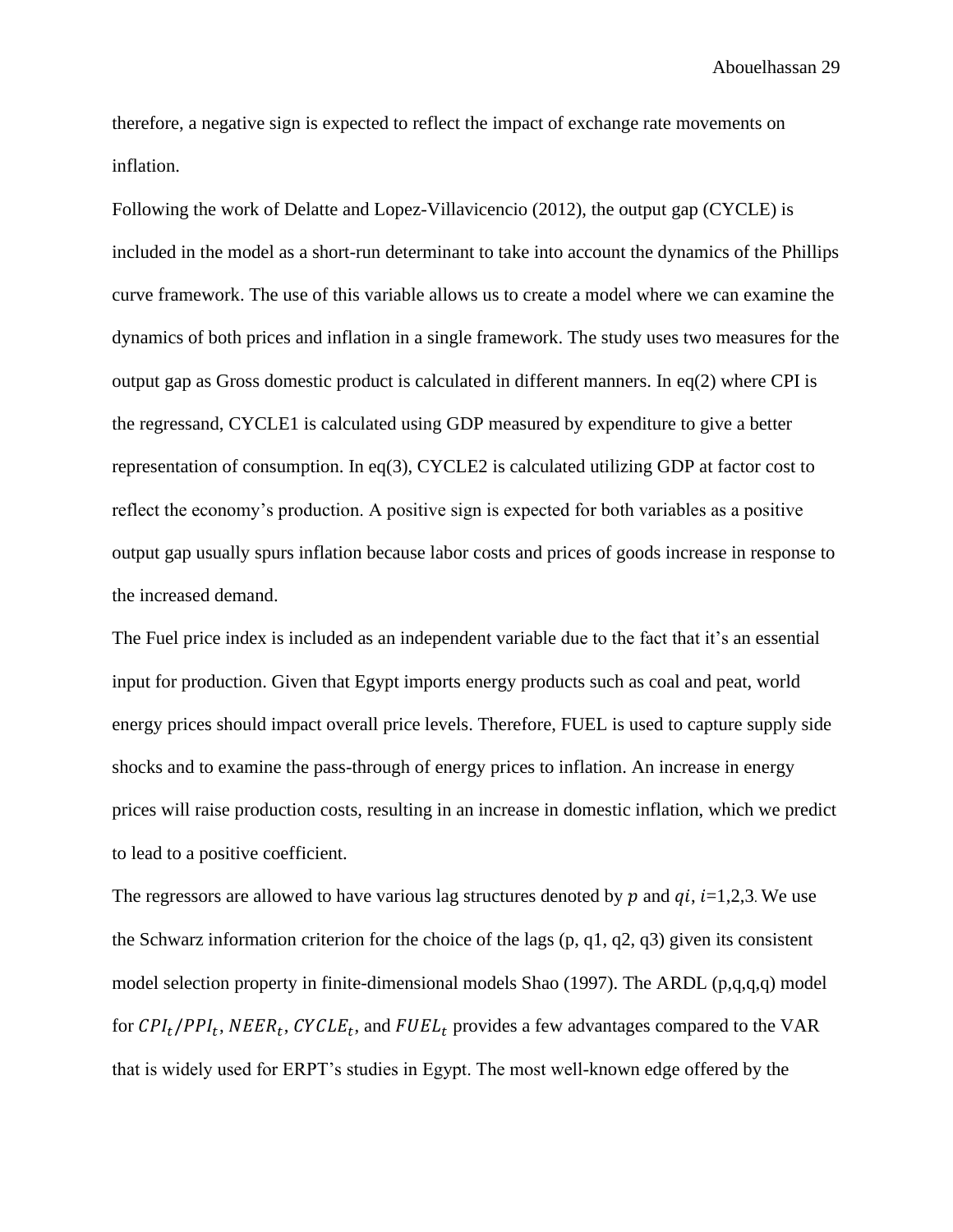therefore, a negative sign is expected to reflect the impact of exchange rate movements on inflation.

Following the work of Delatte and Lopez-Villavicencio (2012), the output gap (CYCLE) is included in the model as a short-run determinant to take into account the dynamics of the Phillips curve framework. The use of this variable allows us to create a model where we can examine the dynamics of both prices and inflation in a single framework. The study uses two measures for the output gap as Gross domestic product is calculated in different manners. In eq(2) where CPI is the regressand, CYCLE1 is calculated using GDP measured by expenditure to give a better representation of consumption. In eq(3), CYCLE2 is calculated utilizing GDP at factor cost to reflect the economy's production. A positive sign is expected for both variables as a positive output gap usually spurs inflation because labor costs and prices of goods increase in response to the increased demand.

The Fuel price index is included as an independent variable due to the fact that it's an essential input for production. Given that Egypt imports energy products such as coal and peat, world energy prices should impact overall price levels. Therefore, FUEL is used to capture supply side shocks and to examine the pass-through of energy prices to inflation. An increase in energy prices will raise production costs, resulting in an increase in domestic inflation, which we predict to lead to a positive coefficient.

The regressors are allowed to have various lag structures denoted by $p$ and $qi$, $i$=1,2,3. We use the Schwarz information criterion for the choice of the lags (p, q1, q2, q3) given its consistent model selection property in finite-dimensional models Shao (1997). The ARDL (p,q,q,q) model for $CPI_t/PPI_t$, $NEER_t$, $CYCLE_t$, and $FUEL_t$ provides a few advantages compared to the VAR that is widely used for ERPT's studies in Egypt. The most well-known edge offered by the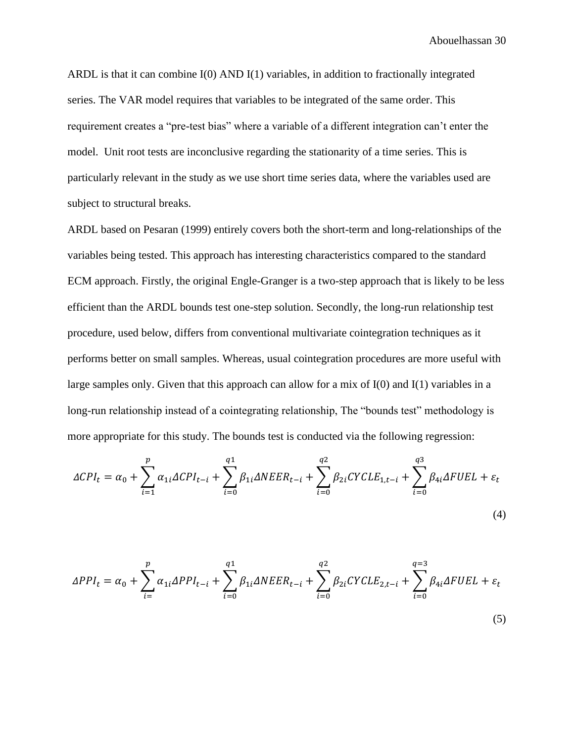ARDL is that it can combine I(0) AND I(1) variables, in addition to fractionally integrated series. The VAR model requires that variables to be integrated of the same order. This requirement creates a "pre-test bias" where a variable of a different integration can't enter the model.  Unit root tests are inconclusive regarding the stationarity of a time series. This is particularly relevant in the study as we use short time series data, where the variables used are subject to structural breaks.

ARDL based on Pesaran (1999) entirely covers both the short-term and long-relationships of the variables being tested. This approach has interesting characteristics compared to the standard ECM approach. Firstly, the original Engle-Granger is a two-step approach that is likely to be less efficient than the ARDL bounds test one-step solution. Secondly, the long-run relationship test procedure, used below, differs from conventional multivariate cointegration techniques as it performs better on small samples. Whereas, usual cointegration procedures are more useful with large samples only. Given that this approach can allow for a mix of I(0) and I(1) variables in a long-run relationship instead of a cointegrating relationship, The "bounds test" methodology is more appropriate for this study. The bounds test is conducted via the following regression:

$$\Delta CPI_t = \alpha_0 + \sum_{i=1}^{p} \alpha_{1i} \Delta CPI_{t-i} + \sum_{i=0}^{q1} \beta_{1i} \Delta NEER_{t-i} + \sum_{i=0}^{q2} \beta_{2i} CYCLE_{1,t-i} + \sum_{i=0}^{q3} \beta_{4i} \Delta FUEL + \varepsilon_t \tag{4}$$

$$\Delta PPI_t = \alpha_0 + \sum_{i=}^{p} \alpha_{1i} \Delta PPI_{t-i} + \sum_{i=0}^{q1} \beta_{1i} \Delta NEER_{t-i} + \sum_{i=0}^{q2} \beta_{2i} CYCLE_{2,t-i} + \sum_{i=0}^{q=3} \beta_{4i} \Delta FUEL + \varepsilon_t \tag{5}$$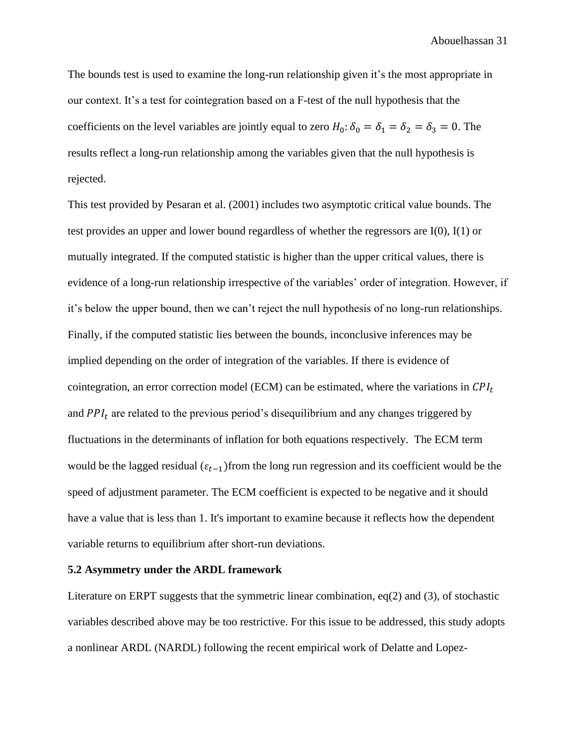The bounds test is used to examine the long-run relationship given it's the most appropriate in our context. It's a test for cointegration based on a F-test of the null hypothesis that the coefficients on the level variables are jointly equal to zero $H_0: \delta_0 = \delta_1 = \delta_2 = \delta_3 = 0$. The results reflect a long-run relationship among the variables given that the null hypothesis is rejected.

This test provided by Pesaran et al. (2001) includes two asymptotic critical value bounds. The test provides an upper and lower bound regardless of whether the regressors are I(0), I(1) or mutually integrated. If the computed statistic is higher than the upper critical values, there is evidence of a long-run relationship irrespective of the variables' order of integration. However, if it's below the upper bound, then we can't reject the null hypothesis of no long-run relationships. Finally, if the computed statistic lies between the bounds, inconclusive inferences may be implied depending on the order of integration of the variables. If there is evidence of cointegration, an error correction model (ECM) can be estimated, where the variations in $CPI_t$ and $PPI_t$ are related to the previous period's disequilibrium and any changes triggered by fluctuations in the determinants of inflation for both equations respectively. The ECM term would be the lagged residual ($\varepsilon_{t-1}$)from the long run regression and its coefficient would be the speed of adjustment parameter. The ECM coefficient is expected to be negative and it should have a value that is less than 1. It's important to examine because it reflects how the dependent variable returns to equilibrium after short-run deviations.

**5.2 Asymmetry under the ARDL framework**

Literature on ERPT suggests that the symmetric linear combination, eq(2) and (3), of stochastic variables described above may be too restrictive. For this issue to be addressed, this study adopts a nonlinear ARDL (NARDL) following the recent empirical work of Delatte and Lopez-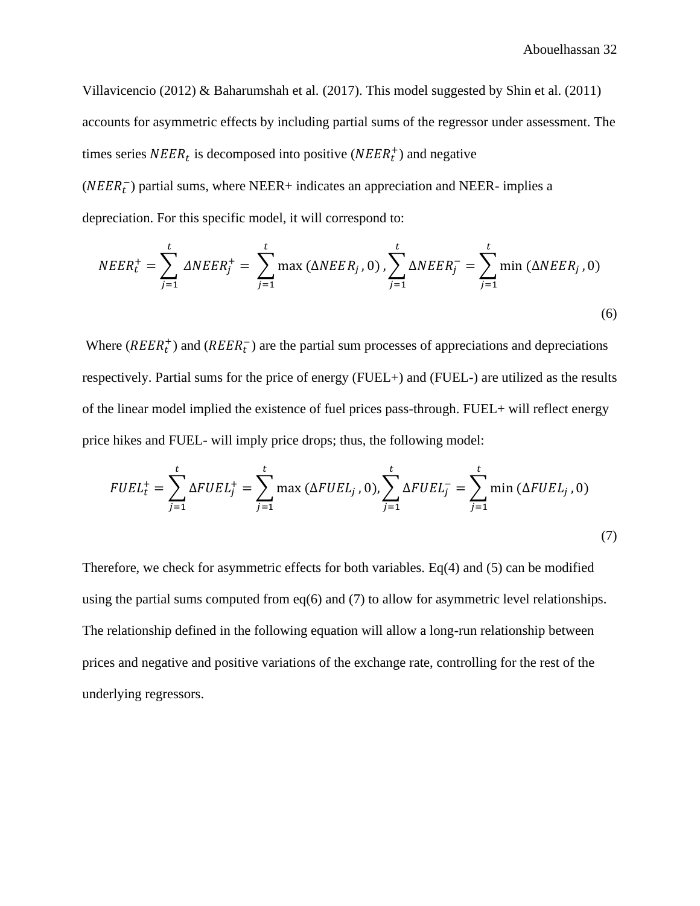Villavicencio (2012) & Baharumshah et al. (2017). This model suggested by Shin et al. (2011) accounts for asymmetric effects by including partial sums of the regressor under assessment. The times series $NEER_t$ is decomposed into positive ($NEER_t^+$) and negative ($NEER_t^-$) partial sums, where NEER+ indicates an appreciation and NEER- implies a depreciation. For this specific model, it will correspond to:

$$NEER_t^+ = \sum_{j=1}^{t} \Delta NEER_j^+ = \sum_{j=1}^{t} \max(\Delta NEER_j, 0), \sum_{j=1}^{t} \Delta NEER_j^- = \sum_{j=1}^{t} \min(\Delta NEER_j, 0) \tag{6}$$

Where ($REER_t^+$) and ($REER_t^-$) are the partial sum processes of appreciations and depreciations respectively. Partial sums for the price of energy (FUEL+) and (FUEL-) are utilized as the results of the linear model implied the existence of fuel prices pass-through. FUEL+ will reflect energy price hikes and FUEL- will imply price drops; thus, the following model:

$$FUEL_t^+ = \sum_{j=1}^{t} \Delta FUEL_j^+ = \sum_{j=1}^{t} \max(\Delta FUEL_j, 0), \sum_{j=1}^{t} \Delta FUEL_j^- = \sum_{j=1}^{t} \min(\Delta FUEL_j, 0) \tag{7}$$

Therefore, we check for asymmetric effects for both variables. Eq(4) and (5) can be modified using the partial sums computed from eq(6) and (7) to allow for asymmetric level relationships. The relationship defined in the following equation will allow a long-run relationship between prices and negative and positive variations of the exchange rate, controlling for the rest of the underlying regressors.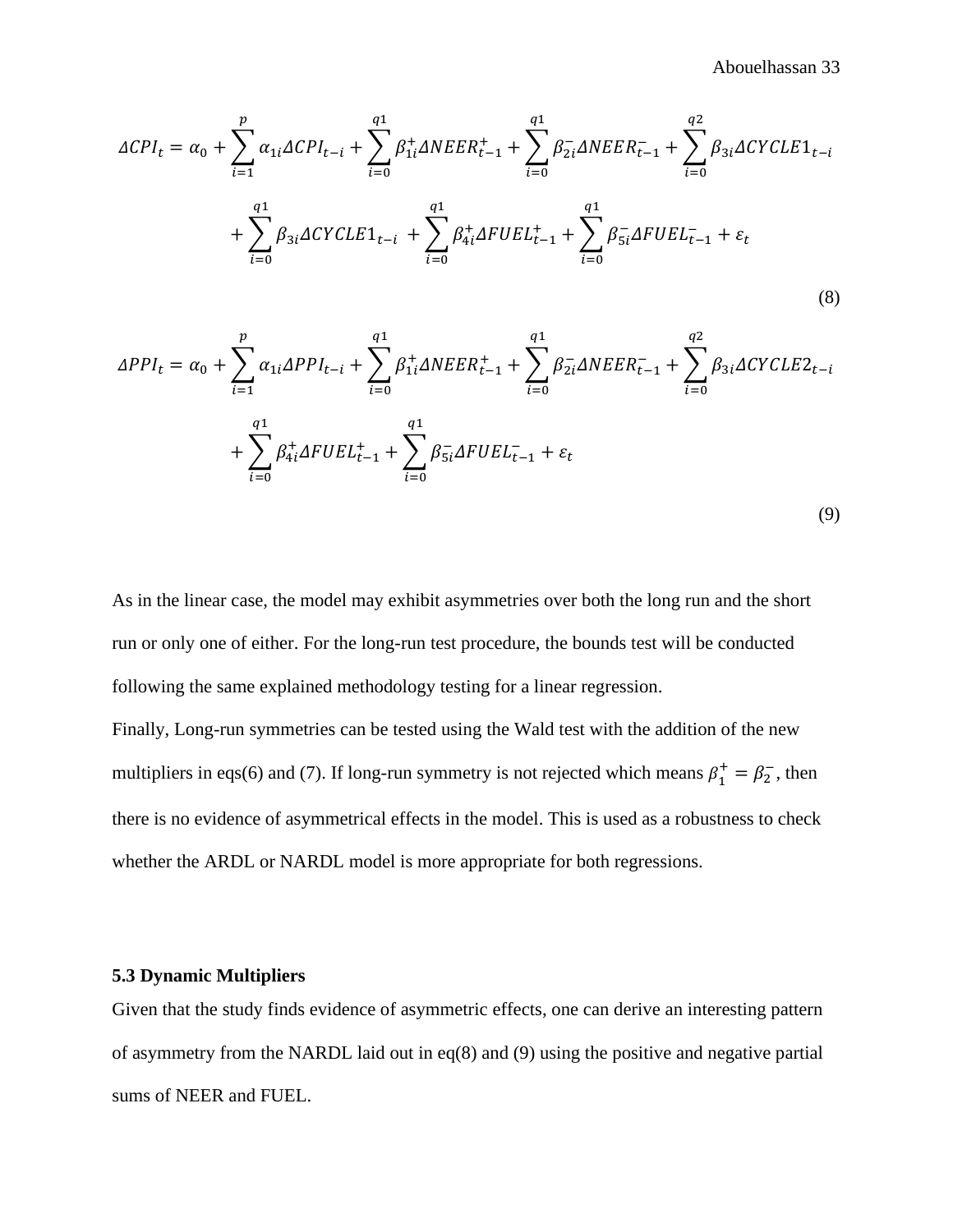$$\Delta CPI_t = \alpha_0 + \sum_{i=1}^{p} \alpha_{1i} \Delta CPI_{t-i} + \sum_{i=0}^{q1} \beta_{1i}^{+} \Delta NEER_{t-1}^{+} + \sum_{i=0}^{q1} \beta_{2i}^{-} \Delta NEER_{t-1}^{-} + \sum_{i=0}^{q2} \beta_{3i} \Delta CYCLE1_{t-i}$$

$$+ \sum_{i=0}^{q1} \beta_{3i} \Delta CYCLE1_{t-i} + \sum_{i=0}^{q1} \beta_{4i}^{+} \Delta FUEL_{t-1}^{+} + \sum_{i=0}^{q1} \beta_{5i}^{-} \Delta FUEL_{t-1}^{-} + \varepsilon_t$$

(8)

$$\Delta PPI_t = \alpha_0 + \sum_{i=1}^{p} \alpha_{1i} \Delta PPI_{t-i} + \sum_{i=0}^{q1} \beta_{1i}^{+} \Delta NEER_{t-1}^{+} + \sum_{i=0}^{q1} \beta_{2i}^{-} \Delta NEER_{t-1}^{-} + \sum_{i=0}^{q2} \beta_{3i} \Delta CYCLE2_{t-i}$$

$$+ \sum_{i=0}^{q1} \beta_{4i}^{+} \Delta FUEL_{t-1}^{+} + \sum_{i=0}^{q1} \beta_{5i}^{-} \Delta FUEL_{t-1}^{-} + \varepsilon_t$$

(9)

As in the linear case, the model may exhibit asymmetries over both the long run and the short run or only one of either. For the long-run test procedure, the bounds test will be conducted following the same explained methodology testing for a linear regression.

Finally, Long-run symmetries can be tested using the Wald test with the addition of the new multipliers in eqs(6) and (7). If long-run symmetry is not rejected which means $\beta_1^{+} = \beta_2^{-}$, then there is no evidence of asymmetrical effects in the model. This is used as a robustness to check whether the ARDL or NARDL model is more appropriate for both regressions.

### 5.3 Dynamic Multipliers

Given that the study finds evidence of asymmetric effects, one can derive an interesting pattern of asymmetry from the NARDL laid out in eq(8) and (9) using the positive and negative partial sums of NEER and FUEL.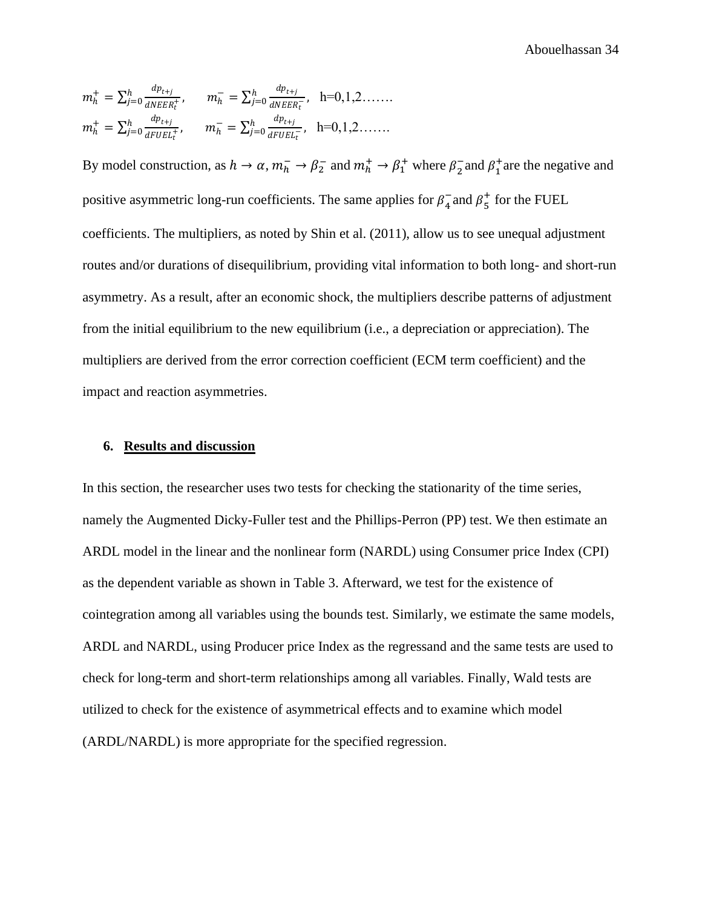$m_h^+ = \sum_{j=0}^{h} \frac{dp_{t+j}}{dNEER_t^+}$, $\quad m_h^- = \sum_{j=0}^{h} \frac{dp_{t+j}}{dNEER_t^-}$, h=0,1,2…….

$m_h^+ = \sum_{j=0}^{h} \frac{dp_{t+j}}{dFUEL_t^+}$, $\quad m_h^- = \sum_{j=0}^{h} \frac{dp_{t+j}}{dFUEL_t^-}$, h=0,1,2…….

By model construction, as $h \rightarrow \alpha$, $m_h^- \rightarrow \beta_2^-$ and $m_h^+ \rightarrow \beta_1^+$ where $\beta_2^-$ and $\beta_1^+$ are the negative and positive asymmetric long-run coefficients. The same applies for $\beta_4^-$ and $\beta_5^+$ for the FUEL coefficients. The multipliers, as noted by Shin et al. (2011), allow us to see unequal adjustment routes and/or durations of disequilibrium, providing vital information to both long- and short-run asymmetry. As a result, after an economic shock, the multipliers describe patterns of adjustment from the initial equilibrium to the new equilibrium (i.e., a depreciation or appreciation). The multipliers are derived from the error correction coefficient (ECM term coefficient) and the impact and reaction asymmetries.

## 6. Results and discussion

In this section, the researcher uses two tests for checking the stationarity of the time series, namely the Augmented Dicky-Fuller test and the Phillips-Perron (PP) test. We then estimate an ARDL model in the linear and the nonlinear form (NARDL) using Consumer price Index (CPI) as the dependent variable as shown in Table 3. Afterward, we test for the existence of cointegration among all variables using the bounds test. Similarly, we estimate the same models, ARDL and NARDL, using Producer price Index as the regressand and the same tests are used to check for long-term and short-term relationships among all variables. Finally, Wald tests are utilized to check for the existence of asymmetrical effects and to examine which model (ARDL/NARDL) is more appropriate for the specified regression.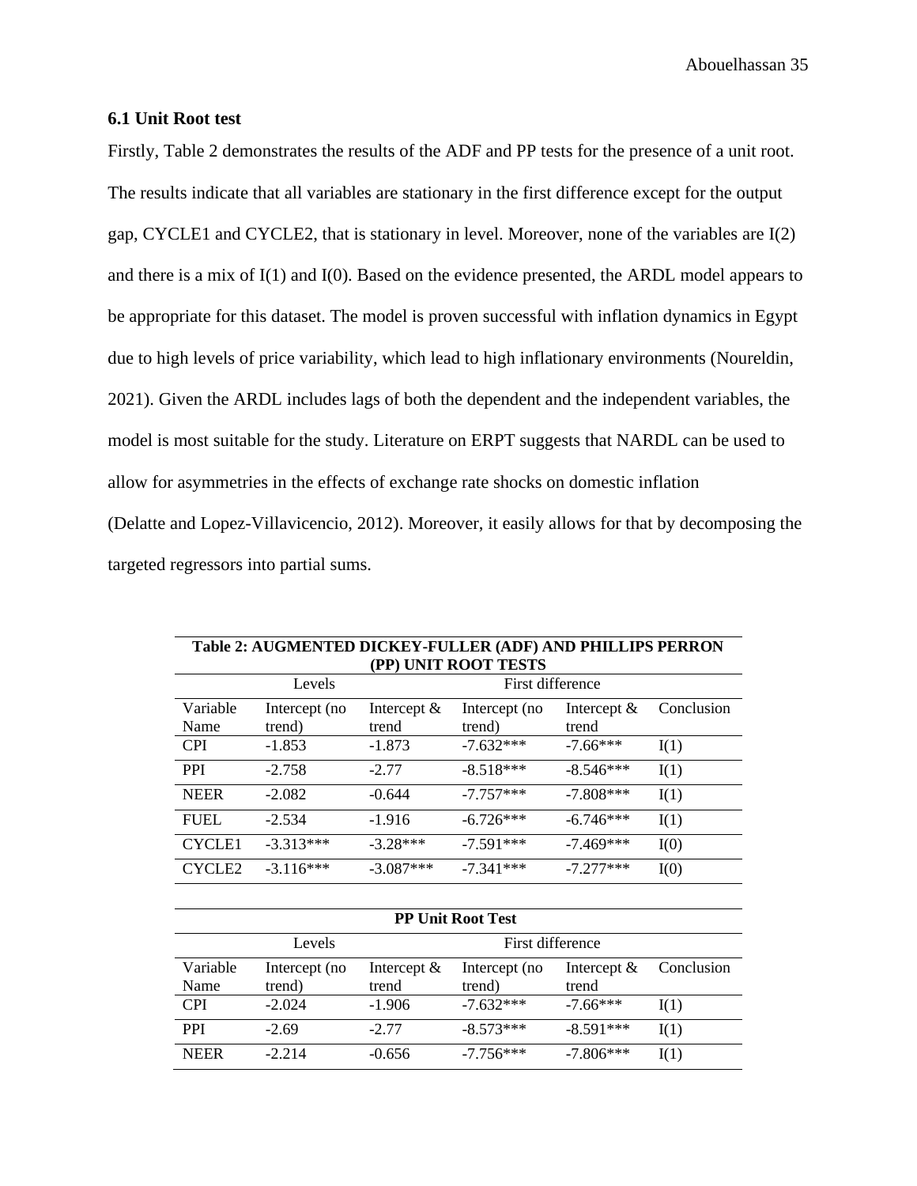### 6.1 Unit Root test

Firstly, Table 2 demonstrates the results of the ADF and PP tests for the presence of a unit root. The results indicate that all variables are stationary in the first difference except for the output gap, CYCLE1 and CYCLE2, that is stationary in level. Moreover, none of the variables are I(2) and there is a mix of I(1) and I(0). Based on the evidence presented, the ARDL model appears to be appropriate for this dataset. The model is proven successful with inflation dynamics in Egypt due to high levels of price variability, which lead to high inflationary environments (Noureldin, 2021). Given the ARDL includes lags of both the dependent and the independent variables, the model is most suitable for the study. Literature on ERPT suggests that NARDL can be used to allow for asymmetries in the effects of exchange rate shocks on domestic inflation (Delatte and Lopez-Villavicencio, 2012). Moreover, it easily allows for that by decomposing the targeted regressors into partial sums.

**Table 2: AUGMENTED DICKEY-FULLER (ADF) AND PHILLIPS PERRON (PP) UNIT ROOT TESTS**

| | Levels | | First difference | | |
|---|---|---|---|---|---|
| Variable Name | Intercept (no trend) | Intercept & trend | Intercept (no trend) | Intercept & trend | Conclusion |
| CPI | -1.853 | -1.873 | -7.632*** | -7.66*** | I(1) |
| PPI | -2.758 | -2.77 | -8.518*** | -8.546*** | I(1) |
| NEER | -2.082 | -0.644 | -7.757*** | -7.808*** | I(1) |
| FUEL | -2.534 | -1.916 | -6.726*** | -6.746*** | I(1) |
| CYCLE1 | -3.313*** | -3.28*** | -7.591*** | -7.469*** | I(0) |
| CYCLE2 | -3.116*** | -3.087*** | -7.341*** | -7.277*** | I(0) |

**PP Unit Root Test**

| | Levels | | First difference | | |
|---|---|---|---|---|---|
| Variable Name | Intercept (no trend) | Intercept & trend | Intercept (no trend) | Intercept & trend | Conclusion |
| CPI | -2.024 | -1.906 | -7.632*** | -7.66*** | I(1) |
| PPI | -2.69 | -2.77 | -8.573*** | -8.591*** | I(1) |
| NEER | -2.214 | -0.656 | -7.756*** | -7.806*** | I(1) |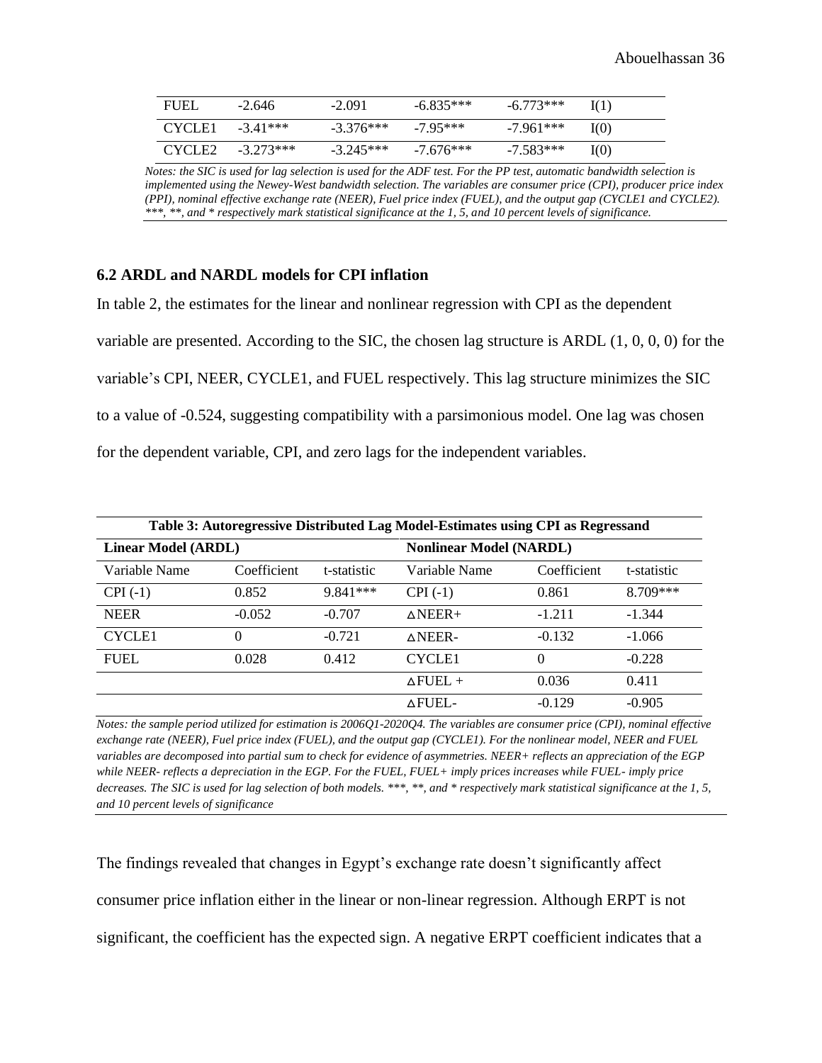| FUEL | -2.646 | -2.091 | -6.835*** | -6.773*** | I(1) |
|---|---|---|---|---|---|
| CYCLE1 | -3.41*** | -3.376*** | -7.95*** | -7.961*** | I(0) |
| CYCLE2 | -3.273*** | -3.245*** | -7.676*** | -7.583*** | I(0) |

*Notes: the SIC is used for lag selection is used for the ADF test. For the PP test, automatic bandwidth selection is implemented using the Newey-West bandwidth selection. The variables are consumer price (CPI), producer price index (PPI), nominal effective exchange rate (NEER), Fuel price index (FUEL), and the output gap (CYCLE1 and CYCLE2). \*\*\*, \*\*, and \* respectively mark statistical significance at the 1, 5, and 10 percent levels of significance.*

### 6.2 ARDL and NARDL models for CPI inflation

In table 2, the estimates for the linear and nonlinear regression with CPI as the dependent variable are presented. According to the SIC, the chosen lag structure is ARDL (1, 0, 0, 0) for the variable's CPI, NEER, CYCLE1, and FUEL respectively. This lag structure minimizes the SIC to a value of -0.524, suggesting compatibility with a parsimonious model. One lag was chosen for the dependent variable, CPI, and zero lags for the independent variables.

**Table 3: Autoregressive Distributed Lag Model-Estimates using CPI as Regressand**

| **Linear Model (ARDL)** | | | **Nonlinear Model (NARDL)** | | |
|---|---|---|---|---|---|
| Variable Name | Coefficient | t-statistic | Variable Name | Coefficient | t-statistic |
| CPI (-1) | 0.852 | 9.841*** | CPI (-1) | 0.861 | 8.709*** |
| NEER | -0.052 | -0.707 | ∆NEER+ | -1.211 | -1.344 |
| CYCLE1 | 0 | -0.721 | ∆NEER- | -0.132 | -1.066 |
| FUEL | 0.028 | 0.412 | CYCLE1 | 0 | -0.228 |
| | | | ∆FUEL + | 0.036 | 0.411 |
| | | | ∆FUEL- | -0.129 | -0.905 |

*Notes: the sample period utilized for estimation is 2006Q1-2020Q4. The variables are consumer price (CPI), nominal effective exchange rate (NEER), Fuel price index (FUEL), and the output gap (CYCLE1). For the nonlinear model, NEER and FUEL variables are decomposed into partial sum to check for evidence of asymmetries. NEER+ reflects an appreciation of the EGP while NEER- reflects a depreciation in the EGP. For the FUEL, FUEL+ imply prices increases while FUEL- imply price decreases. The SIC is used for lag selection of both models. \*\*\*, \*\*, and \* respectively mark statistical significance at the 1, 5, and 10 percent levels of significance*

The findings revealed that changes in Egypt's exchange rate doesn't significantly affect consumer price inflation either in the linear or non-linear regression. Although ERPT is not significant, the coefficient has the expected sign. A negative ERPT coefficient indicates that a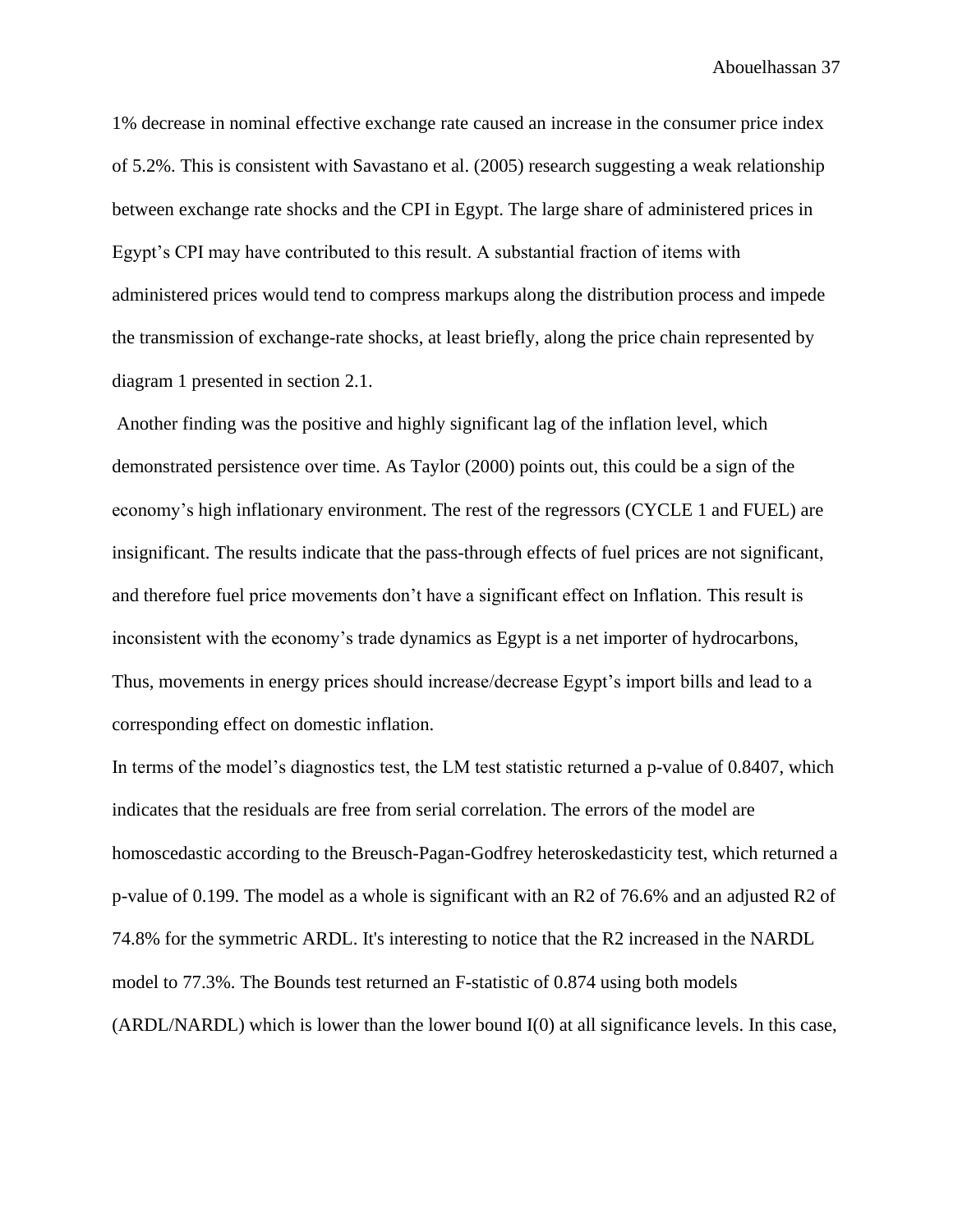1% decrease in nominal effective exchange rate caused an increase in the consumer price index of 5.2%. This is consistent with Savastano et al. (2005) research suggesting a weak relationship between exchange rate shocks and the CPI in Egypt. The large share of administered prices in Egypt's CPI may have contributed to this result. A substantial fraction of items with administered prices would tend to compress markups along the distribution process and impede the transmission of exchange-rate shocks, at least briefly, along the price chain represented by diagram 1 presented in section 2.1.

Another finding was the positive and highly significant lag of the inflation level, which demonstrated persistence over time. As Taylor (2000) points out, this could be a sign of the economy's high inflationary environment. The rest of the regressors (CYCLE 1 and FUEL) are insignificant. The results indicate that the pass-through effects of fuel prices are not significant, and therefore fuel price movements don't have a significant effect on Inflation. This result is inconsistent with the economy's trade dynamics as Egypt is a net importer of hydrocarbons, Thus, movements in energy prices should increase/decrease Egypt's import bills and lead to a corresponding effect on domestic inflation.

In terms of the model's diagnostics test, the LM test statistic returned a p-value of 0.8407, which indicates that the residuals are free from serial correlation. The errors of the model are homoscedastic according to the Breusch-Pagan-Godfrey heteroskedasticity test, which returned a p-value of 0.199. The model as a whole is significant with an $R^2$ of 76.6% and an adjusted $R^2$ of 74.8% for the symmetric ARDL. It's interesting to notice that the $R^2$ increased in the NARDL model to 77.3%. The Bounds test returned an F-statistic of 0.874 using both models (ARDL/NARDL) which is lower than the lower bound I(0) at all significance levels. In this case,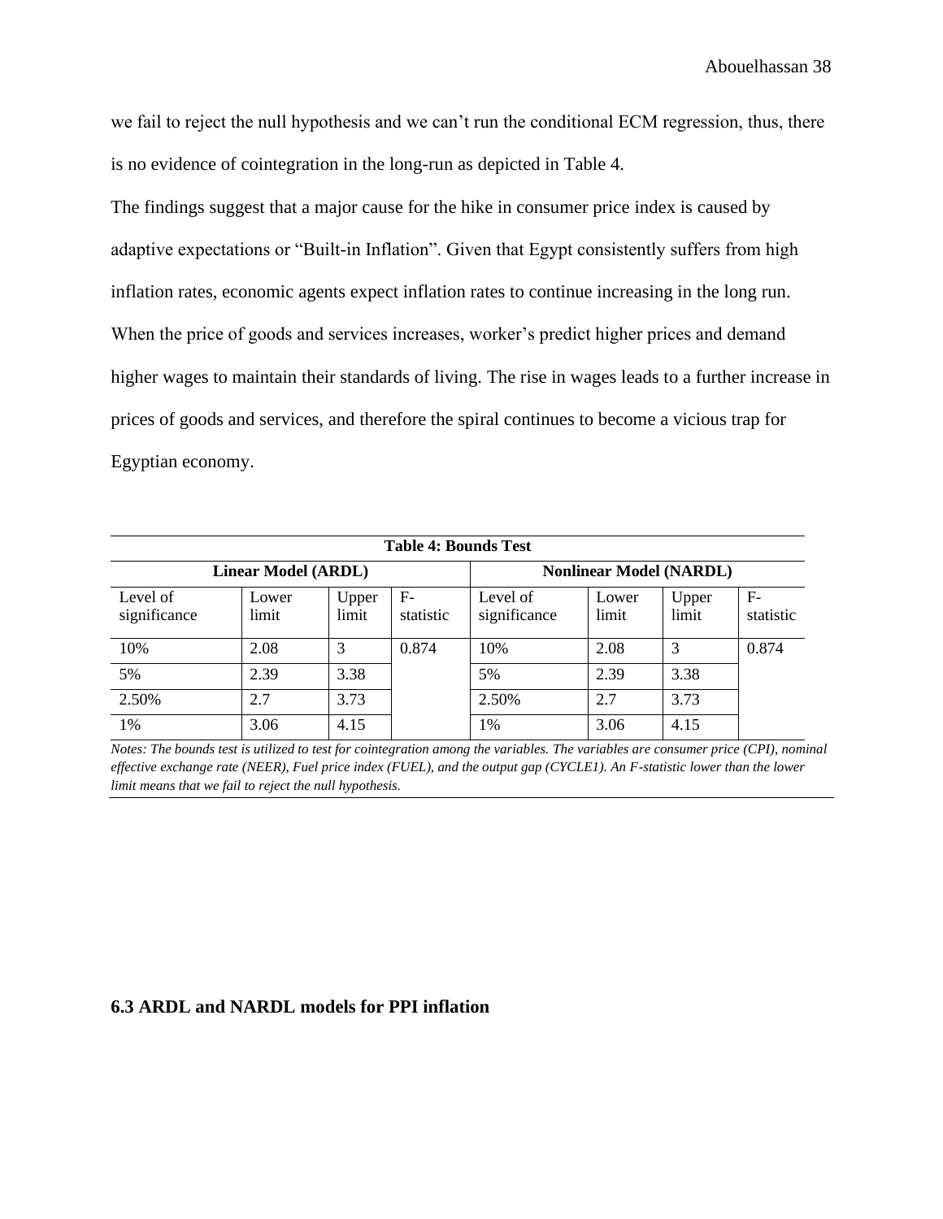we fail to reject the null hypothesis and we can't run the conditional ECM regression, thus, there is no evidence of cointegration in the long-run as depicted in Table 4.

The findings suggest that a major cause for the hike in consumer price index is caused by adaptive expectations or "Built-in Inflation". Given that Egypt consistently suffers from high inflation rates, economic agents expect inflation rates to continue increasing in the long run. When the price of goods and services increases, worker's predict higher prices and demand higher wages to maintain their standards of living. The rise in wages leads to a further increase in prices of goods and services, and therefore the spiral continues to become a vicious trap for Egyptian economy.

**Table 4: Bounds Test**

| **Linear Model (ARDL)** | | | | **Nonlinear Model (NARDL)** | | | |
|---|---|---|---|---|---|---|---|
| Level of significance | Lower limit | Upper limit | F-statistic | Level of significance | Lower limit | Upper limit | F-statistic |
| 10% | 2.08 | 3 | 0.874 | 10% | 2.08 | 3 | 0.874 |
| 5% | 2.39 | 3.38 | | 5% | 2.39 | 3.38 | |
| 2.50% | 2.7 | 3.73 | | 2.50% | 2.7 | 3.73 | |
| 1% | 3.06 | 4.15 | | 1% | 3.06 | 4.15 | |

*Notes: The bounds test is utilized to test for cointegration among the variables. The variables are consumer price (CPI), nominal effective exchange rate (NEER), Fuel price index (FUEL), and the output gap (CYCLE1). An F-statistic lower than the lower limit means that we fail to reject the null hypothesis.*

### 6.3 ARDL and NARDL models for PPI inflation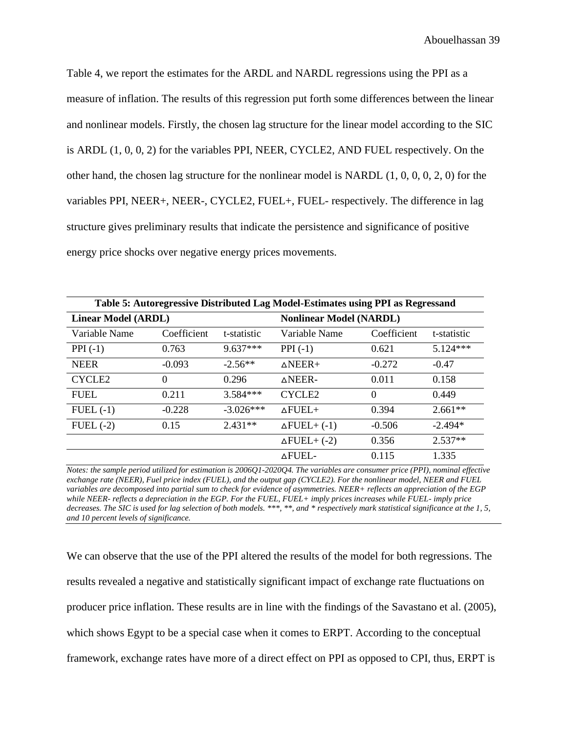Table 4, we report the estimates for the ARDL and NARDL regressions using the PPI as a measure of inflation. The results of this regression put forth some differences between the linear and nonlinear models. Firstly, the chosen lag structure for the linear model according to the SIC is ARDL (1, 0, 0, 2) for the variables PPI, NEER, CYCLE2, AND FUEL respectively. On the other hand, the chosen lag structure for the nonlinear model is NARDL (1, 0, 0, 0, 2, 0) for the variables PPI, NEER+, NEER-, CYCLE2, FUEL+, FUEL- respectively. The difference in lag structure gives preliminary results that indicate the persistence and significance of positive energy price shocks over negative energy prices movements.

**Table 5: Autoregressive Distributed Lag Model-Estimates using PPI as Regressand**

| **Linear Model (ARDL)** | | | **Nonlinear Model (NARDL)** | | |
|---|---|---|---|---|---|
| Variable Name | Coefficient | t-statistic | Variable Name | Coefficient | t-statistic |
| PPI (-1) | 0.763 | 9.637*** | PPI (-1) | 0.621 | 5.124*** |
| NEER | -0.093 | -2.56** | ∆NEER+ | -0.272 | -0.47 |
| CYCLE2 | 0 | 0.296 | ∆NEER- | 0.011 | 0.158 |
| FUEL | 0.211 | 3.584*** | CYCLE2 | 0 | 0.449 |
| FUEL (-1) | -0.228 | -3.026*** | ∆FUEL+ | 0.394 | 2.661** |
| FUEL (-2) | 0.15 | 2.431** | ∆FUEL+ (-1) | -0.506 | -2.494* |
| | | | ∆FUEL+ (-2) | 0.356 | 2.537** |
| | | | ∆FUEL- | 0.115 | 1.335 |

*Notes: the sample period utilized for estimation is 2006Q1-2020Q4. The variables are consumer price (PPI), nominal effective exchange rate (NEER), Fuel price index (FUEL), and the output gap (CYCLE2). For the nonlinear model, NEER and FUEL variables are decomposed into partial sum to check for evidence of asymmetries. NEER+ reflects an appreciation of the EGP while NEER- reflects a depreciation in the EGP. For the FUEL, FUEL+ imply prices increases while FUEL- imply price decreases. The SIC is used for lag selection of both models. ***, **, and * respectively mark statistical significance at the 1, 5, and 10 percent levels of significance.*

We can observe that the use of the PPI altered the results of the model for both regressions. The results revealed a negative and statistically significant impact of exchange rate fluctuations on producer price inflation. These results are in line with the findings of the Savastano et al. (2005), which shows Egypt to be a special case when it comes to ERPT. According to the conceptual framework, exchange rates have more of a direct effect on PPI as opposed to CPI, thus, ERPT is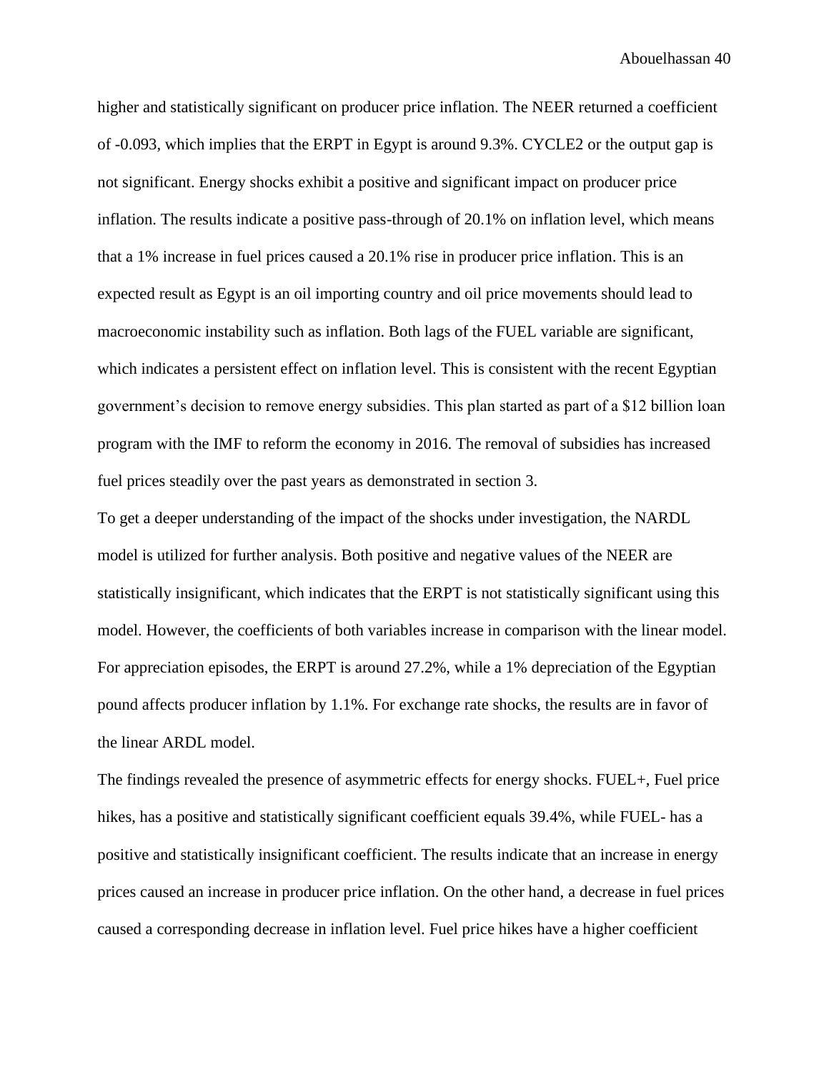higher and statistically significant on producer price inflation. The NEER returned a coefficient of -0.093, which implies that the ERPT in Egypt is around 9.3%. CYCLE2 or the output gap is not significant. Energy shocks exhibit a positive and significant impact on producer price inflation. The results indicate a positive pass-through of 20.1% on inflation level, which means that a 1% increase in fuel prices caused a 20.1% rise in producer price inflation. This is an expected result as Egypt is an oil importing country and oil price movements should lead to macroeconomic instability such as inflation. Both lags of the FUEL variable are significant, which indicates a persistent effect on inflation level. This is consistent with the recent Egyptian government's decision to remove energy subsidies. This plan started as part of a $12 billion loan program with the IMF to reform the economy in 2016. The removal of subsidies has increased fuel prices steadily over the past years as demonstrated in section 3.

To get a deeper understanding of the impact of the shocks under investigation, the NARDL model is utilized for further analysis. Both positive and negative values of the NEER are statistically insignificant, which indicates that the ERPT is not statistically significant using this model. However, the coefficients of both variables increase in comparison with the linear model. For appreciation episodes, the ERPT is around 27.2%, while a 1% depreciation of the Egyptian pound affects producer inflation by 1.1%. For exchange rate shocks, the results are in favor of the linear ARDL model.

The findings revealed the presence of asymmetric effects for energy shocks. FUEL+, Fuel price hikes, has a positive and statistically significant coefficient equals 39.4%, while FUEL- has a positive and statistically insignificant coefficient. The results indicate that an increase in energy prices caused an increase in producer price inflation. On the other hand, a decrease in fuel prices caused a corresponding decrease in inflation level. Fuel price hikes have a higher coefficient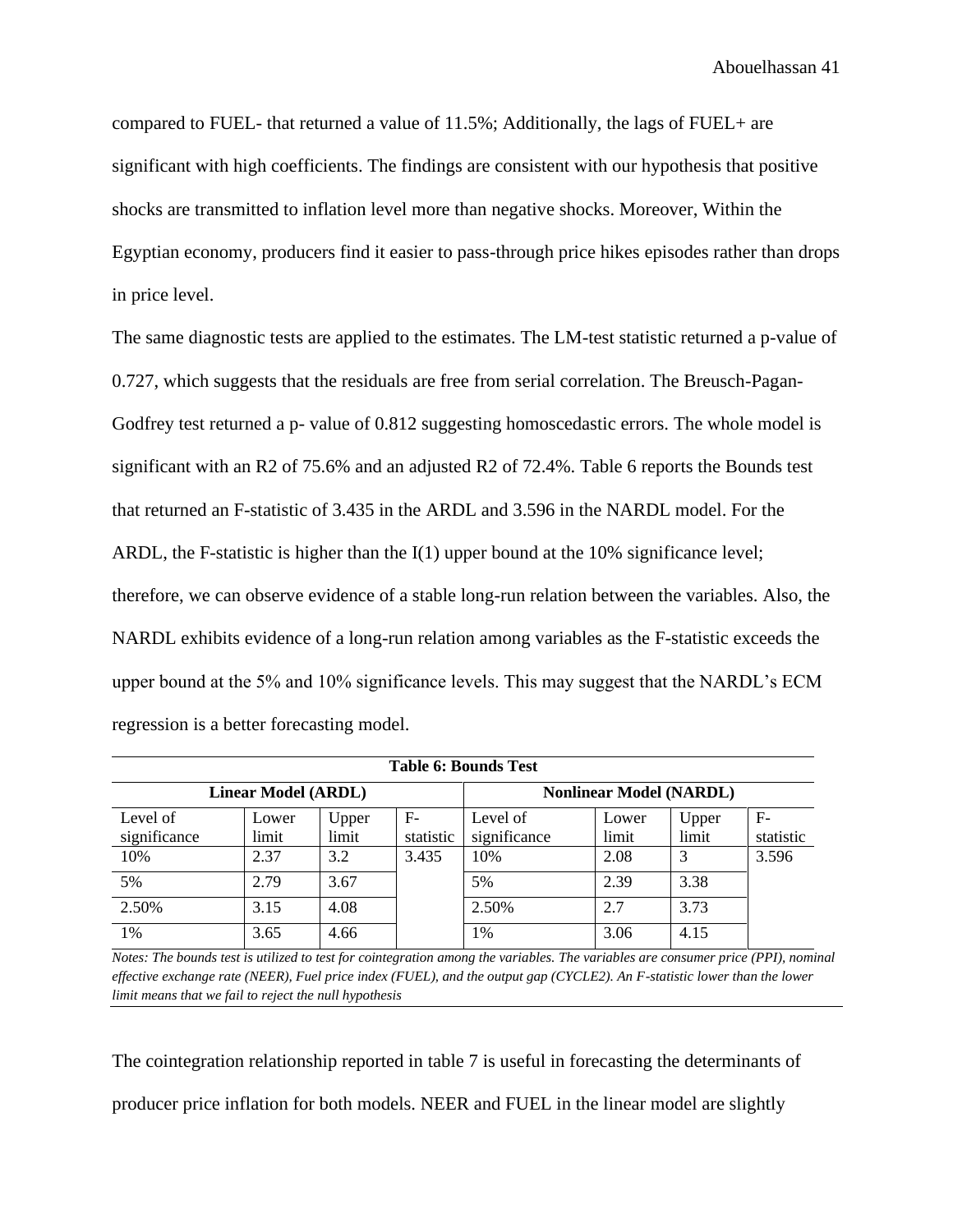compared to FUEL- that returned a value of 11.5%; Additionally, the lags of FUEL+ are significant with high coefficients. The findings are consistent with our hypothesis that positive shocks are transmitted to inflation level more than negative shocks. Moreover, Within the Egyptian economy, producers find it easier to pass-through price hikes episodes rather than drops in price level.

The same diagnostic tests are applied to the estimates. The LM-test statistic returned a p-value of 0.727, which suggests that the residuals are free from serial correlation. The Breusch-Pagan-Godfrey test returned a p- value of 0.812 suggesting homoscedastic errors. The whole model is significant with an R2 of 75.6% and an adjusted R2 of 72.4%. Table 6 reports the Bounds test that returned an F-statistic of 3.435 in the ARDL and 3.596 in the NARDL model. For the ARDL, the F-statistic is higher than the I(1) upper bound at the 10% significance level; therefore, we can observe evidence of a stable long-run relation between the variables. Also, the NARDL exhibits evidence of a long-run relation among variables as the F-statistic exceeds the upper bound at the 5% and 10% significance levels. This may suggest that the NARDL's ECM regression is a better forecasting model.

**Table 6: Bounds Test**

| Linear Model (ARDL) | | | | Nonlinear Model (NARDL) | | | |
|---|---|---|---|---|---|---|---|
| Level of significance | Lower limit | Upper limit | F-statistic | Level of significance | Lower limit | Upper limit | F-statistic |
| 10% | 2.37 | 3.2 | 3.435 | 10% | 2.08 | 3 | 3.596 |
| 5% | 2.79 | 3.67 | | 5% | 2.39 | 3.38 | |
| 2.50% | 3.15 | 4.08 | | 2.50% | 2.7 | 3.73 | |
| 1% | 3.65 | 4.66 | | 1% | 3.06 | 4.15 | |

*Notes: The bounds test is utilized to test for cointegration among the variables. The variables are consumer price (PPI), nominal effective exchange rate (NEER), Fuel price index (FUEL), and the output gap (CYCLE2). An F-statistic lower than the lower limit means that we fail to reject the null hypothesis*

The cointegration relationship reported in table 7 is useful in forecasting the determinants of producer price inflation for both models. NEER and FUEL in the linear model are slightly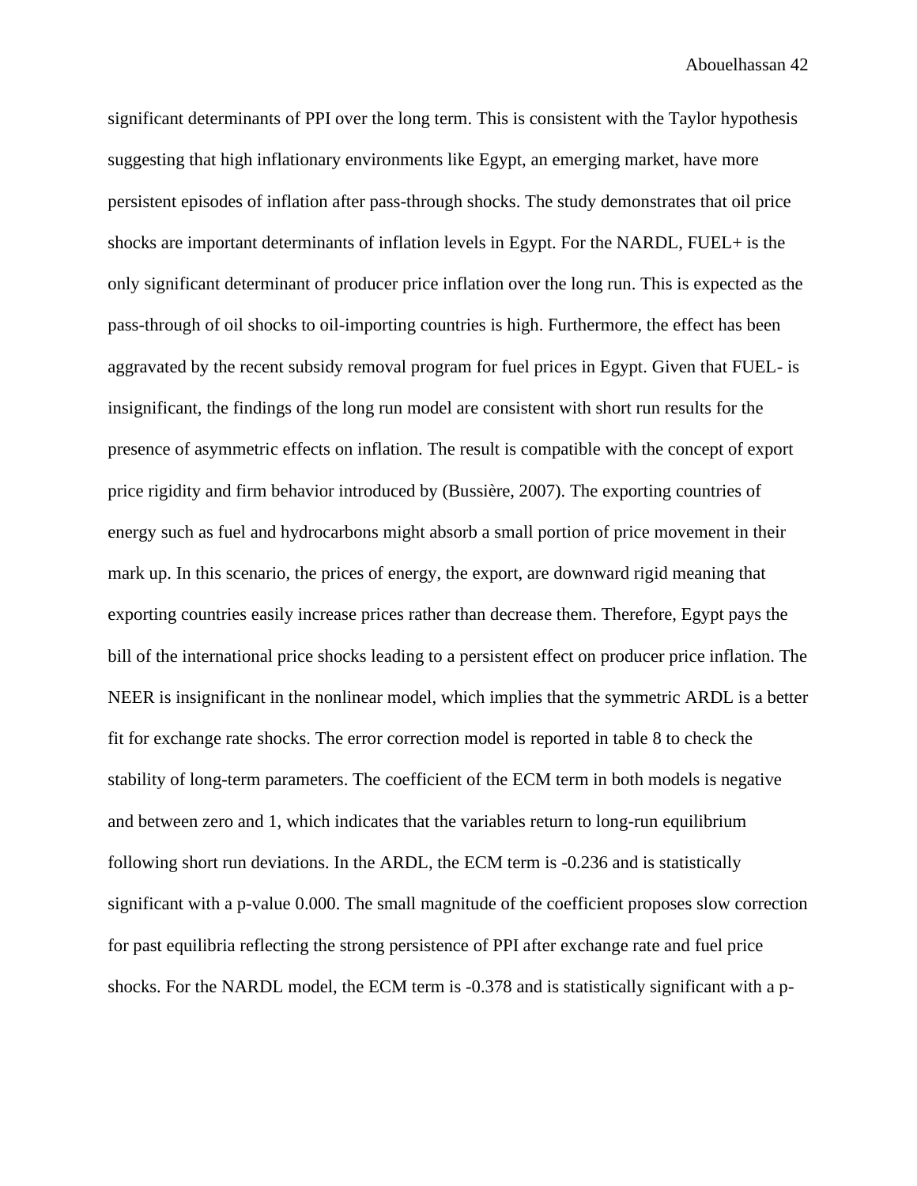significant determinants of PPI over the long term. This is consistent with the Taylor hypothesis suggesting that high inflationary environments like Egypt, an emerging market, have more persistent episodes of inflation after pass-through shocks. The study demonstrates that oil price shocks are important determinants of inflation levels in Egypt. For the NARDL, FUEL+ is the only significant determinant of producer price inflation over the long run. This is expected as the pass-through of oil shocks to oil-importing countries is high. Furthermore, the effect has been aggravated by the recent subsidy removal program for fuel prices in Egypt. Given that FUEL- is insignificant, the findings of the long run model are consistent with short run results for the presence of asymmetric effects on inflation. The result is compatible with the concept of export price rigidity and firm behavior introduced by (Bussière, 2007). The exporting countries of energy such as fuel and hydrocarbons might absorb a small portion of price movement in their mark up. In this scenario, the prices of energy, the export, are downward rigid meaning that exporting countries easily increase prices rather than decrease them. Therefore, Egypt pays the bill of the international price shocks leading to a persistent effect on producer price inflation. The NEER is insignificant in the nonlinear model, which implies that the symmetric ARDL is a better fit for exchange rate shocks. The error correction model is reported in table 8 to check the stability of long-term parameters. The coefficient of the ECM term in both models is negative and between zero and 1, which indicates that the variables return to long-run equilibrium following short run deviations. In the ARDL, the ECM term is -0.236 and is statistically significant with a p-value 0.000. The small magnitude of the coefficient proposes slow correction for past equilibria reflecting the strong persistence of PPI after exchange rate and fuel price shocks. For the NARDL model, the ECM term is -0.378 and is statistically significant with a p-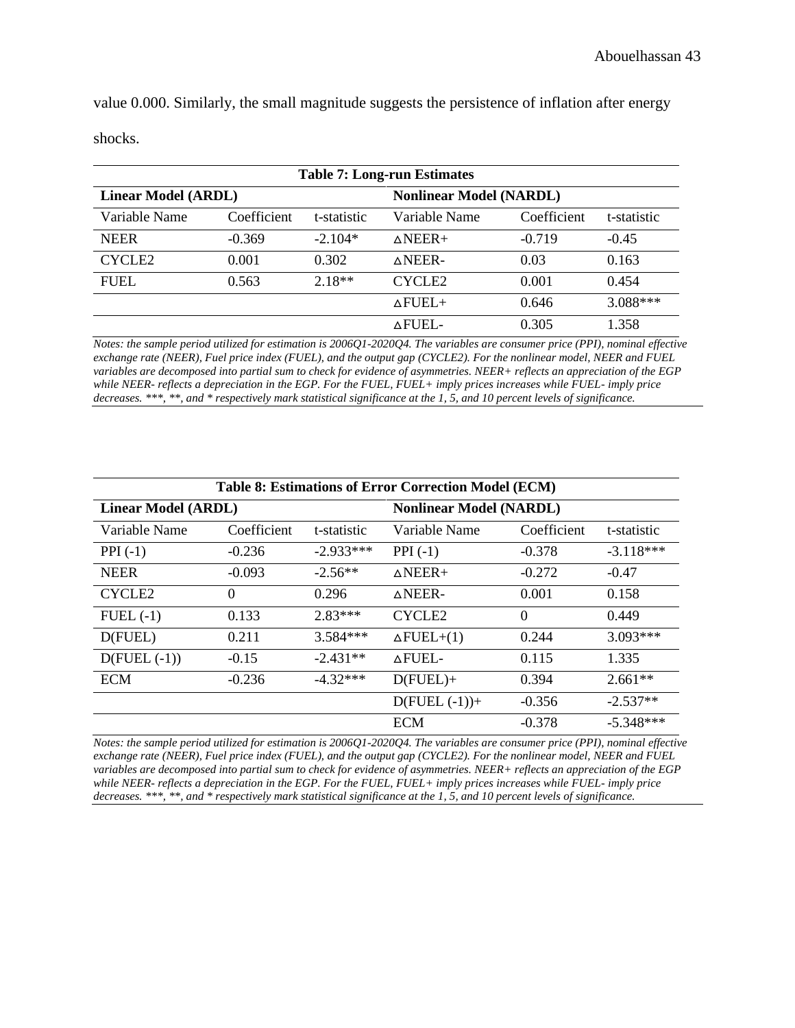value 0.000. Similarly, the small magnitude suggests the persistence of inflation after energy shocks.

| **Table 7: Long-run Estimates** | | | | | |
|---|---|---|---|---|---|
| **Linear Model (ARDL)** | | | **Nonlinear Model (NARDL)** | | |
| Variable Name | Coefficient | t-statistic | Variable Name | Coefficient | t-statistic |
| NEER | -0.369 | -2.104* | ∆NEER+ | -0.719 | -0.45 |
| CYCLE2 | 0.001 | 0.302 | ∆NEER- | 0.03 | 0.163 |
| FUEL | 0.563 | 2.18** | CYCLE2 | 0.001 | 0.454 |
| | | | ∆FUEL+ | 0.646 | 3.088*** |
| | | | ∆FUEL- | 0.305 | 1.358 |

*Notes: the sample period utilized for estimation is 2006Q1-2020Q4. The variables are consumer price (PPI), nominal effective exchange rate (NEER), Fuel price index (FUEL), and the output gap (CYCLE2). For the nonlinear model, NEER and FUEL variables are decomposed into partial sum to check for evidence of asymmetries. NEER+ reflects an appreciation of the EGP while NEER- reflects a depreciation in the EGP. For the FUEL, FUEL+ imply prices increases while FUEL- imply price decreases. \*\*\*, \*\*, and \* respectively mark statistical significance at the 1, 5, and 10 percent levels of significance.*

| **Table 8: Estimations of Error Correction Model (ECM)** | | | | | |
|---|---|---|---|---|---|
| **Linear Model (ARDL)** | | | **Nonlinear Model (NARDL)** | | |
| Variable Name | Coefficient | t-statistic | Variable Name | Coefficient | t-statistic |
| PPI (-1) | -0.236 | -2.933*** | PPI (-1) | -0.378 | -3.118*** |
| NEER | -0.093 | -2.56** | ∆NEER+ | -0.272 | -0.47 |
| CYCLE2 | 0 | 0.296 | ∆NEER- | 0.001 | 0.158 |
| FUEL (-1) | 0.133 | 2.83*** | CYCLE2 | 0 | 0.449 |
| D(FUEL) | 0.211 | 3.584*** | ∆FUEL+(1) | 0.244 | 3.093*** |
| D(FUEL (-1)) | -0.15 | -2.431** | ∆FUEL- | 0.115 | 1.335 |
| ECM | -0.236 | -4.32*** | D(FUEL)+ | 0.394 | 2.661** |
| | | | D(FUEL (-1))+ | -0.356 | -2.537** |
| | | | ECM | -0.378 | -5.348*** |

*Notes: the sample period utilized for estimation is 2006Q1-2020Q4. The variables are consumer price (PPI), nominal effective exchange rate (NEER), Fuel price index (FUEL), and the output gap (CYCLE2). For the nonlinear model, NEER and FUEL variables are decomposed into partial sum to check for evidence of asymmetries. NEER+ reflects an appreciation of the EGP while NEER- reflects a depreciation in the EGP. For the FUEL, FUEL+ imply prices increases while FUEL- imply price decreases. \*\*\*, \*\*, and \* respectively mark statistical significance at the 1, 5, and 10 percent levels of significance.*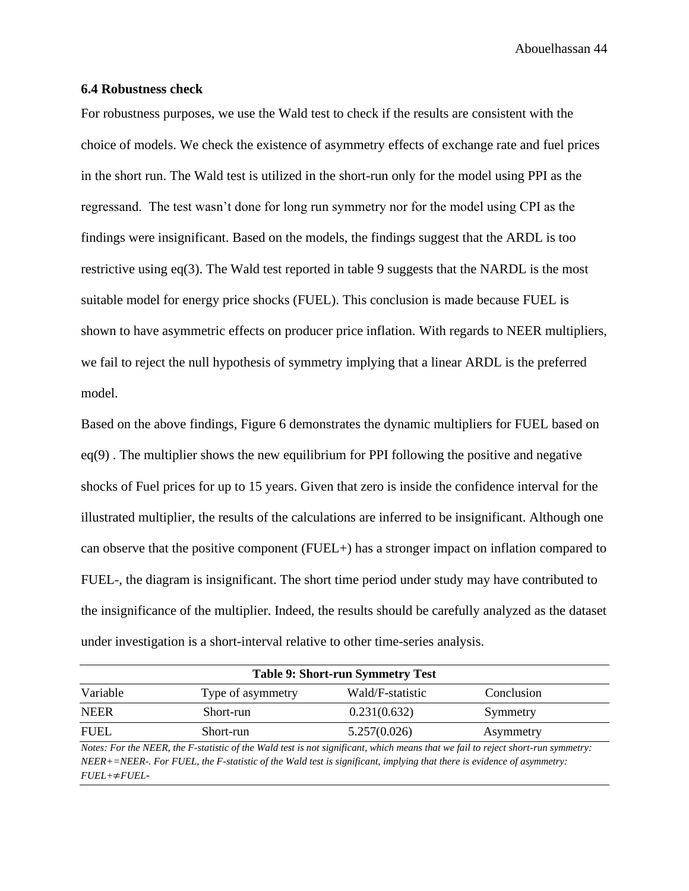### 6.4 Robustness check

For robustness purposes, we use the Wald test to check if the results are consistent with the choice of models. We check the existence of asymmetry effects of exchange rate and fuel prices in the short run. The Wald test is utilized in the short-run only for the model using PPI as the regressand. The test wasn't done for long run symmetry nor for the model using CPI as the findings were insignificant. Based on the models, the findings suggest that the ARDL is too restrictive using eq(3). The Wald test reported in table 9 suggests that the NARDL is the most suitable model for energy price shocks (FUEL). This conclusion is made because FUEL is shown to have asymmetric effects on producer price inflation. With regards to NEER multipliers, we fail to reject the null hypothesis of symmetry implying that a linear ARDL is the preferred model.

Based on the above findings, Figure 6 demonstrates the dynamic multipliers for FUEL based on eq(9) . The multiplier shows the new equilibrium for PPI following the positive and negative shocks of Fuel prices for up to 15 years. Given that zero is inside the confidence interval for the illustrated multiplier, the results of the calculations are inferred to be insignificant. Although one can observe that the positive component (FUEL+) has a stronger impact on inflation compared to FUEL-, the diagram is insignificant. The short time period under study may have contributed to the insignificance of the multiplier. Indeed, the results should be carefully analyzed as the dataset under investigation is a short-interval relative to other time-series analysis.

**Table 9: Short-run Symmetry Test**

| Variable | Type of asymmetry | Wald/F-statistic | Conclusion |
|---|---|---|---|
| NEER | Short-run | 0.231(0.632) | Symmetry |
| FUEL | Short-run | 5.257(0.026) | Asymmetry |

*Notes: For the NEER, the F-statistic of the Wald test is not significant, which means that we fail to reject short-run symmetry: NEER+=NEER-. For FUEL, the F-statistic of the Wald test is significant, implying that there is evidence of asymmetry: FUEL+≠FUEL-*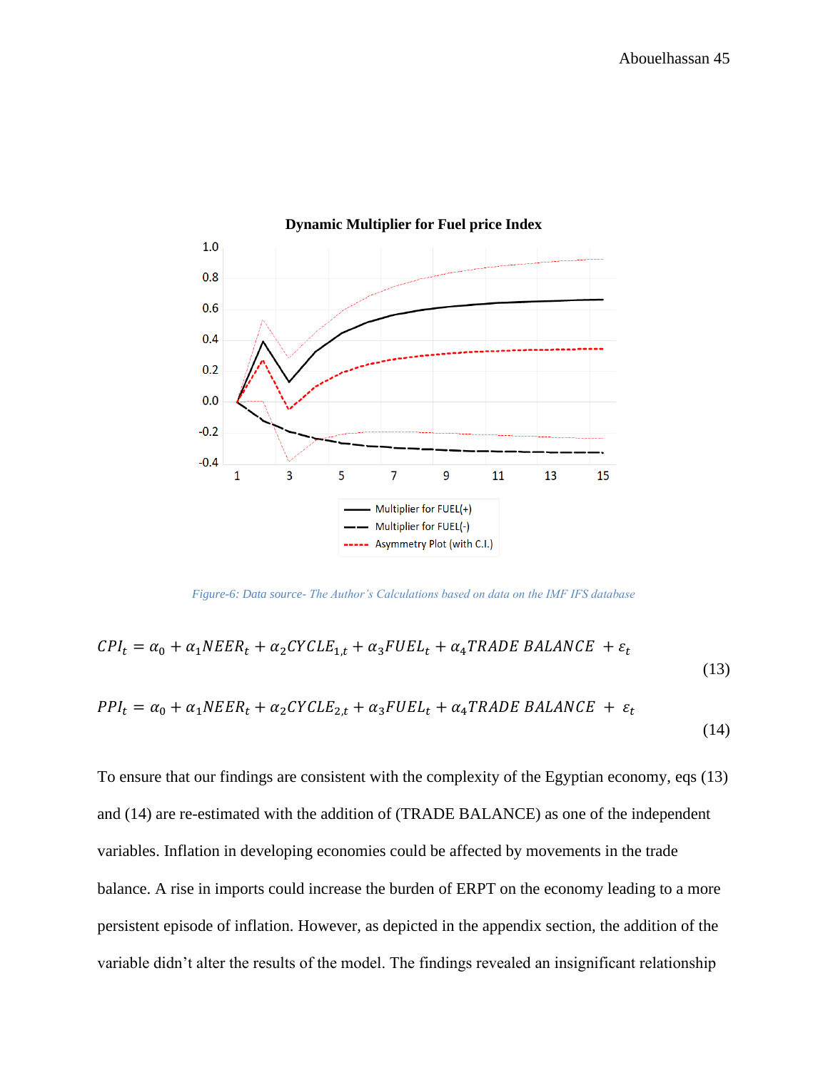**Dynamic Multiplier for Fuel price Index**

Figure-6: Data source- The Author's Calculations based on data on the IMF IFS database

$$CPI_t = \alpha_0 + \alpha_1 NEER_t + \alpha_2 CYCLE_{1,t} + \alpha_3 FUEL_t + \alpha_4 TRADE\ BALANCE\ + \varepsilon_t \tag{13}$$

$$PPI_t = \alpha_0 + \alpha_1 NEER_t + \alpha_2 CYCLE_{2,t} + \alpha_3 FUEL_t + \alpha_4 TRADE\ BALANCE\ + \varepsilon_t \tag{14}$$

To ensure that our findings are consistent with the complexity of the Egyptian economy, eqs (13) and (14) are re-estimated with the addition of (TRADE BALANCE) as one of the independent variables. Inflation in developing economies could be affected by movements in the trade balance. A rise in imports could increase the burden of ERPT on the economy leading to a more persistent episode of inflation. However, as depicted in the appendix section, the addition of the variable didn't alter the results of the model. The findings revealed an insignificant relationship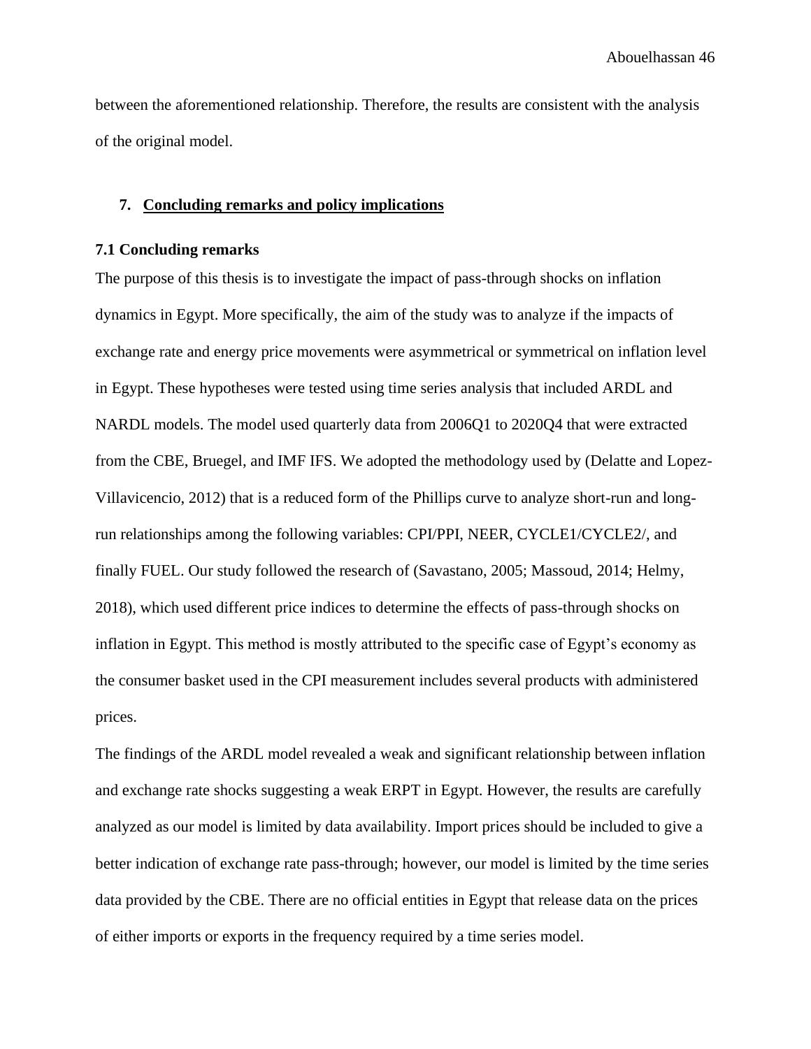between the aforementioned relationship. Therefore, the results are consistent with the analysis of the original model.

## 7. Concluding remarks and policy implications

### 7.1 Concluding remarks

The purpose of this thesis is to investigate the impact of pass-through shocks on inflation dynamics in Egypt. More specifically, the aim of the study was to analyze if the impacts of exchange rate and energy price movements were asymmetrical or symmetrical on inflation level in Egypt. These hypotheses were tested using time series analysis that included ARDL and NARDL models. The model used quarterly data from 2006Q1 to 2020Q4 that were extracted from the CBE, Bruegel, and IMF IFS. We adopted the methodology used by (Delatte and Lopez-Villavicencio, 2012) that is a reduced form of the Phillips curve to analyze short-run and long-run relationships among the following variables: CPI/PPI, NEER, CYCLE1/CYCLE2/, and finally FUEL. Our study followed the research of (Savastano, 2005; Massoud, 2014; Helmy, 2018), which used different price indices to determine the effects of pass-through shocks on inflation in Egypt. This method is mostly attributed to the specific case of Egypt's economy as the consumer basket used in the CPI measurement includes several products with administered prices.

The findings of the ARDL model revealed a weak and significant relationship between inflation and exchange rate shocks suggesting a weak ERPT in Egypt. However, the results are carefully analyzed as our model is limited by data availability. Import prices should be included to give a better indication of exchange rate pass-through; however, our model is limited by the time series data provided by the CBE. There are no official entities in Egypt that release data on the prices of either imports or exports in the frequency required by a time series model.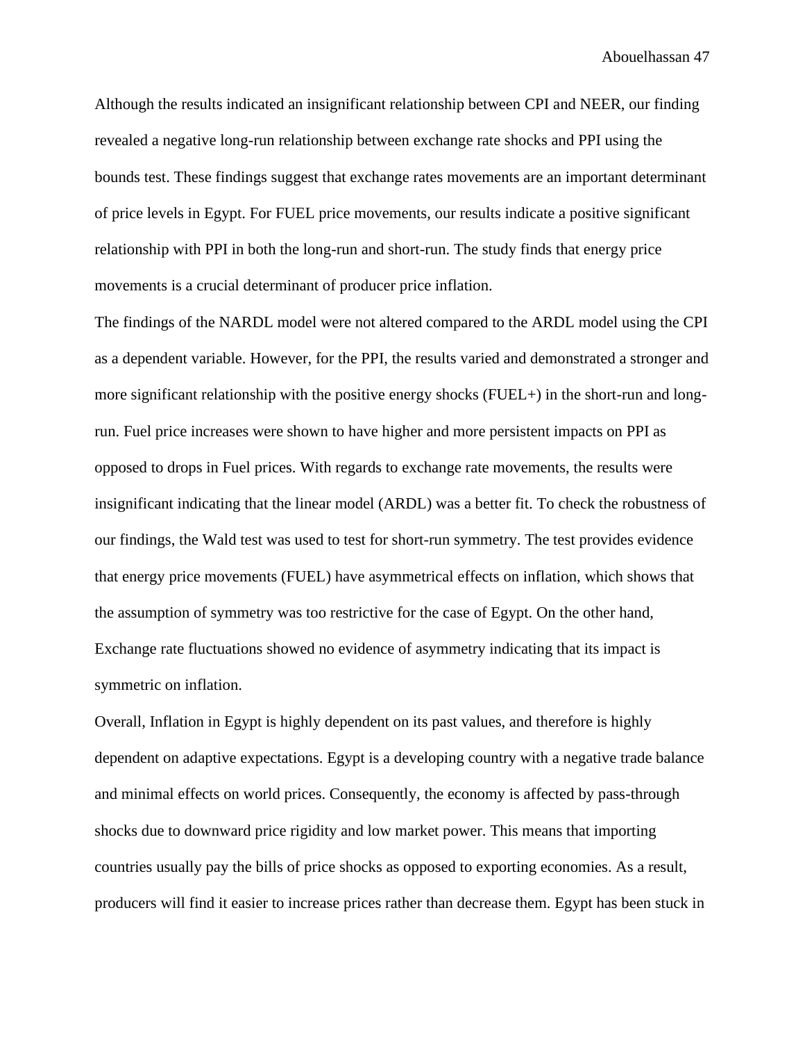Although the results indicated an insignificant relationship between CPI and NEER, our finding revealed a negative long-run relationship between exchange rate shocks and PPI using the bounds test. These findings suggest that exchange rates movements are an important determinant of price levels in Egypt. For FUEL price movements, our results indicate a positive significant relationship with PPI in both the long-run and short-run. The study finds that energy price movements is a crucial determinant of producer price inflation.

The findings of the NARDL model were not altered compared to the ARDL model using the CPI as a dependent variable. However, for the PPI, the results varied and demonstrated a stronger and more significant relationship with the positive energy shocks (FUEL+) in the short-run and long-run. Fuel price increases were shown to have higher and more persistent impacts on PPI as opposed to drops in Fuel prices. With regards to exchange rate movements, the results were insignificant indicating that the linear model (ARDL) was a better fit. To check the robustness of our findings, the Wald test was used to test for short-run symmetry. The test provides evidence that energy price movements (FUEL) have asymmetrical effects on inflation, which shows that the assumption of symmetry was too restrictive for the case of Egypt. On the other hand, Exchange rate fluctuations showed no evidence of asymmetry indicating that its impact is symmetric on inflation.

Overall, Inflation in Egypt is highly dependent on its past values, and therefore is highly dependent on adaptive expectations. Egypt is a developing country with a negative trade balance and minimal effects on world prices. Consequently, the economy is affected by pass-through shocks due to downward price rigidity and low market power. This means that importing countries usually pay the bills of price shocks as opposed to exporting economies. As a result, producers will find it easier to increase prices rather than decrease them. Egypt has been stuck in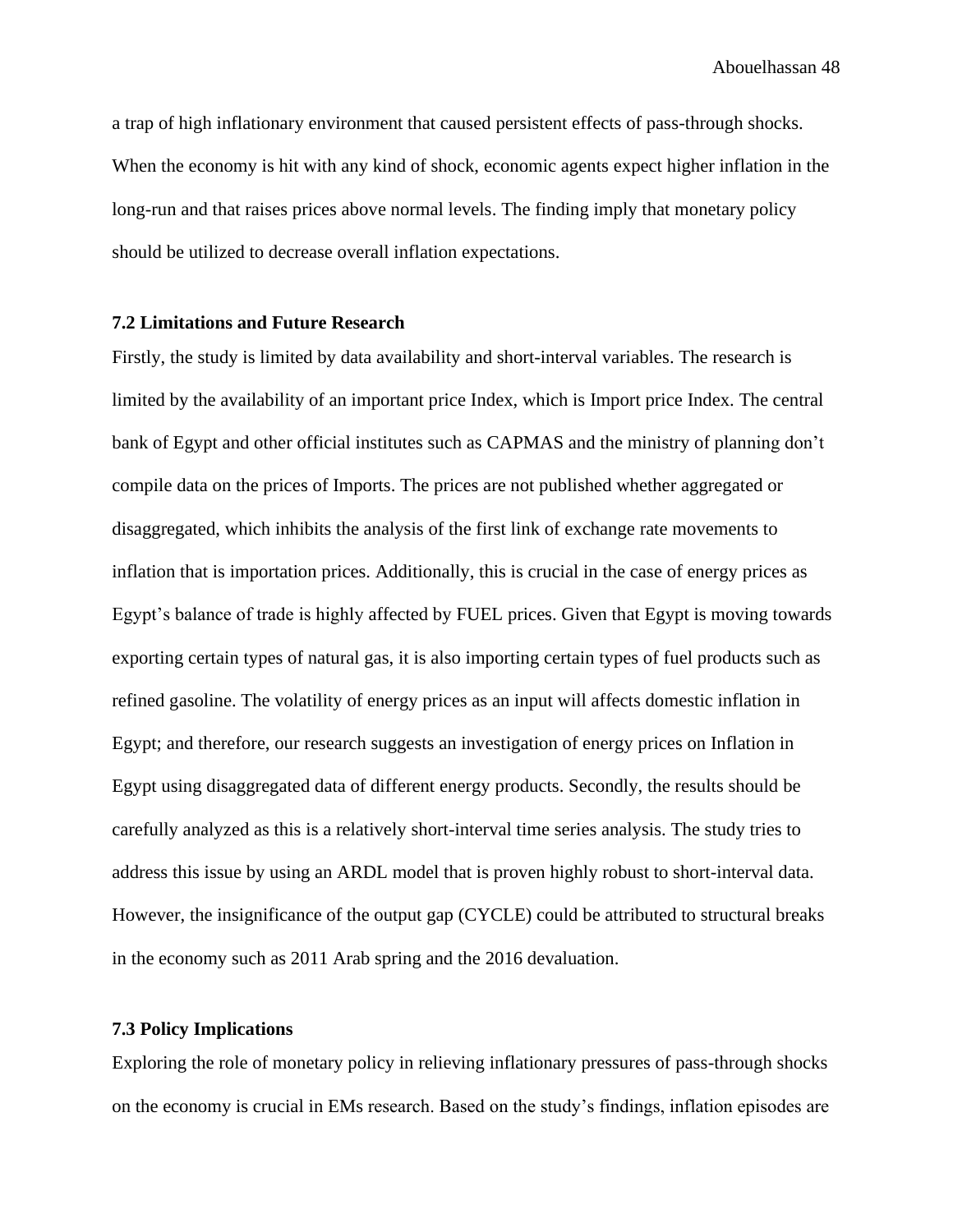a trap of high inflationary environment that caused persistent effects of pass-through shocks. When the economy is hit with any kind of shock, economic agents expect higher inflation in the long-run and that raises prices above normal levels. The finding imply that monetary policy should be utilized to decrease overall inflation expectations.

### 7.2 Limitations and Future Research

Firstly, the study is limited by data availability and short-interval variables. The research is limited by the availability of an important price Index, which is Import price Index. The central bank of Egypt and other official institutes such as CAPMAS and the ministry of planning don't compile data on the prices of Imports. The prices are not published whether aggregated or disaggregated, which inhibits the analysis of the first link of exchange rate movements to inflation that is importation prices. Additionally, this is crucial in the case of energy prices as Egypt's balance of trade is highly affected by FUEL prices. Given that Egypt is moving towards exporting certain types of natural gas, it is also importing certain types of fuel products such as refined gasoline. The volatility of energy prices as an input will affects domestic inflation in Egypt; and therefore, our research suggests an investigation of energy prices on Inflation in Egypt using disaggregated data of different energy products. Secondly, the results should be carefully analyzed as this is a relatively short-interval time series analysis. The study tries to address this issue by using an ARDL model that is proven highly robust to short-interval data. However, the insignificance of the output gap (CYCLE) could be attributed to structural breaks in the economy such as 2011 Arab spring and the 2016 devaluation.

### 7.3 Policy Implications

Exploring the role of monetary policy in relieving inflationary pressures of pass-through shocks on the economy is crucial in EMs research. Based on the study's findings, inflation episodes are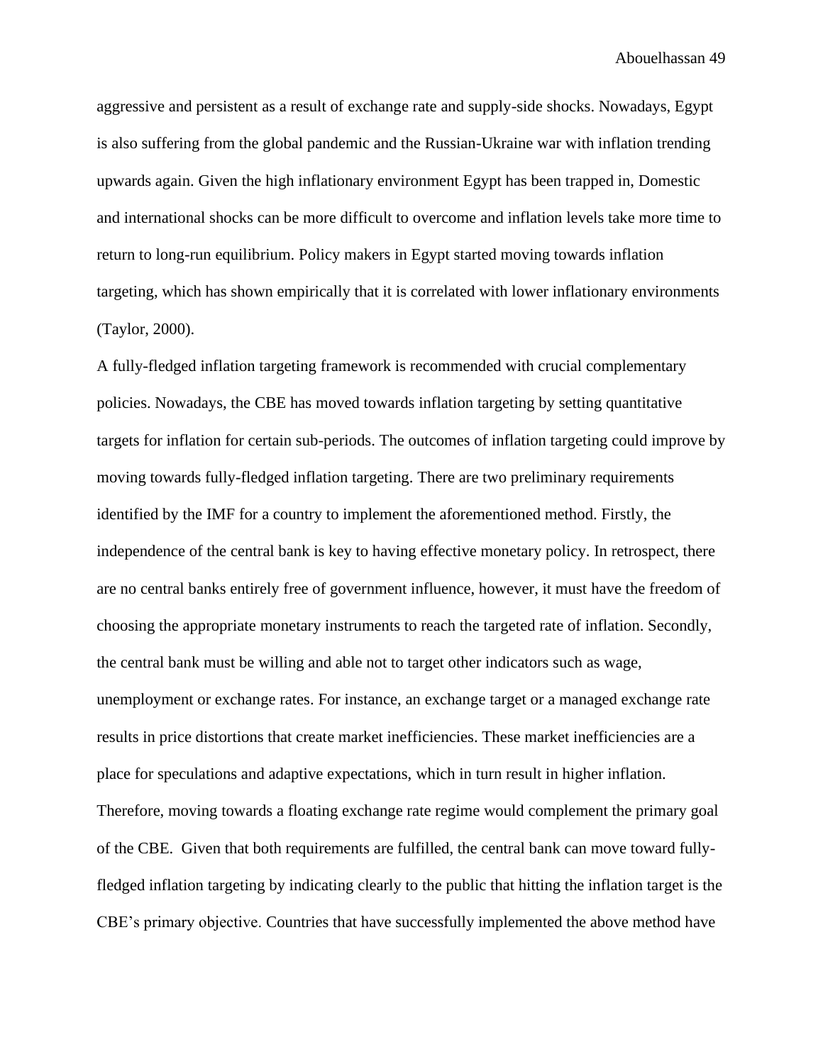aggressive and persistent as a result of exchange rate and supply-side shocks. Nowadays, Egypt is also suffering from the global pandemic and the Russian-Ukraine war with inflation trending upwards again. Given the high inflationary environment Egypt has been trapped in, Domestic and international shocks can be more difficult to overcome and inflation levels take more time to return to long-run equilibrium. Policy makers in Egypt started moving towards inflation targeting, which has shown empirically that it is correlated with lower inflationary environments (Taylor, 2000).

A fully-fledged inflation targeting framework is recommended with crucial complementary policies. Nowadays, the CBE has moved towards inflation targeting by setting quantitative targets for inflation for certain sub-periods. The outcomes of inflation targeting could improve by moving towards fully-fledged inflation targeting. There are two preliminary requirements identified by the IMF for a country to implement the aforementioned method. Firstly, the independence of the central bank is key to having effective monetary policy. In retrospect, there are no central banks entirely free of government influence, however, it must have the freedom of choosing the appropriate monetary instruments to reach the targeted rate of inflation. Secondly, the central bank must be willing and able not to target other indicators such as wage, unemployment or exchange rates. For instance, an exchange target or a managed exchange rate results in price distortions that create market inefficiencies. These market inefficiencies are a place for speculations and adaptive expectations, which in turn result in higher inflation. Therefore, moving towards a floating exchange rate regime would complement the primary goal of the CBE. Given that both requirements are fulfilled, the central bank can move toward fully-fledged inflation targeting by indicating clearly to the public that hitting the inflation target is the CBE's primary objective. Countries that have successfully implemented the above method have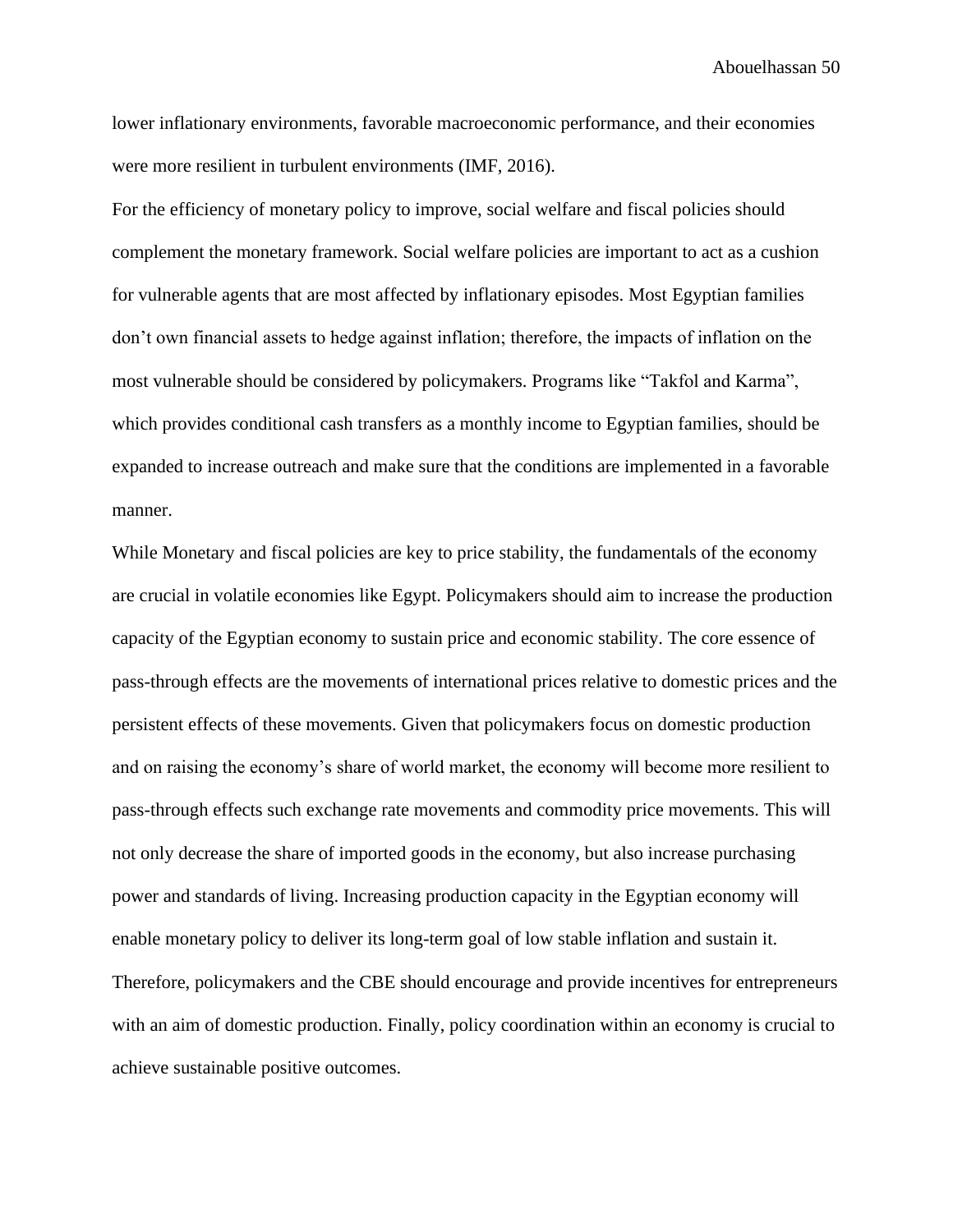lower inflationary environments, favorable macroeconomic performance, and their economies were more resilient in turbulent environments (IMF, 2016).

For the efficiency of monetary policy to improve, social welfare and fiscal policies should complement the monetary framework. Social welfare policies are important to act as a cushion for vulnerable agents that are most affected by inflationary episodes. Most Egyptian families don't own financial assets to hedge against inflation; therefore, the impacts of inflation on the most vulnerable should be considered by policymakers. Programs like "Takfol and Karma", which provides conditional cash transfers as a monthly income to Egyptian families, should be expanded to increase outreach and make sure that the conditions are implemented in a favorable manner.

While Monetary and fiscal policies are key to price stability, the fundamentals of the economy are crucial in volatile economies like Egypt. Policymakers should aim to increase the production capacity of the Egyptian economy to sustain price and economic stability. The core essence of pass-through effects are the movements of international prices relative to domestic prices and the persistent effects of these movements. Given that policymakers focus on domestic production and on raising the economy's share of world market, the economy will become more resilient to pass-through effects such exchange rate movements and commodity price movements. This will not only decrease the share of imported goods in the economy, but also increase purchasing power and standards of living. Increasing production capacity in the Egyptian economy will enable monetary policy to deliver its long-term goal of low stable inflation and sustain it. Therefore, policymakers and the CBE should encourage and provide incentives for entrepreneurs with an aim of domestic production. Finally, policy coordination within an economy is crucial to achieve sustainable positive outcomes.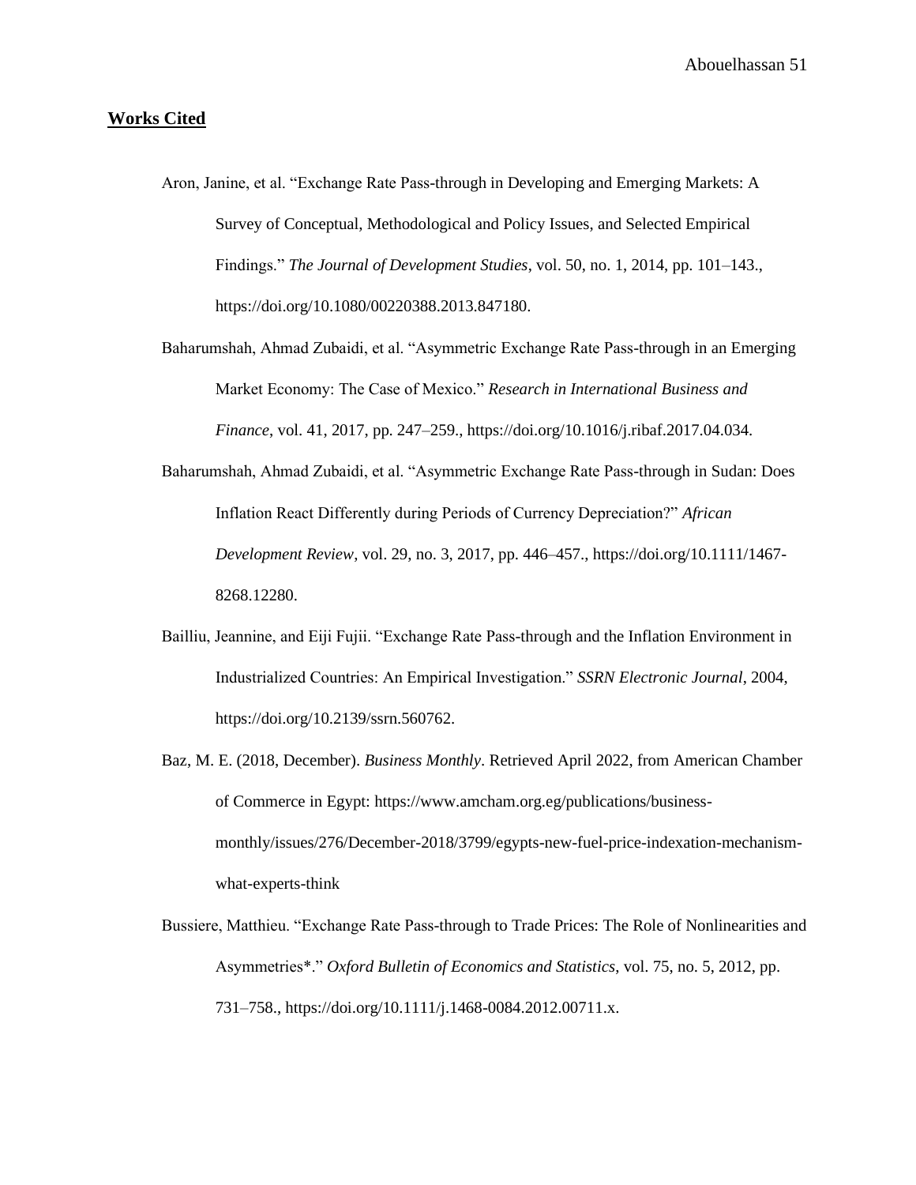## **Works Cited**

Aron, Janine, et al. "Exchange Rate Pass-through in Developing and Emerging Markets: A Survey of Conceptual, Methodological and Policy Issues, and Selected Empirical Findings." *The Journal of Development Studies*, vol. 50, no. 1, 2014, pp. 101–143., https://doi.org/10.1080/00220388.2013.847180.

Baharumshah, Ahmad Zubaidi, et al. "Asymmetric Exchange Rate Pass-through in an Emerging Market Economy: The Case of Mexico." *Research in International Business and Finance*, vol. 41, 2017, pp. 247–259., https://doi.org/10.1016/j.ribaf.2017.04.034.

Baharumshah, Ahmad Zubaidi, et al. "Asymmetric Exchange Rate Pass-through in Sudan: Does Inflation React Differently during Periods of Currency Depreciation?" *African Development Review*, vol. 29, no. 3, 2017, pp. 446–457., https://doi.org/10.1111/1467-8268.12280.

Bailliu, Jeannine, and Eiji Fujii. "Exchange Rate Pass-through and the Inflation Environment in Industrialized Countries: An Empirical Investigation." *SSRN Electronic Journal*, 2004, https://doi.org/10.2139/ssrn.560762.

Baz, M. E. (2018, December). *Business Monthly*. Retrieved April 2022, from American Chamber of Commerce in Egypt: https://www.amcham.org.eg/publications/business-monthly/issues/276/December-2018/3799/egypts-new-fuel-price-indexation-mechanism-what-experts-think

Bussiere, Matthieu. "Exchange Rate Pass-through to Trade Prices: The Role of Nonlinearities and Asymmetries*." *Oxford Bulletin of Economics and Statistics*, vol. 75, no. 5, 2012, pp. 731–758., https://doi.org/10.1111/j.1468-0084.2012.00711.x.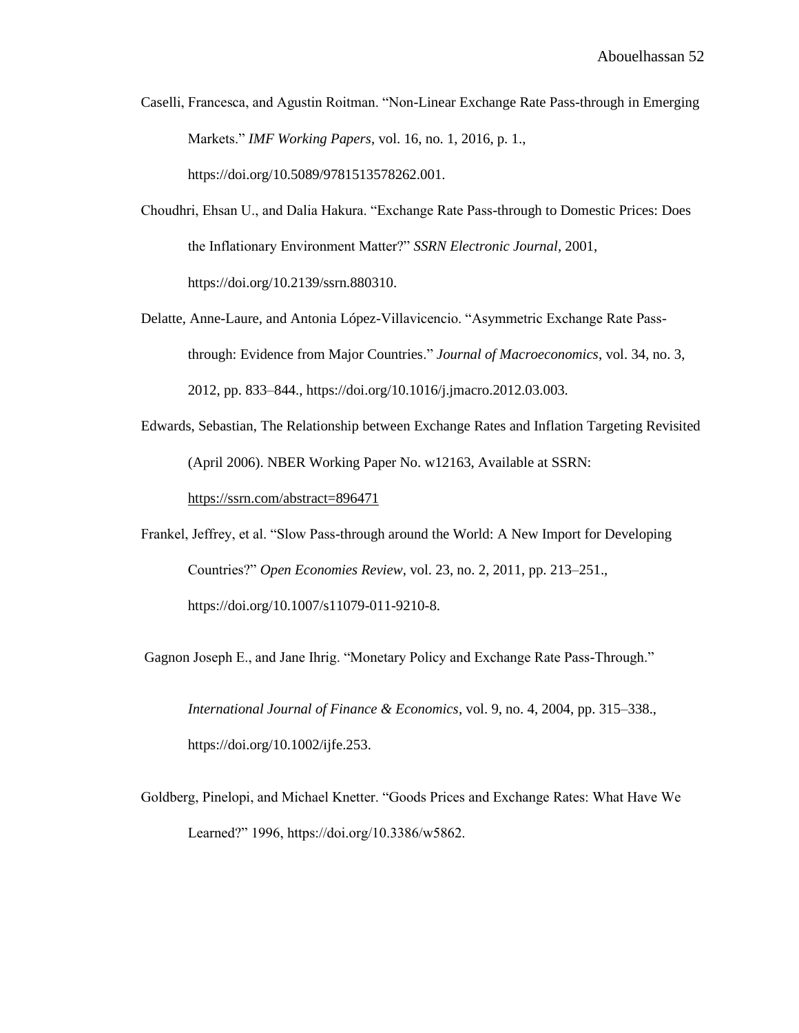Caselli, Francesca, and Agustin Roitman. "Non-Linear Exchange Rate Pass-through in Emerging Markets." *IMF Working Papers*, vol. 16, no. 1, 2016, p. 1., https://doi.org/10.5089/9781513578262.001.

Choudhri, Ehsan U., and Dalia Hakura. "Exchange Rate Pass-through to Domestic Prices: Does the Inflationary Environment Matter?" *SSRN Electronic Journal*, 2001, https://doi.org/10.2139/ssrn.880310.

Delatte, Anne-Laure, and Antonia López-Villavicencio. "Asymmetric Exchange Rate Pass-through: Evidence from Major Countries." *Journal of Macroeconomics*, vol. 34, no. 3, 2012, pp. 833–844., https://doi.org/10.1016/j.jmacro.2012.03.003.

Edwards, Sebastian, The Relationship between Exchange Rates and Inflation Targeting Revisited (April 2006). NBER Working Paper No. w12163, Available at SSRN: https://ssrn.com/abstract=896471

Frankel, Jeffrey, et al. "Slow Pass-through around the World: A New Import for Developing Countries?" *Open Economies Review*, vol. 23, no. 2, 2011, pp. 213–251., https://doi.org/10.1007/s11079-011-9210-8.

Gagnon Joseph E., and Jane Ihrig. "Monetary Policy and Exchange Rate Pass-Through." *International Journal of Finance & Economics*, vol. 9, no. 4, 2004, pp. 315–338., https://doi.org/10.1002/ijfe.253.

Goldberg, Pinelopi, and Michael Knetter. "Goods Prices and Exchange Rates: What Have We Learned?" 1996, https://doi.org/10.3386/w5862.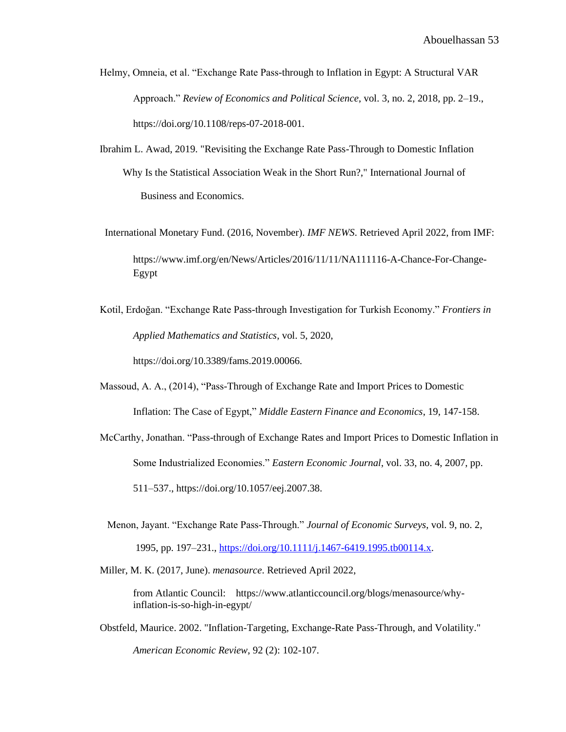Helmy, Omneia, et al. “Exchange Rate Pass-through to Inflation in Egypt: A Structural VAR Approach.” *Review of Economics and Political Science*, vol. 3, no. 2, 2018, pp. 2–19., https://doi.org/10.1108/reps-07-2018-001.

Ibrahim L. Awad, 2019. "Revisiting the Exchange Rate Pass-Through to Domestic Inflation Why Is the Statistical Association Weak in the Short Run?," International Journal of Business and Economics.

International Monetary Fund. (2016, November). *IMF NEWS*. Retrieved April 2022, from IMF: https://www.imf.org/en/News/Articles/2016/11/11/NA111116-A-Chance-For-Change-Egypt

Kotil, Erdoğan. “Exchange Rate Pass-through Investigation for Turkish Economy.” *Frontiers in Applied Mathematics and Statistics*, vol. 5, 2020, https://doi.org/10.3389/fams.2019.00066.

Massoud, A. A., (2014), “Pass-Through of Exchange Rate and Import Prices to Domestic Inflation: The Case of Egypt,” *Middle Eastern Finance and Economics*, 19, 147-158.

McCarthy, Jonathan. “Pass-through of Exchange Rates and Import Prices to Domestic Inflation in Some Industrialized Economies.” *Eastern Economic Journal*, vol. 33, no. 4, 2007, pp. 511–537., https://doi.org/10.1057/eej.2007.38.

Menon, Jayant. “Exchange Rate Pass-Through.” *Journal of Economic Surveys*, vol. 9, no. 2, 1995, pp. 197–231., https://doi.org/10.1111/j.1467-6419.1995.tb00114.x.

Miller, M. K. (2017, June). *menasource*. Retrieved April 2022, from Atlantic Council: https://www.atlanticcouncil.org/blogs/menasource/why-inflation-is-so-high-in-egypt/

Obstfeld, Maurice. 2002. "Inflation-Targeting, Exchange-Rate Pass-Through, and Volatility." *American Economic Review*, 92 (2): 102-107.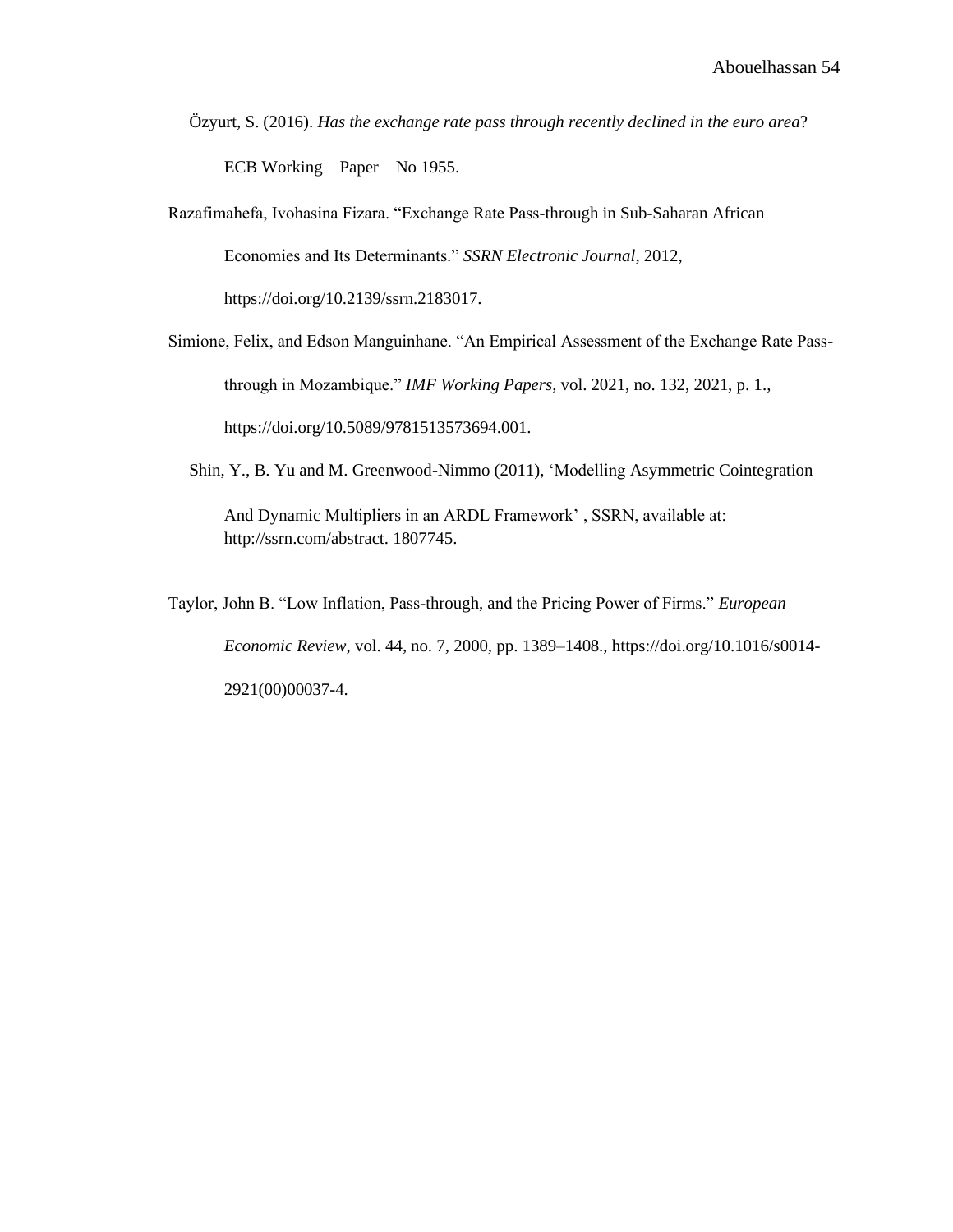Özyurt, S. (2016). *Has the exchange rate pass through recently declined in the euro area*? ECB Working Paper No 1955.

Razafimahefa, Ivohasina Fizara. "Exchange Rate Pass-through in Sub-Saharan African Economies and Its Determinants." *SSRN Electronic Journal*, 2012, https://doi.org/10.2139/ssrn.2183017.

Simione, Felix, and Edson Manguinhane. "An Empirical Assessment of the Exchange Rate Pass-through in Mozambique." *IMF Working Papers*, vol. 2021, no. 132, 2021, p. 1., https://doi.org/10.5089/9781513573694.001.

Shin, Y., B. Yu and M. Greenwood-Nimmo (2011), 'Modelling Asymmetric Cointegration And Dynamic Multipliers in an ARDL Framework' , SSRN, available at: http://ssrn.com/abstract. 1807745.

Taylor, John B. "Low Inflation, Pass-through, and the Pricing Power of Firms." *European Economic Review*, vol. 44, no. 7, 2000, pp. 1389–1408., https://doi.org/10.1016/s0014-2921(00)00037-4.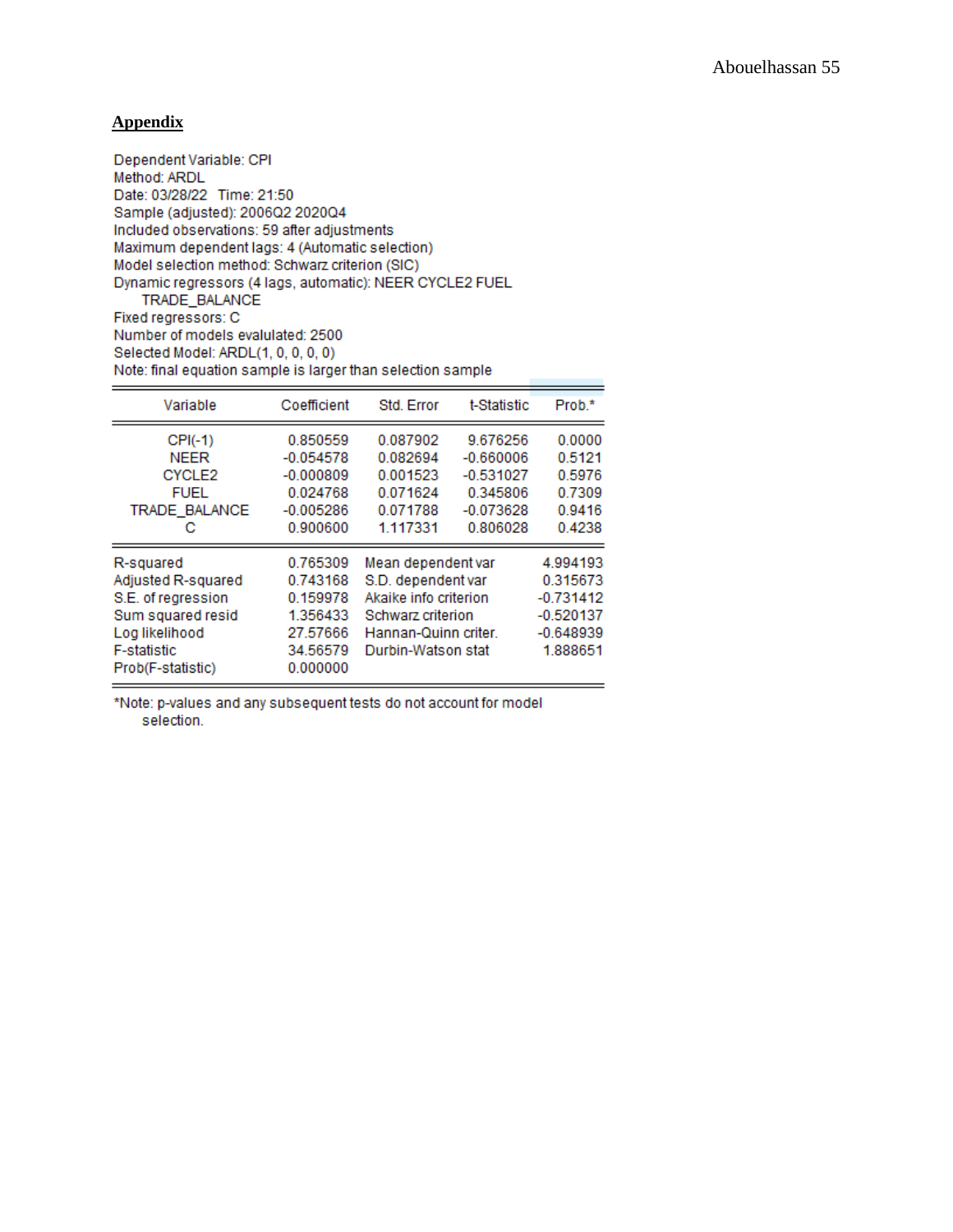## Appendix

Dependent Variable: CPI
Method: ARDL
Date: 03/28/22 Time: 21:50
Sample (adjusted): 2006Q2 2020Q4
Included observations: 59 after adjustments
Maximum dependent lags: 4 (Automatic selection)
Model selection method: Schwarz criterion (SIC)
Dynamic regressors (4 lags, automatic): NEER CYCLE2 FUEL TRADE_BALANCE
Fixed regressors: C
Number of models evalulated: 2500
Selected Model: ARDL(1, 0, 0, 0, 0)
Note: final equation sample is larger than selection sample

| Variable | Coefficient | Std. Error | t-Statistic | Prob.* |
|---|---|---|---|---|
| CPI(-1) | 0.850559 | 0.087902 | 9.676256 | 0.0000 |
| NEER | -0.054578 | 0.082694 | -0.660006 | 0.5121 |
| CYCLE2 | -0.000809 | 0.001523 | -0.531027 | 0.5976 |
| FUEL | 0.024768 | 0.071624 | 0.345806 | 0.7309 |
| TRADE_BALANCE | -0.005286 | 0.071788 | -0.073628 | 0.9416 |
| C | 0.900600 | 1.117331 | 0.806028 | 0.4238 |

| | | | |
|---|---|---|---|
| R-squared | 0.765309 | Mean dependent var | 4.994193 |
| Adjusted R-squared | 0.743168 | S.D. dependent var | 0.315673 |
| S.E. of regression | 0.159978 | Akaike info criterion | -0.731412 |
| Sum squared resid | 1.356433 | Schwarz criterion | -0.520137 |
| Log likelihood | 27.57666 | Hannan-Quinn criter. | -0.648939 |
| F-statistic | 34.56579 | Durbin-Watson stat | 1.888651 |
| Prob(F-statistic) | 0.000000 | | |

*Note: p-values and any subsequent tests do not account for model selection.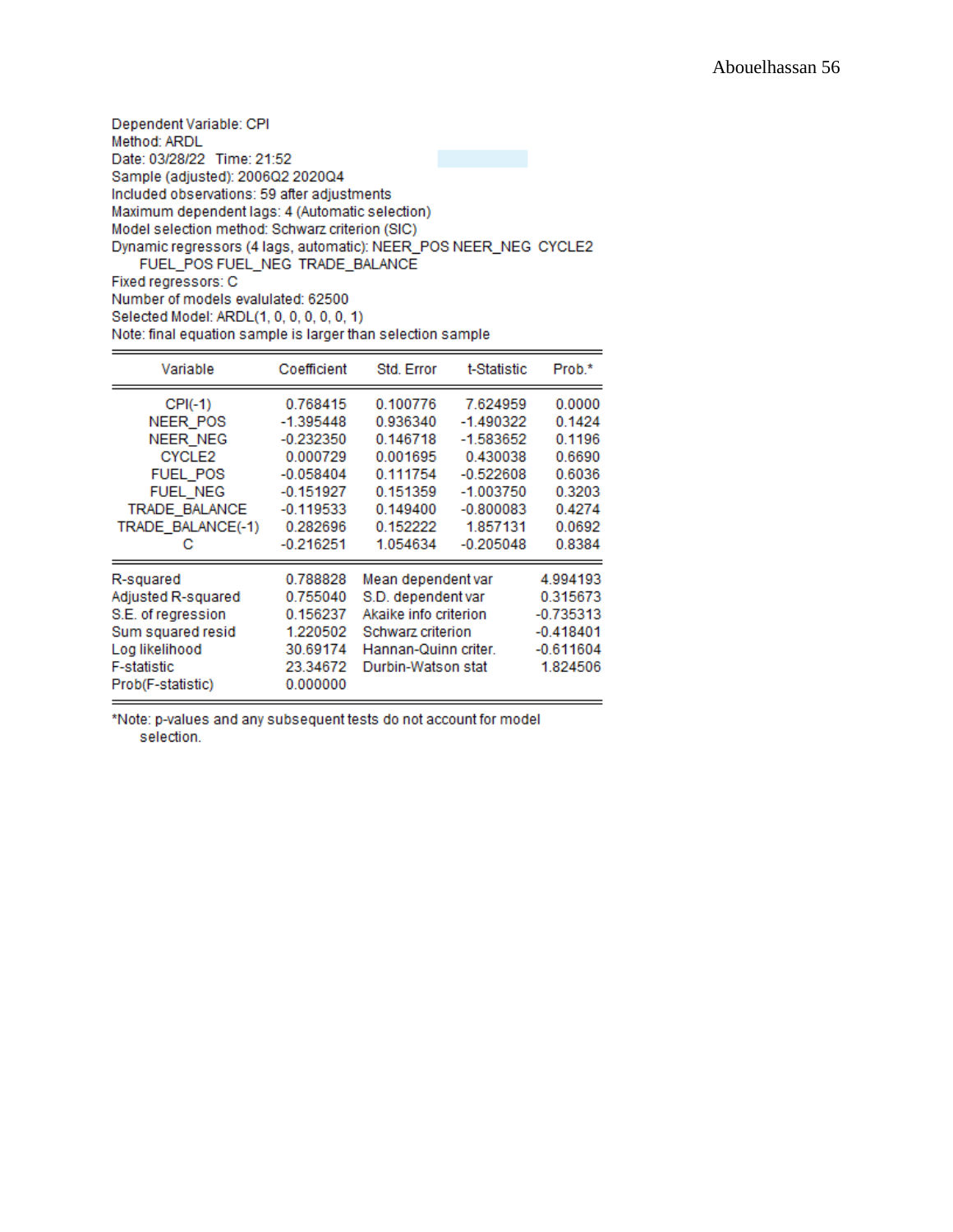Dependent Variable: CPI
Method: ARDL
Date: 03/28/22 Time: 21:52
Sample (adjusted): 2006Q2 2020Q4
Included observations: 59 after adjustments
Maximum dependent lags: 4 (Automatic selection)
Model selection method: Schwarz criterion (SIC)
Dynamic regressors (4 lags, automatic): NEER_POS NEER_NEG CYCLE2
FUEL_POS FUEL_NEG TRADE_BALANCE
Fixed regressors: C
Number of models evalulated: 62500
Selected Model: ARDL(1, 0, 0, 0, 0, 0, 1)
Note: final equation sample is larger than selection sample

| Variable | Coefficient | Std. Error | t-Statistic | Prob.* |
|---|---|---|---|---|
| CPI(-1) | 0.768415 | 0.100776 | 7.624959 | 0.0000 |
| NEER_POS | -1.395448 | 0.936340 | -1.490322 | 0.1424 |
| NEER_NEG | -0.232350 | 0.146718 | -1.583652 | 0.1196 |
| CYCLE2 | 0.000729 | 0.001695 | 0.430038 | 0.6690 |
| FUEL_POS | -0.058404 | 0.111754 | -0.522608 | 0.6036 |
| FUEL_NEG | -0.151927 | 0.151359 | -1.003750 | 0.3203 |
| TRADE_BALANCE | -0.119533 | 0.149400 | -0.800083 | 0.4274 |
| TRADE_BALANCE(-1) | 0.282696 | 0.152222 | 1.857131 | 0.0692 |
| C | -0.216251 | 1.054634 | -0.205048 | 0.8384 |

| | | | |
|---|---|---|---|
| R-squared | 0.788828 | Mean dependent var | 4.994193 |
| Adjusted R-squared | 0.755040 | S.D. dependent var | 0.315673 |
| S.E. of regression | 0.156237 | Akaike info criterion | -0.735313 |
| Sum squared resid | 1.220502 | Schwarz criterion | -0.418401 |
| Log likelihood | 30.69174 | Hannan-Quinn criter. | -0.611604 |
| F-statistic | 23.34672 | Durbin-Watson stat | 1.824506 |
| Prob(F-statistic) | 0.000000 | | |

*Note: p-values and any subsequent tests do not account for model selection.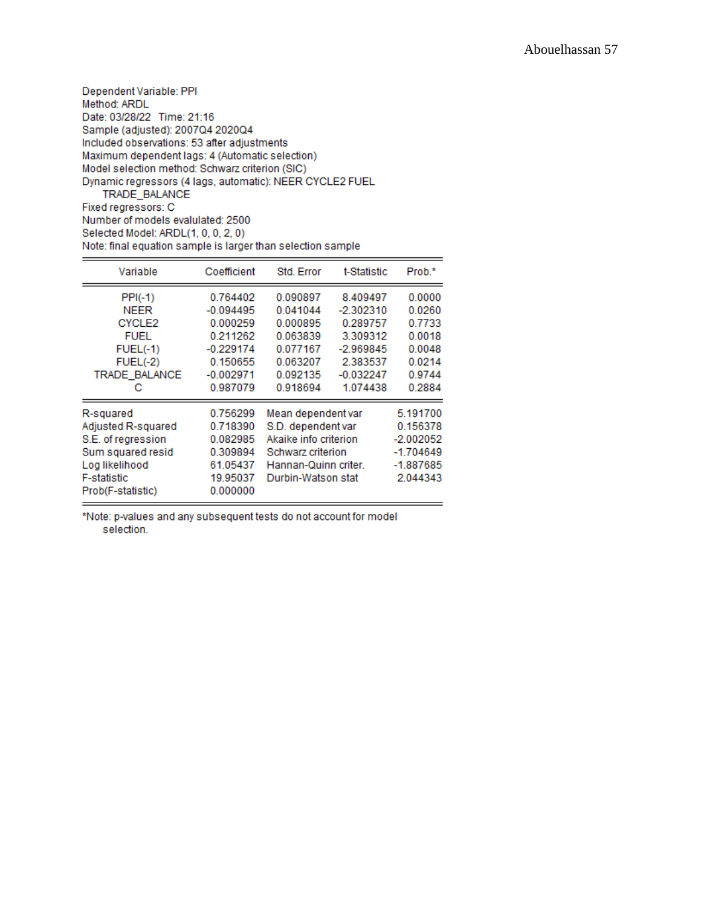Dependent Variable: PPI
Method: ARDL
Date: 03/28/22 Time: 21:16
Sample (adjusted): 2007Q4 2020Q4
Included observations: 53 after adjustments
Maximum dependent lags: 4 (Automatic selection)
Model selection method: Schwarz criterion (SIC)
Dynamic regressors (4 lags, automatic): NEER CYCLE2 FUEL TRADE_BALANCE
Fixed regressors: C
Number of models evalulated: 2500
Selected Model: ARDL(1, 0, 0, 2, 0)
Note: final equation sample is larger than selection sample

| Variable | Coefficient | Std. Error | t-Statistic | Prob.* |
|---|---|---|---|---|
| PPI(-1) | 0.764402 | 0.090897 | 8.409497 | 0.0000 |
| NEER | -0.094495 | 0.041044 | -2.302310 | 0.0260 |
| CYCLE2 | 0.000259 | 0.000895 | 0.289757 | 0.7733 |
| FUEL | 0.211262 | 0.063839 | 3.309312 | 0.0018 |
| FUEL(-1) | -0.229174 | 0.077167 | -2.969845 | 0.0048 |
| FUEL(-2) | 0.150655 | 0.063207 | 2.383537 | 0.0214 |
| TRADE_BALANCE | -0.002971 | 0.092135 | -0.032247 | 0.9744 |
| C | 0.987079 | 0.918694 | 1.074438 | 0.2884 |

| | | | |
|---|---|---|---|
| R-squared | 0.756299 | Mean dependent var | 5.191700 |
| Adjusted R-squared | 0.718390 | S.D. dependent var | 0.156378 |
| S.E. of regression | 0.082985 | Akaike info criterion | -2.002052 |
| Sum squared resid | 0.309894 | Schwarz criterion | -1.704649 |
| Log likelihood | 61.05437 | Hannan-Quinn criter. | -1.887685 |
| F-statistic | 19.95037 | Durbin-Watson stat | 2.044343 |
| Prob(F-statistic) | 0.000000 | | |

*Note: p-values and any subsequent tests do not account for model selection.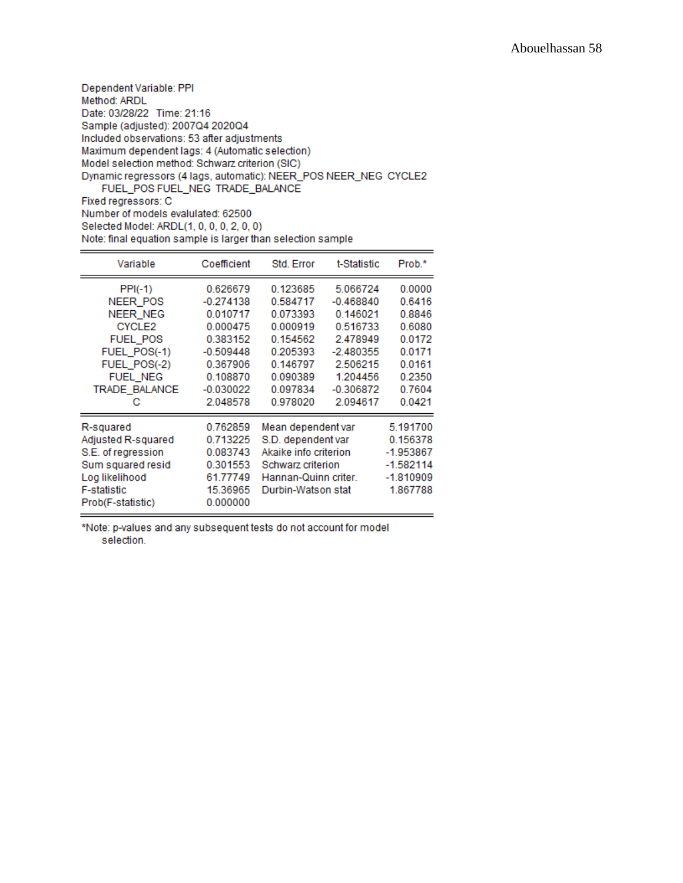Dependent Variable: PPI
Method: ARDL
Date: 03/28/22 Time: 21:16
Sample (adjusted): 2007Q4 2020Q4
Included observations: 53 after adjustments
Maximum dependent lags: 4 (Automatic selection)
Model selection method: Schwarz criterion (SIC)
Dynamic regressors (4 lags, automatic): NEER_POS NEER_NEG CYCLE2
FUEL_POS FUEL_NEG TRADE_BALANCE
Fixed regressors: C
Number of models evalulated: 62500
Selected Model: ARDL(1, 0, 0, 0, 2, 0, 0)
Note: final equation sample is larger than selection sample

| Variable | Coefficient | Std. Error | t-Statistic | Prob.* |
|---|---|---|---|---|
| PPI(-1) | 0.626679 | 0.123685 | 5.066724 | 0.0000 |
| NEER_POS | -0.274138 | 0.584717 | -0.468840 | 0.6416 |
| NEER_NEG | 0.010717 | 0.073393 | 0.146021 | 0.8846 |
| CYCLE2 | 0.000475 | 0.000919 | 0.516733 | 0.6080 |
| FUEL_POS | 0.383152 | 0.154562 | 2.478949 | 0.0172 |
| FUEL_POS(-1) | -0.509448 | 0.205393 | -2.480355 | 0.0171 |
| FUEL_POS(-2) | 0.367906 | 0.146797 | 2.506215 | 0.0161 |
| FUEL_NEG | 0.108870 | 0.090389 | 1.204456 | 0.2350 |
| TRADE_BALANCE | -0.030022 | 0.097834 | -0.306872 | 0.7604 |
| C | 2.048578 | 0.978020 | 2.094617 | 0.0421 |

| | | | |
|---|---|---|---|
| R-squared | 0.762859 | Mean dependent var | 5.191700 |
| Adjusted R-squared | 0.713225 | S.D. dependent var | 0.156378 |
| S.E. of regression | 0.083743 | Akaike info criterion | -1.953867 |
| Sum squared resid | 0.301553 | Schwarz criterion | -1.582114 |
| Log likelihood | 61.77749 | Hannan-Quinn criter. | -1.810909 |
| F-statistic | 15.36965 | Durbin-Watson stat | 1.867788 |
| Prob(F-statistic) | 0.000000 | | |

*Note: p-values and any subsequent tests do not account for model selection.